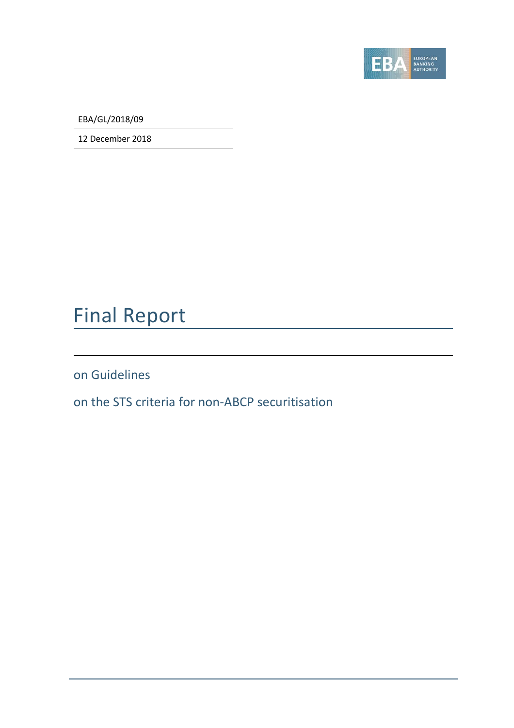EBA/GL/2018/09

12 December 2018

# Final Report

on Guidelines

on the STS criteria for non-ABCP securitisation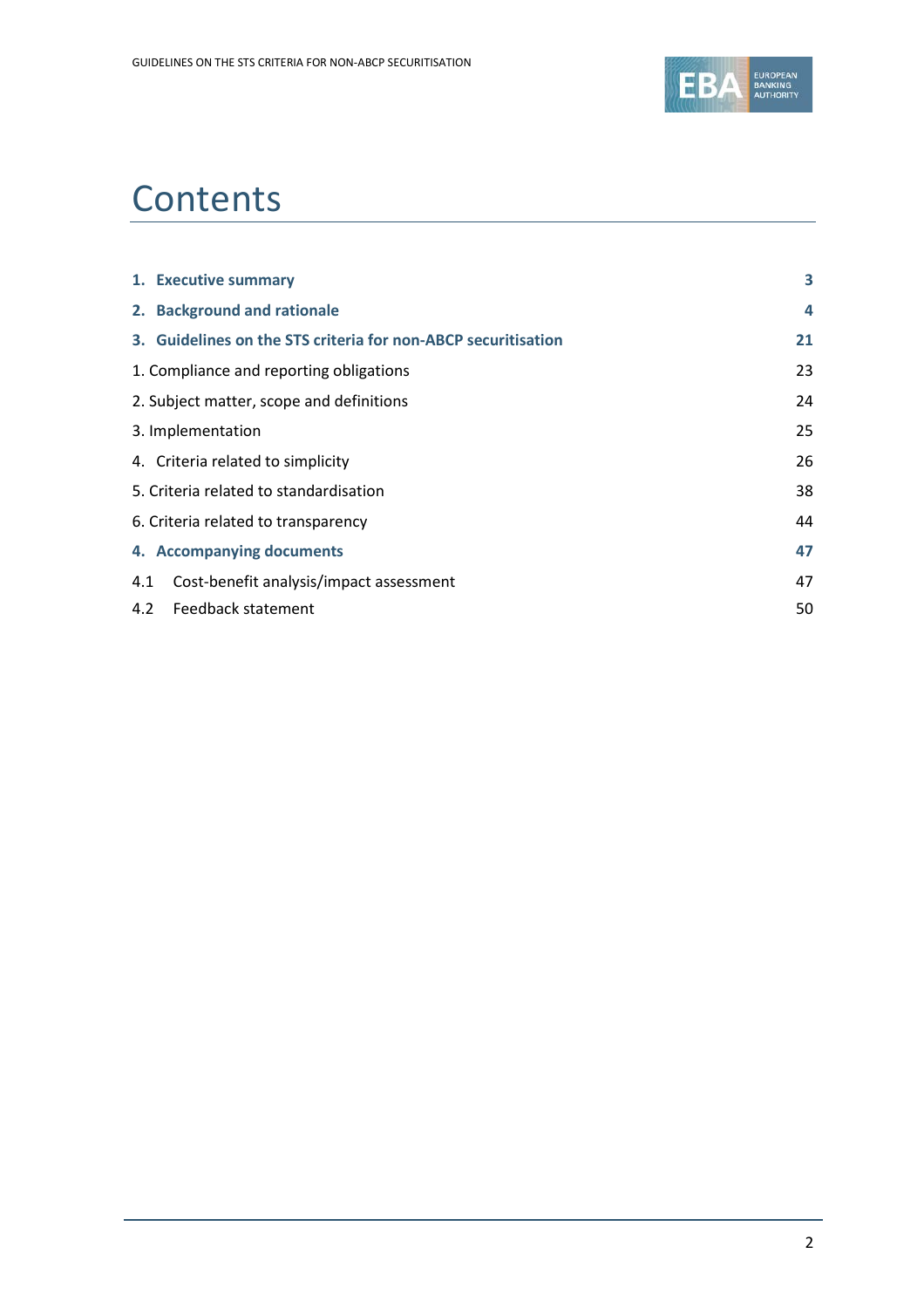# Contents

| | |
|---|---|
| **1. Executive summary** | **3** |
| **2. Background and rationale** | **4** |
| **3. Guidelines on the STS criteria for non-ABCP securitisation** | **21** |
| 1. Compliance and reporting obligations | 23 |
| 2. Subject matter, scope and definitions | 24 |
| 3. Implementation | 25 |
| 4. Criteria related to simplicity | 26 |
| 5. Criteria related to standardisation | 38 |
| 6. Criteria related to transparency | 44 |
| **4. Accompanying documents** | **47** |
| 4.1 Cost-benefit analysis/impact assessment | 47 |
| 4.2 Feedback statement | 50 |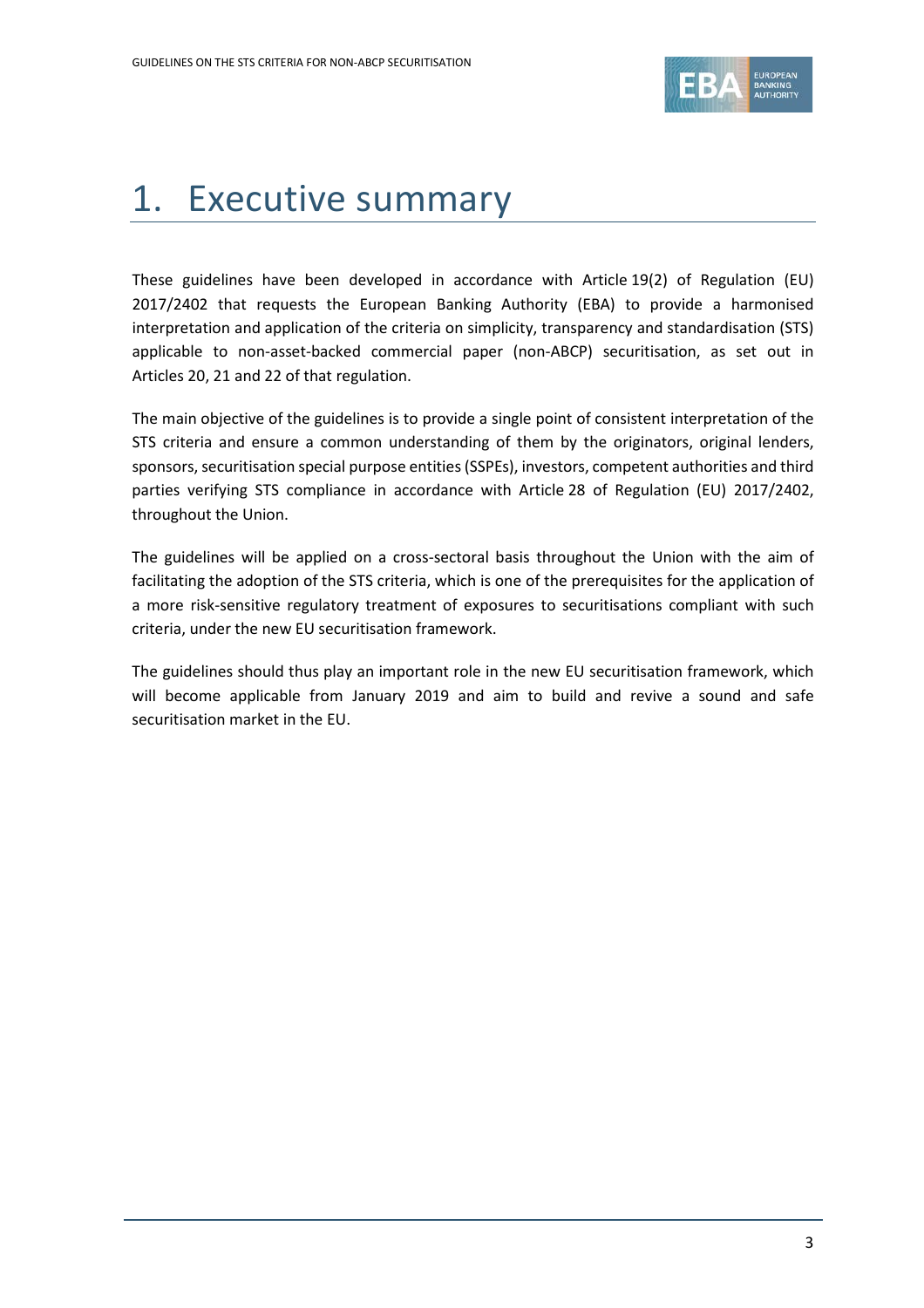# 1. Executive summary

These guidelines have been developed in accordance with Article 19(2) of Regulation (EU) 2017/2402 that requests the European Banking Authority (EBA) to provide a harmonised interpretation and application of the criteria on simplicity, transparency and standardisation (STS) applicable to non-asset-backed commercial paper (non-ABCP) securitisation, as set out in Articles 20, 21 and 22 of that regulation.

The main objective of the guidelines is to provide a single point of consistent interpretation of the STS criteria and ensure a common understanding of them by the originators, original lenders, sponsors, securitisation special purpose entities (SSPEs), investors, competent authorities and third parties verifying STS compliance in accordance with Article 28 of Regulation (EU) 2017/2402, throughout the Union.

The guidelines will be applied on a cross-sectoral basis throughout the Union with the aim of facilitating the adoption of the STS criteria, which is one of the prerequisites for the application of a more risk-sensitive regulatory treatment of exposures to securitisations compliant with such criteria, under the new EU securitisation framework.

The guidelines should thus play an important role in the new EU securitisation framework, which will become applicable from January 2019 and aim to build and revive a sound and safe securitisation market in the EU.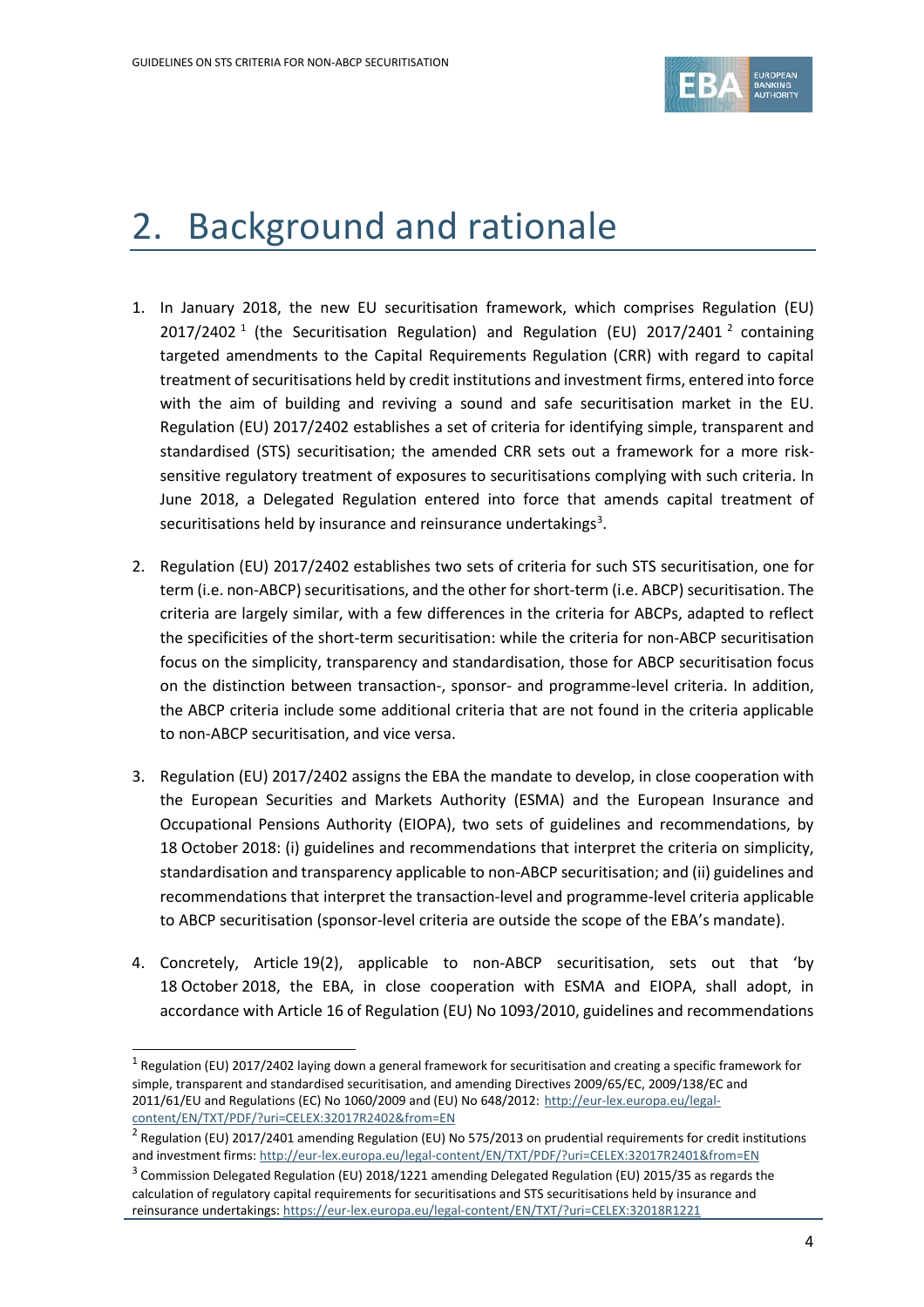# 2. Background and rationale

1. In January 2018, the new EU securitisation framework, which comprises Regulation (EU) 2017/2402 [1] (the Securitisation Regulation) and Regulation (EU) 2017/2401 [2] containing targeted amendments to the Capital Requirements Regulation (CRR) with regard to capital treatment of securitisations held by credit institutions and investment firms, entered into force with the aim of building and reviving a sound and safe securitisation market in the EU. Regulation (EU) 2017/2402 establishes a set of criteria for identifying simple, transparent and standardised (STS) securitisation; the amended CRR sets out a framework for a more risk-sensitive regulatory treatment of exposures to securitisations complying with such criteria. In June 2018, a Delegated Regulation entered into force that amends capital treatment of securitisations held by insurance and reinsurance undertakings[3].

2. Regulation (EU) 2017/2402 establishes two sets of criteria for such STS securitisation, one for term (i.e. non-ABCP) securitisations, and the other for short-term (i.e. ABCP) securitisation. The criteria are largely similar, with a few differences in the criteria for ABCPs, adapted to reflect the specificities of the short-term securitisation: while the criteria for non-ABCP securitisation focus on the simplicity, transparency and standardisation, those for ABCP securitisation focus on the distinction between transaction-, sponsor- and programme-level criteria. In addition, the ABCP criteria include some additional criteria that are not found in the criteria applicable to non-ABCP securitisation, and vice versa.

3. Regulation (EU) 2017/2402 assigns the EBA the mandate to develop, in close cooperation with the European Securities and Markets Authority (ESMA) and the European Insurance and Occupational Pensions Authority (EIOPA), two sets of guidelines and recommendations, by 18 October 2018: (i) guidelines and recommendations that interpret the criteria on simplicity, standardisation and transparency applicable to non-ABCP securitisation; and (ii) guidelines and recommendations that interpret the transaction-level and programme-level criteria applicable to ABCP securitisation (sponsor-level criteria are outside the scope of the EBA's mandate).

4. Concretely, Article 19(2), applicable to non-ABCP securitisation, sets out that 'by 18 October 2018, the EBA, in close cooperation with ESMA and EIOPA, shall adopt, in accordance with Article 16 of Regulation (EU) No 1093/2010, guidelines and recommendations

---

[1] Regulation (EU) 2017/2402 laying down a general framework for securitisation and creating a specific framework for simple, transparent and standardised securitisation, and amending Directives 2009/65/EC, 2009/138/EC and 2011/61/EU and Regulations (EC) No 1060/2009 and (EU) No 648/2012: http://eur-lex.europa.eu/legal-content/EN/TXT/PDF/?uri=CELEX:32017R2402&from=EN

[2] Regulation (EU) 2017/2401 amending Regulation (EU) No 575/2013 on prudential requirements for credit institutions and investment firms: http://eur-lex.europa.eu/legal-content/EN/TXT/PDF/?uri=CELEX:32017R2401&from=EN

[3] Commission Delegated Regulation (EU) 2018/1221 amending Delegated Regulation (EU) 2015/35 as regards the calculation of regulatory capital requirements for securitisations and STS securitisations held by insurance and reinsurance undertakings: https://eur-lex.europa.eu/legal-content/EN/TXT/?uri=CELEX:32018R1221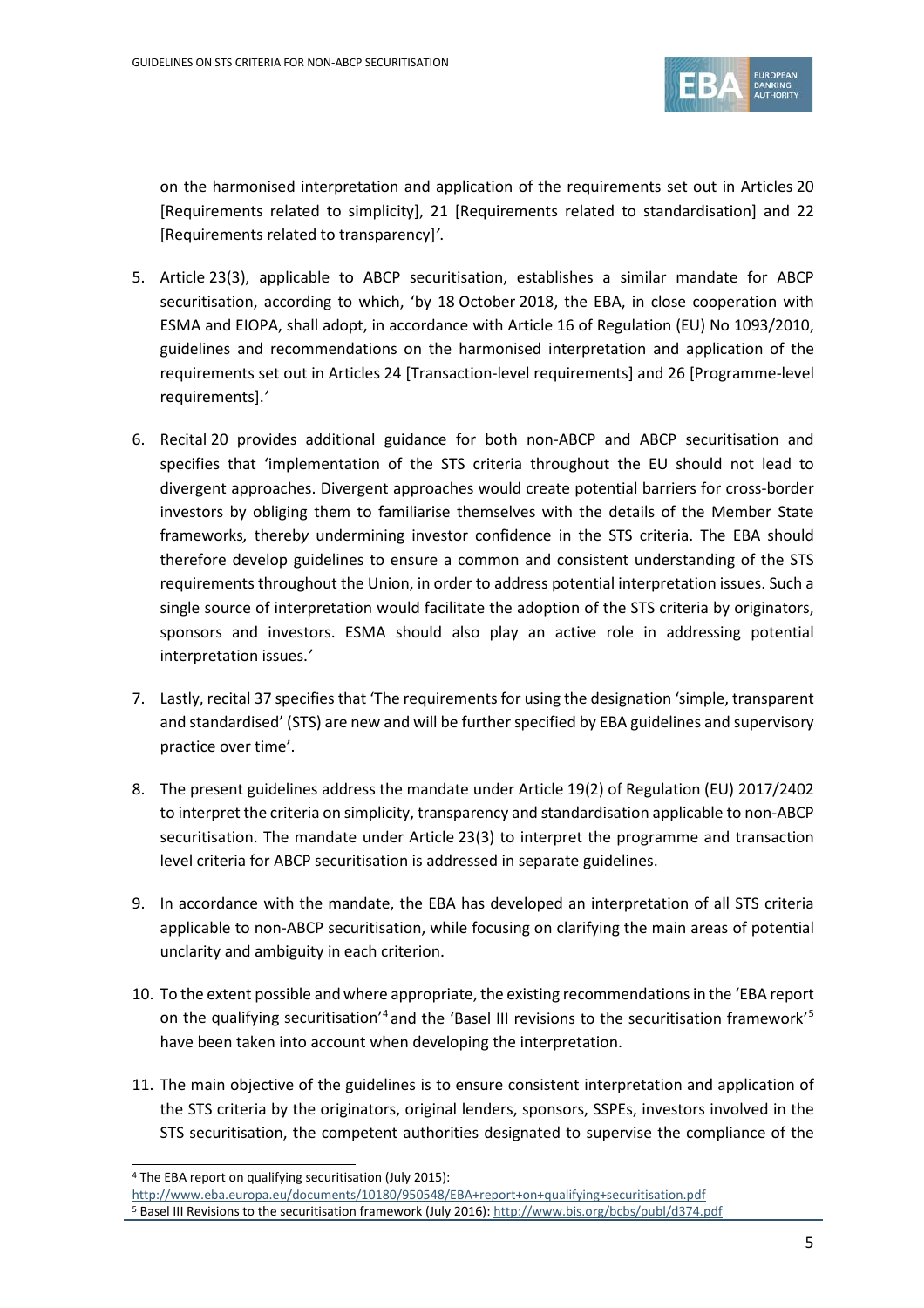on the harmonised interpretation and application of the requirements set out in Articles 20 [Requirements related to simplicity], 21 [Requirements related to standardisation] and 22 [Requirements related to transparency]'.

5. Article 23(3), applicable to ABCP securitisation, establishes a similar mandate for ABCP securitisation, according to which, 'by 18 October 2018, the EBA, in close cooperation with ESMA and EIOPA, shall adopt, in accordance with Article 16 of Regulation (EU) No 1093/2010, guidelines and recommendations on the harmonised interpretation and application of the requirements set out in Articles 24 [Transaction-level requirements] and 26 [Programme-level requirements].'

6. Recital 20 provides additional guidance for both non-ABCP and ABCP securitisation and specifies that 'implementation of the STS criteria throughout the EU should not lead to divergent approaches. Divergent approaches would create potential barriers for cross-border investors by obliging them to familiarise themselves with the details of the Member State frameworks, thereby undermining investor confidence in the STS criteria. The EBA should therefore develop guidelines to ensure a common and consistent understanding of the STS requirements throughout the Union, in order to address potential interpretation issues. Such a single source of interpretation would facilitate the adoption of the STS criteria by originators, sponsors and investors. ESMA should also play an active role in addressing potential interpretation issues.'

7. Lastly, recital 37 specifies that 'The requirements for using the designation 'simple, transparent and standardised' (STS) are new and will be further specified by EBA guidelines and supervisory practice over time'.

8. The present guidelines address the mandate under Article 19(2) of Regulation (EU) 2017/2402 to interpret the criteria on simplicity, transparency and standardisation applicable to non-ABCP securitisation. The mandate under Article 23(3) to interpret the programme and transaction level criteria for ABCP securitisation is addressed in separate guidelines.

9. In accordance with the mandate, the EBA has developed an interpretation of all STS criteria applicable to non-ABCP securitisation, while focusing on clarifying the main areas of potential unclarity and ambiguity in each criterion.

10. To the extent possible and where appropriate, the existing recommendations in the 'EBA report on the qualifying securitisation'[4] and the 'Basel III revisions to the securitisation framework'[5] have been taken into account when developing the interpretation.

11. The main objective of the guidelines is to ensure consistent interpretation and application of the STS criteria by the originators, original lenders, sponsors, SSPEs, investors involved in the STS securitisation, the competent authorities designated to supervise the compliance of the

---

[4] The EBA report on qualifying securitisation (July 2015): http://www.eba.europa.eu/documents/10180/950548/EBA+report+on+qualifying+securitisation.pdf

[5] Basel III Revisions to the securitisation framework (July 2016): http://www.bis.org/bcbs/publ/d374.pdf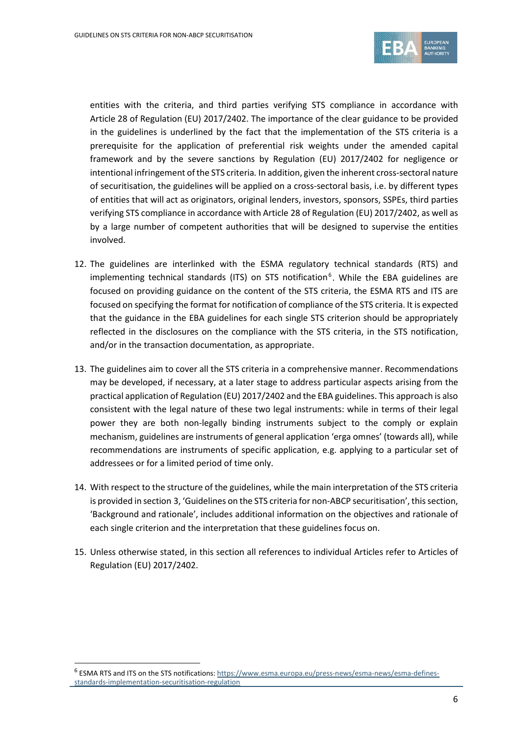entities with the criteria, and third parties verifying STS compliance in accordance with Article 28 of Regulation (EU) 2017/2402. The importance of the clear guidance to be provided in the guidelines is underlined by the fact that the implementation of the STS criteria is a prerequisite for the application of preferential risk weights under the amended capital framework and by the severe sanctions by Regulation (EU) 2017/2402 for negligence or intentional infringement of the STS criteria. In addition, given the inherent cross-sectoral nature of securitisation, the guidelines will be applied on a cross-sectoral basis, i.e. by different types of entities that will act as originators, original lenders, investors, sponsors, SSPEs, third parties verifying STS compliance in accordance with Article 28 of Regulation (EU) 2017/2402, as well as by a large number of competent authorities that will be designed to supervise the entities involved.

12. The guidelines are interlinked with the ESMA regulatory technical standards (RTS) and implementing technical standards (ITS) on STS notification[6]. While the EBA guidelines are focused on providing guidance on the content of the STS criteria, the ESMA RTS and ITS are focused on specifying the format for notification of compliance of the STS criteria. It is expected that the guidance in the EBA guidelines for each single STS criterion should be appropriately reflected in the disclosures on the compliance with the STS criteria, in the STS notification, and/or in the transaction documentation, as appropriate.

13. The guidelines aim to cover all the STS criteria in a comprehensive manner. Recommendations may be developed, if necessary, at a later stage to address particular aspects arising from the practical application of Regulation (EU) 2017/2402 and the EBA guidelines. This approach is also consistent with the legal nature of these two legal instruments: while in terms of their legal power they are both non-legally binding instruments subject to the comply or explain mechanism, guidelines are instruments of general application 'erga omnes' (towards all), while recommendations are instruments of specific application, e.g. applying to a particular set of addressees or for a limited period of time only.

14. With respect to the structure of the guidelines, while the main interpretation of the STS criteria is provided in section 3, 'Guidelines on the STS criteria for non-ABCP securitisation', this section, 'Background and rationale', includes additional information on the objectives and rationale of each single criterion and the interpretation that these guidelines focus on.

15. Unless otherwise stated, in this section all references to individual Articles refer to Articles of Regulation (EU) 2017/2402.

---

[6] ESMA RTS and ITS on the STS notifications: https://www.esma.europa.eu/press-news/esma-news/esma-defines-standards-implementation-securitisation-regulation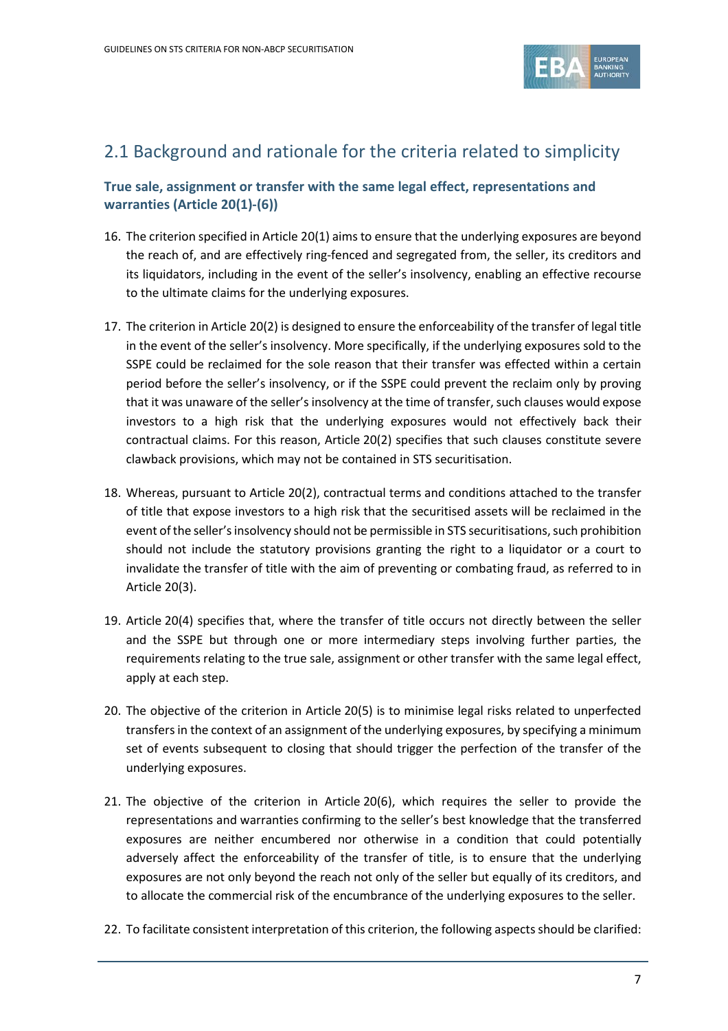## 2.1 Background and rationale for the criteria related to simplicity

### True sale, assignment or transfer with the same legal effect, representations and warranties (Article 20(1)-(6))

16. The criterion specified in Article 20(1) aims to ensure that the underlying exposures are beyond the reach of, and are effectively ring-fenced and segregated from, the seller, its creditors and its liquidators, including in the event of the seller's insolvency, enabling an effective recourse to the ultimate claims for the underlying exposures.

17. The criterion in Article 20(2) is designed to ensure the enforceability of the transfer of legal title in the event of the seller's insolvency. More specifically, if the underlying exposures sold to the SSPE could be reclaimed for the sole reason that their transfer was effected within a certain period before the seller's insolvency, or if the SSPE could prevent the reclaim only by proving that it was unaware of the seller's insolvency at the time of transfer, such clauses would expose investors to a high risk that the underlying exposures would not effectively back their contractual claims. For this reason, Article 20(2) specifies that such clauses constitute severe clawback provisions, which may not be contained in STS securitisation.

18. Whereas, pursuant to Article 20(2), contractual terms and conditions attached to the transfer of title that expose investors to a high risk that the securitised assets will be reclaimed in the event of the seller's insolvency should not be permissible in STS securitisations, such prohibition should not include the statutory provisions granting the right to a liquidator or a court to invalidate the transfer of title with the aim of preventing or combating fraud, as referred to in Article 20(3).

19. Article 20(4) specifies that, where the transfer of title occurs not directly between the seller and the SSPE but through one or more intermediary steps involving further parties, the requirements relating to the true sale, assignment or other transfer with the same legal effect, apply at each step.

20. The objective of the criterion in Article 20(5) is to minimise legal risks related to unperfected transfers in the context of an assignment of the underlying exposures, by specifying a minimum set of events subsequent to closing that should trigger the perfection of the transfer of the underlying exposures.

21. The objective of the criterion in Article 20(6), which requires the seller to provide the representations and warranties confirming to the seller's best knowledge that the transferred exposures are neither encumbered nor otherwise in a condition that could potentially adversely affect the enforceability of the transfer of title, is to ensure that the underlying exposures are not only beyond the reach not only of the seller but equally of its creditors, and to allocate the commercial risk of the encumbrance of the underlying exposures to the seller.

22. To facilitate consistent interpretation of this criterion, the following aspects should be clarified: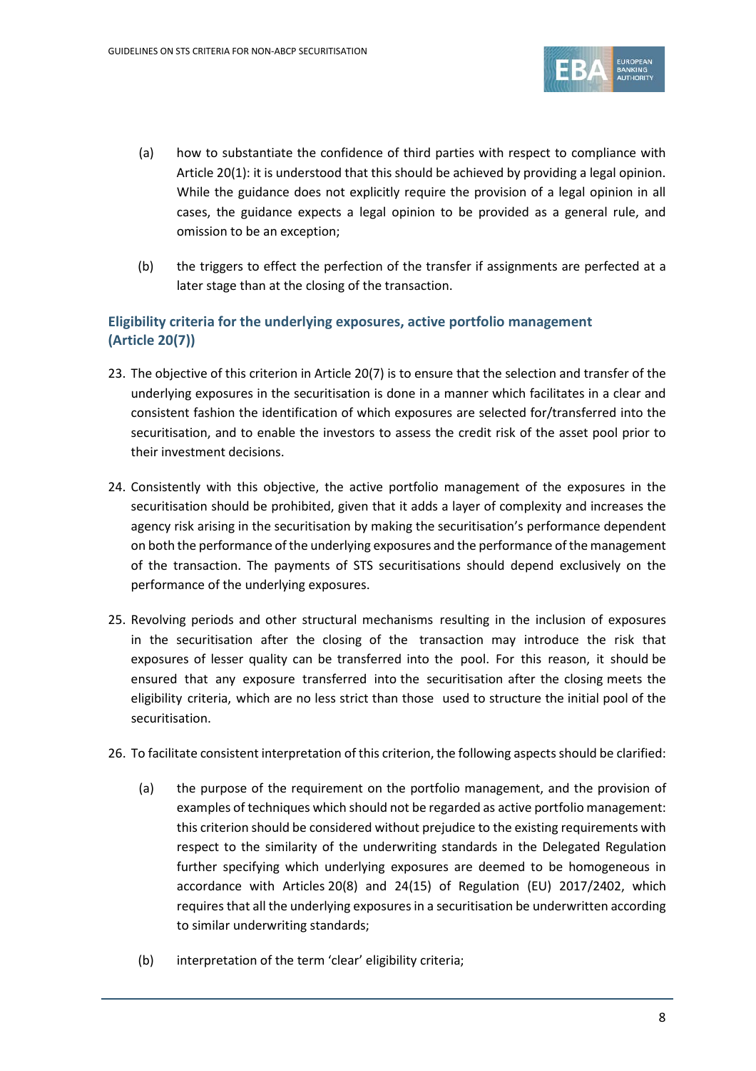(a) how to substantiate the confidence of third parties with respect to compliance with Article 20(1): it is understood that this should be achieved by providing a legal opinion. While the guidance does not explicitly require the provision of a legal opinion in all cases, the guidance expects a legal opinion to be provided as a general rule, and omission to be an exception;

(b) the triggers to effect the perfection of the transfer if assignments are perfected at a later stage than at the closing of the transaction.

### Eligibility criteria for the underlying exposures, active portfolio management (Article 20(7))

23. The objective of this criterion in Article 20(7) is to ensure that the selection and transfer of the underlying exposures in the securitisation is done in a manner which facilitates in a clear and consistent fashion the identification of which exposures are selected for/transferred into the securitisation, and to enable the investors to assess the credit risk of the asset pool prior to their investment decisions.

24. Consistently with this objective, the active portfolio management of the exposures in the securitisation should be prohibited, given that it adds a layer of complexity and increases the agency risk arising in the securitisation by making the securitisation's performance dependent on both the performance of the underlying exposures and the performance of the management of the transaction. The payments of STS securitisations should depend exclusively on the performance of the underlying exposures.

25. Revolving periods and other structural mechanisms resulting in the inclusion of exposures in the securitisation after the closing of the transaction may introduce the risk that exposures of lesser quality can be transferred into the pool. For this reason, it should be ensured that any exposure transferred into the securitisation after the closing meets the eligibility criteria, which are no less strict than those used to structure the initial pool of the securitisation.

26. To facilitate consistent interpretation of this criterion, the following aspects should be clarified:

    (a) the purpose of the requirement on the portfolio management, and the provision of examples of techniques which should not be regarded as active portfolio management: this criterion should be considered without prejudice to the existing requirements with respect to the similarity of the underwriting standards in the Delegated Regulation further specifying which underlying exposures are deemed to be homogeneous in accordance with Articles 20(8) and 24(15) of Regulation (EU) 2017/2402, which requires that all the underlying exposures in a securitisation be underwritten according to similar underwriting standards;

    (b) interpretation of the term 'clear' eligibility criteria;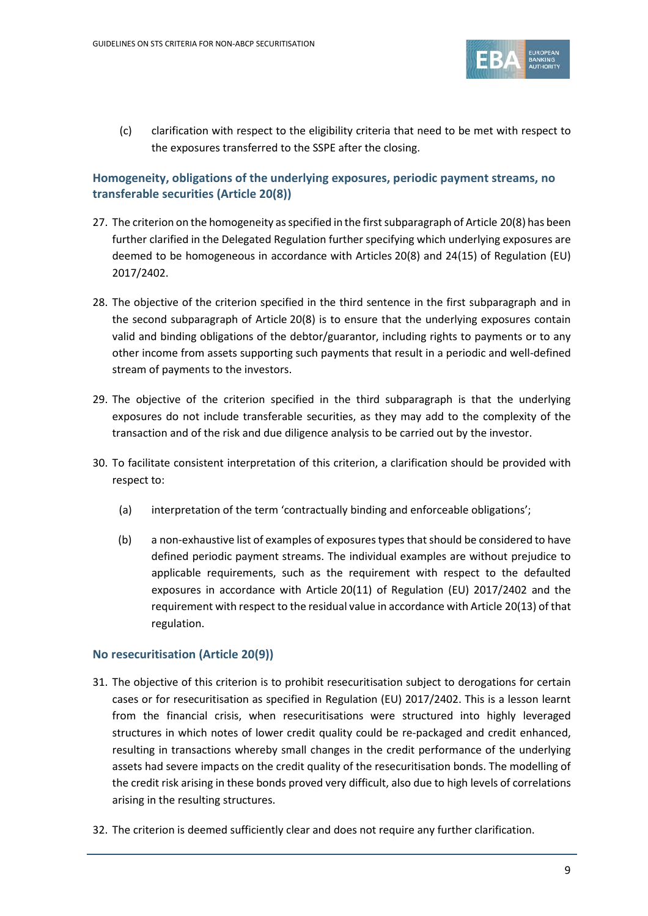(c) clarification with respect to the eligibility criteria that need to be met with respect to the exposures transferred to the SSPE after the closing.

### Homogeneity, obligations of the underlying exposures, periodic payment streams, no transferable securities (Article 20(8))

27. The criterion on the homogeneity as specified in the first subparagraph of Article 20(8) has been further clarified in the Delegated Regulation further specifying which underlying exposures are deemed to be homogeneous in accordance with Articles 20(8) and 24(15) of Regulation (EU) 2017/2402.

28. The objective of the criterion specified in the third sentence in the first subparagraph and in the second subparagraph of Article 20(8) is to ensure that the underlying exposures contain valid and binding obligations of the debtor/guarantor, including rights to payments or to any other income from assets supporting such payments that result in a periodic and well-defined stream of payments to the investors.

29. The objective of the criterion specified in the third subparagraph is that the underlying exposures do not include transferable securities, as they may add to the complexity of the transaction and of the risk and due diligence analysis to be carried out by the investor.

30. To facilitate consistent interpretation of this criterion, a clarification should be provided with respect to:

    (a) interpretation of the term 'contractually binding and enforceable obligations';

    (b) a non-exhaustive list of examples of exposures types that should be considered to have defined periodic payment streams. The individual examples are without prejudice to applicable requirements, such as the requirement with respect to the defaulted exposures in accordance with Article 20(11) of Regulation (EU) 2017/2402 and the requirement with respect to the residual value in accordance with Article 20(13) of that regulation.

### No resecuritisation (Article 20(9))

31. The objective of this criterion is to prohibit resecuritisation subject to derogations for certain cases or for resecuritisation as specified in Regulation (EU) 2017/2402. This is a lesson learnt from the financial crisis, when resecuritisations were structured into highly leveraged structures in which notes of lower credit quality could be re-packaged and credit enhanced, resulting in transactions whereby small changes in the credit performance of the underlying assets had severe impacts on the credit quality of the resecuritisation bonds. The modelling of the credit risk arising in these bonds proved very difficult, also due to high levels of correlations arising in the resulting structures.

32. The criterion is deemed sufficiently clear and does not require any further clarification.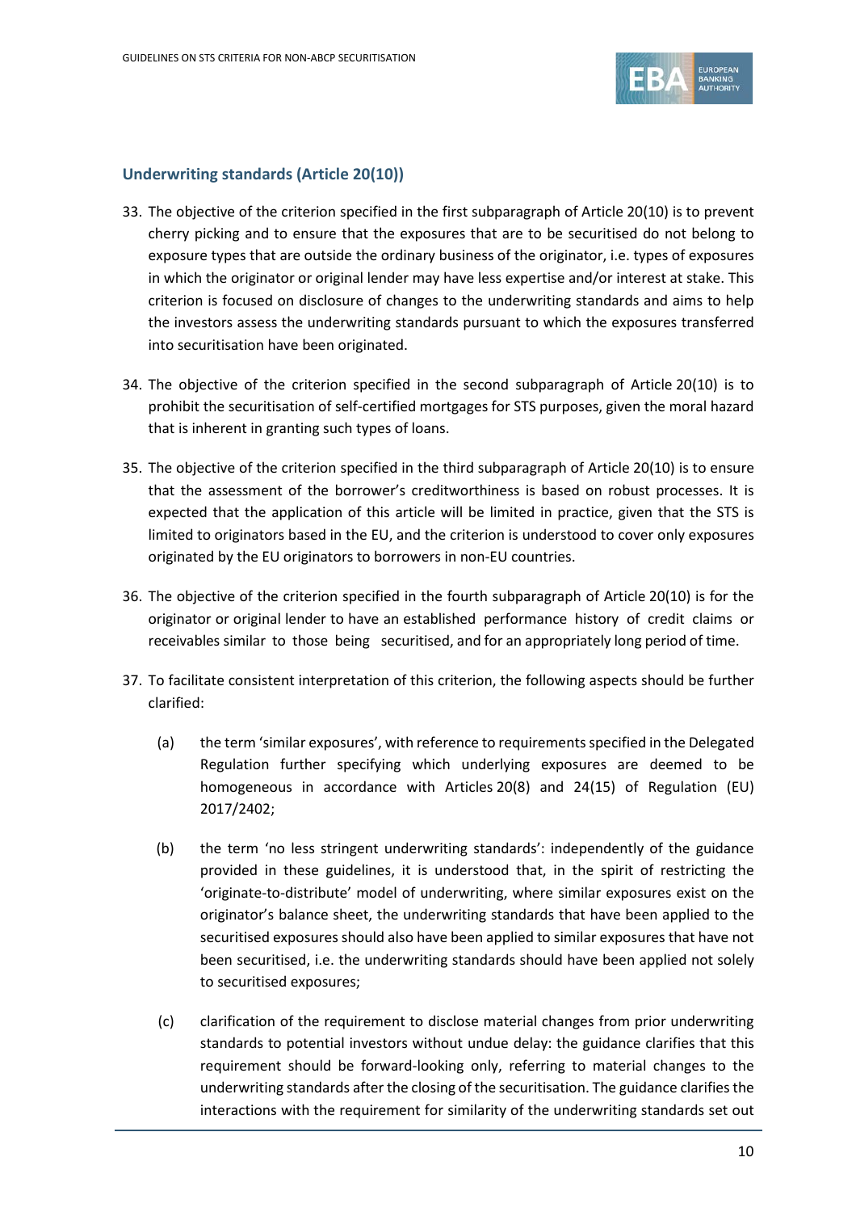### Underwriting standards (Article 20(10))

33. The objective of the criterion specified in the first subparagraph of Article 20(10) is to prevent cherry picking and to ensure that the exposures that are to be securitised do not belong to exposure types that are outside the ordinary business of the originator, i.e. types of exposures in which the originator or original lender may have less expertise and/or interest at stake. This criterion is focused on disclosure of changes to the underwriting standards and aims to help the investors assess the underwriting standards pursuant to which the exposures transferred into securitisation have been originated.

34. The objective of the criterion specified in the second subparagraph of Article 20(10) is to prohibit the securitisation of self-certified mortgages for STS purposes, given the moral hazard that is inherent in granting such types of loans.

35. The objective of the criterion specified in the third subparagraph of Article 20(10) is to ensure that the assessment of the borrower's creditworthiness is based on robust processes. It is expected that the application of this article will be limited in practice, given that the STS is limited to originators based in the EU, and the criterion is understood to cover only exposures originated by the EU originators to borrowers in non-EU countries.

36. The objective of the criterion specified in the fourth subparagraph of Article 20(10) is for the originator or original lender to have an established performance history of credit claims or receivables similar to those being securitised, and for an appropriately long period of time.

37. To facilitate consistent interpretation of this criterion, the following aspects should be further clarified:

    (a) the term 'similar exposures', with reference to requirements specified in the Delegated Regulation further specifying which underlying exposures are deemed to be homogeneous in accordance with Articles 20(8) and 24(15) of Regulation (EU) 2017/2402;

    (b) the term 'no less stringent underwriting standards': independently of the guidance provided in these guidelines, it is understood that, in the spirit of restricting the 'originate-to-distribute' model of underwriting, where similar exposures exist on the originator's balance sheet, the underwriting standards that have been applied to the securitised exposures should also have been applied to similar exposures that have not been securitised, i.e. the underwriting standards should have been applied not solely to securitised exposures;

    (c) clarification of the requirement to disclose material changes from prior underwriting standards to potential investors without undue delay: the guidance clarifies that this requirement should be forward-looking only, referring to material changes to the underwriting standards after the closing of the securitisation. The guidance clarifies the interactions with the requirement for similarity of the underwriting standards set out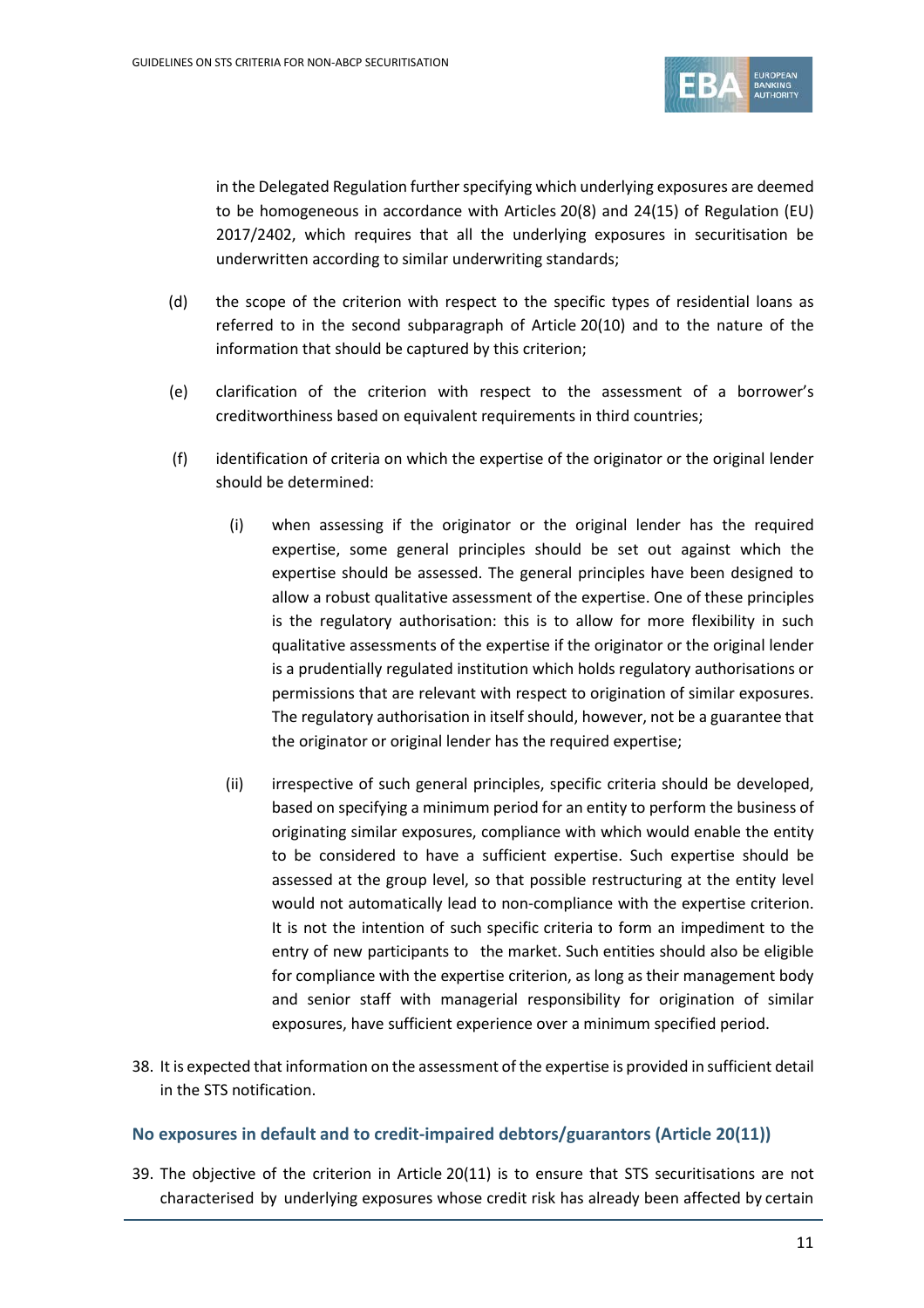in the Delegated Regulation further specifying which underlying exposures are deemed to be homogeneous in accordance with Articles 20(8) and 24(15) of Regulation (EU) 2017/2402, which requires that all the underlying exposures in securitisation be underwritten according to similar underwriting standards;

(d) the scope of the criterion with respect to the specific types of residential loans as referred to in the second subparagraph of Article 20(10) and to the nature of the information that should be captured by this criterion;

(e) clarification of the criterion with respect to the assessment of a borrower's creditworthiness based on equivalent requirements in third countries;

(f) identification of criteria on which the expertise of the originator or the original lender should be determined:

   (i) when assessing if the originator or the original lender has the required expertise, some general principles should be set out against which the expertise should be assessed. The general principles have been designed to allow a robust qualitative assessment of the expertise. One of these principles is the regulatory authorisation: this is to allow for more flexibility in such qualitative assessments of the expertise if the originator or the original lender is a prudentially regulated institution which holds regulatory authorisations or permissions that are relevant with respect to origination of similar exposures. The regulatory authorisation in itself should, however, not be a guarantee that the originator or original lender has the required expertise;

   (ii) irrespective of such general principles, specific criteria should be developed, based on specifying a minimum period for an entity to perform the business of originating similar exposures, compliance with which would enable the entity to be considered to have a sufficient expertise. Such expertise should be assessed at the group level, so that possible restructuring at the entity level would not automatically lead to non-compliance with the expertise criterion. It is not the intention of such specific criteria to form an impediment to the entry of new participants to the market. Such entities should also be eligible for compliance with the expertise criterion, as long as their management body and senior staff with managerial responsibility for origination of similar exposures, have sufficient experience over a minimum specified period.

38. It is expected that information on the assessment of the expertise is provided in sufficient detail in the STS notification.

### No exposures in default and to credit-impaired debtors/guarantors (Article 20(11))

39. The objective of the criterion in Article 20(11) is to ensure that STS securitisations are not characterised by underlying exposures whose credit risk has already been affected by certain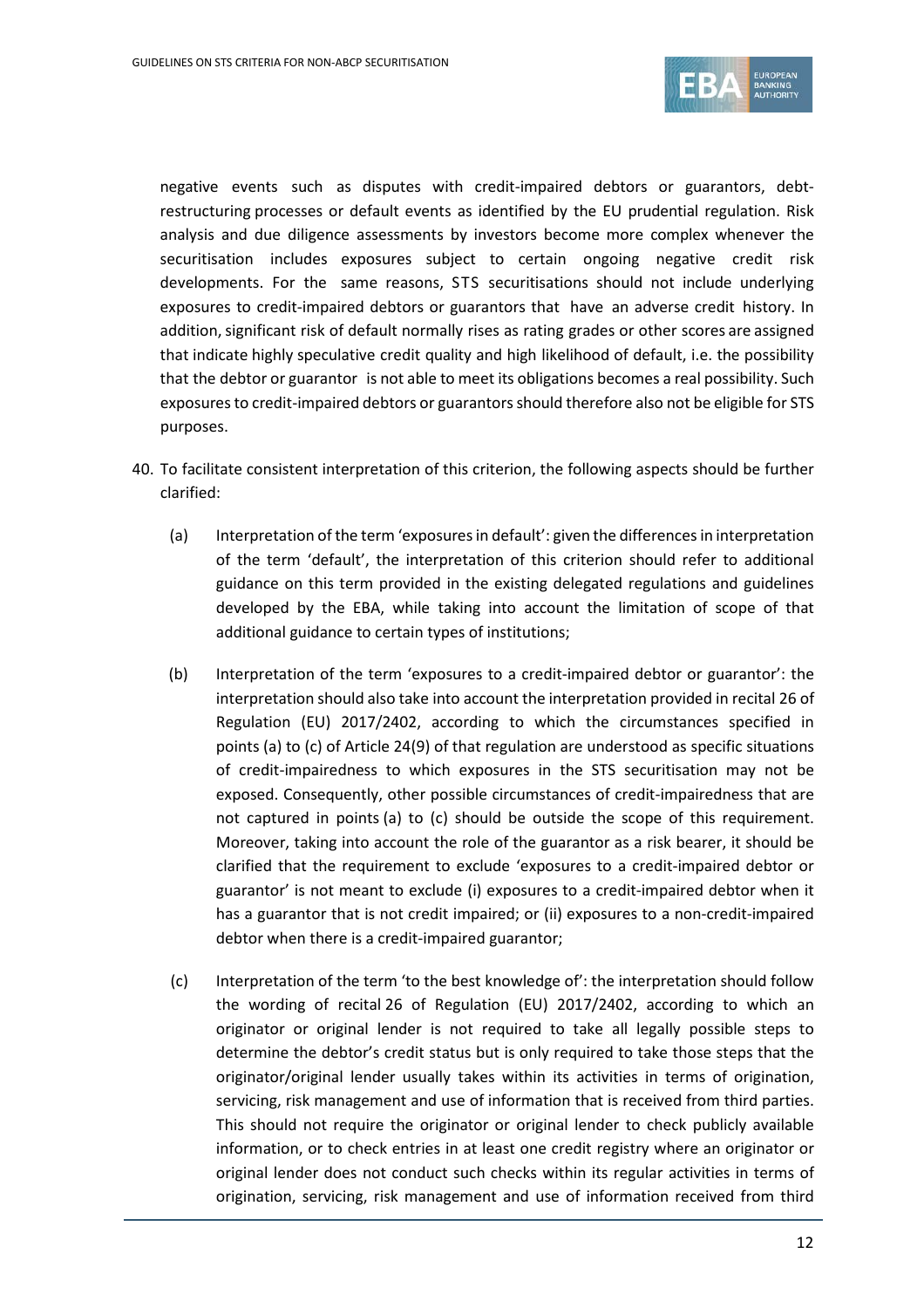negative events such as disputes with credit-impaired debtors or guarantors, debt-restructuring processes or default events as identified by the EU prudential regulation. Risk analysis and due diligence assessments by investors become more complex whenever the securitisation includes exposures subject to certain ongoing negative credit risk developments. For the same reasons, STS securitisations should not include underlying exposures to credit-impaired debtors or guarantors that have an adverse credit history. In addition, significant risk of default normally rises as rating grades or other scores are assigned that indicate highly speculative credit quality and high likelihood of default, i.e. the possibility that the debtor or guarantor is not able to meet its obligations becomes a real possibility. Such exposures to credit-impaired debtors or guarantors should therefore also not be eligible for STS purposes.

40. To facilitate consistent interpretation of this criterion, the following aspects should be further clarified:

    (a) Interpretation of the term 'exposures in default': given the differences in interpretation of the term 'default', the interpretation of this criterion should refer to additional guidance on this term provided in the existing delegated regulations and guidelines developed by the EBA, while taking into account the limitation of scope of that additional guidance to certain types of institutions;

    (b) Interpretation of the term 'exposures to a credit-impaired debtor or guarantor': the interpretation should also take into account the interpretation provided in recital 26 of Regulation (EU) 2017/2402, according to which the circumstances specified in points (a) to (c) of Article 24(9) of that regulation are understood as specific situations of credit-impairedness to which exposures in the STS securitisation may not be exposed. Consequently, other possible circumstances of credit-impairedness that are not captured in points (a) to (c) should be outside the scope of this requirement. Moreover, taking into account the role of the guarantor as a risk bearer, it should be clarified that the requirement to exclude 'exposures to a credit-impaired debtor or guarantor' is not meant to exclude (i) exposures to a credit-impaired debtor when it has a guarantor that is not credit impaired; or (ii) exposures to a non-credit-impaired debtor when there is a credit-impaired guarantor;

    (c) Interpretation of the term 'to the best knowledge of': the interpretation should follow the wording of recital 26 of Regulation (EU) 2017/2402, according to which an originator or original lender is not required to take all legally possible steps to determine the debtor's credit status but is only required to take those steps that the originator/original lender usually takes within its activities in terms of origination, servicing, risk management and use of information that is received from third parties. This should not require the originator or original lender to check publicly available information, or to check entries in at least one credit registry where an originator or original lender does not conduct such checks within its regular activities in terms of origination, servicing, risk management and use of information received from third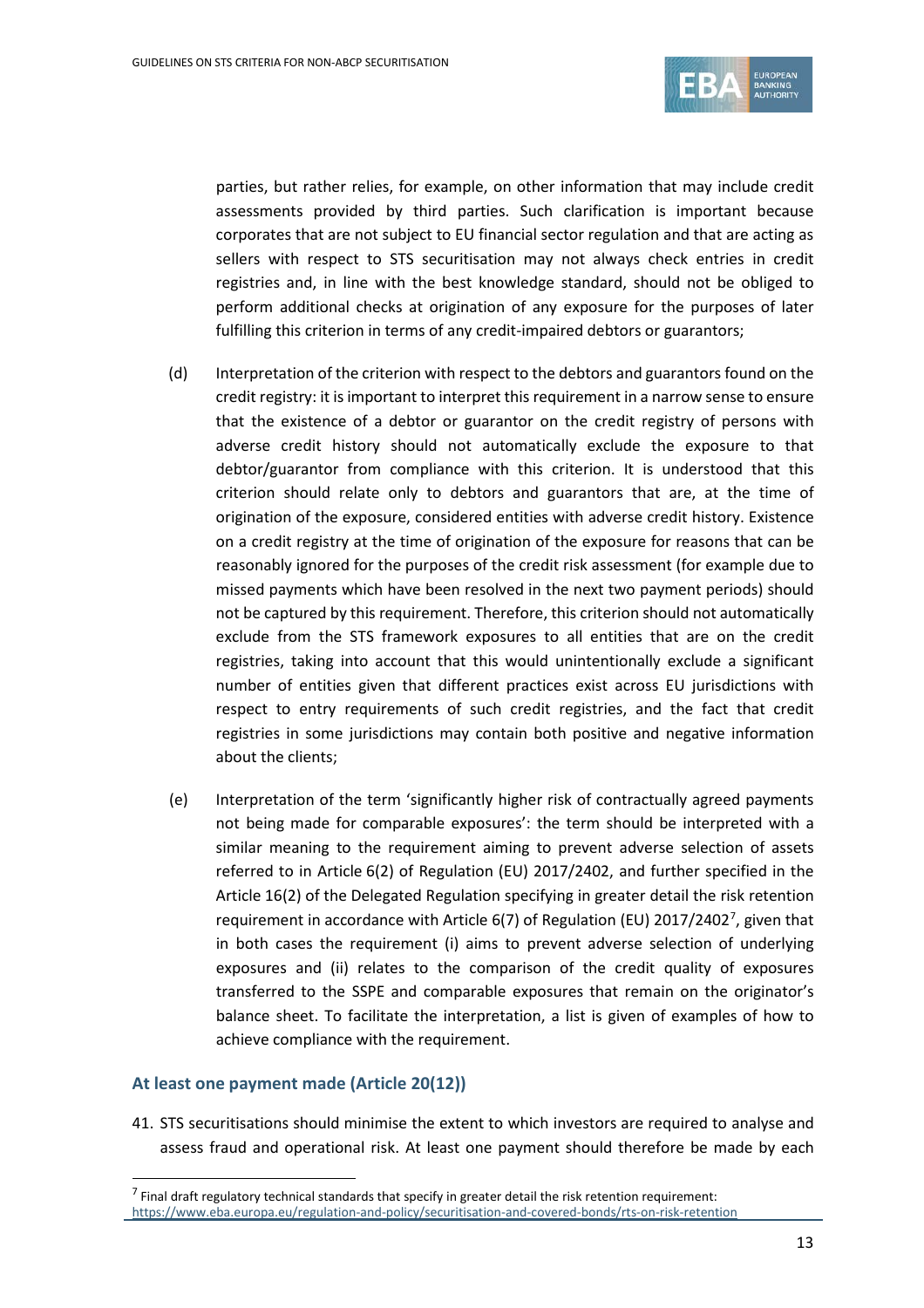parties, but rather relies, for example, on other information that may include credit assessments provided by third parties. Such clarification is important because corporates that are not subject to EU financial sector regulation and that are acting as sellers with respect to STS securitisation may not always check entries in credit registries and, in line with the best knowledge standard, should not be obliged to perform additional checks at origination of any exposure for the purposes of later fulfilling this criterion in terms of any credit-impaired debtors or guarantors;

(d) Interpretation of the criterion with respect to the debtors and guarantors found on the credit registry: it is important to interpret this requirement in a narrow sense to ensure that the existence of a debtor or guarantor on the credit registry of persons with adverse credit history should not automatically exclude the exposure to that debtor/guarantor from compliance with this criterion. It is understood that this criterion should relate only to debtors and guarantors that are, at the time of origination of the exposure, considered entities with adverse credit history. Existence on a credit registry at the time of origination of the exposure for reasons that can be reasonably ignored for the purposes of the credit risk assessment (for example due to missed payments which have been resolved in the next two payment periods) should not be captured by this requirement. Therefore, this criterion should not automatically exclude from the STS framework exposures to all entities that are on the credit registries, taking into account that this would unintentionally exclude a significant number of entities given that different practices exist across EU jurisdictions with respect to entry requirements of such credit registries, and the fact that credit registries in some jurisdictions may contain both positive and negative information about the clients;

(e) Interpretation of the term 'significantly higher risk of contractually agreed payments not being made for comparable exposures': the term should be interpreted with a similar meaning to the requirement aiming to prevent adverse selection of assets referred to in Article 6(2) of Regulation (EU) 2017/2402, and further specified in the Article 16(2) of the Delegated Regulation specifying in greater detail the risk retention requirement in accordance with Article 6(7) of Regulation (EU) 2017/2402[7], given that in both cases the requirement (i) aims to prevent adverse selection of underlying exposures and (ii) relates to the comparison of the credit quality of exposures transferred to the SSPE and comparable exposures that remain on the originator's balance sheet. To facilitate the interpretation, a list is given of examples of how to achieve compliance with the requirement.

### At least one payment made (Article 20(12))

41. STS securitisations should minimise the extent to which investors are required to analyse and assess fraud and operational risk. At least one payment should therefore be made by each

[7] Final draft regulatory technical standards that specify in greater detail the risk retention requirement: https://www.eba.europa.eu/regulation-and-policy/securitisation-and-covered-bonds/rts-on-risk-retention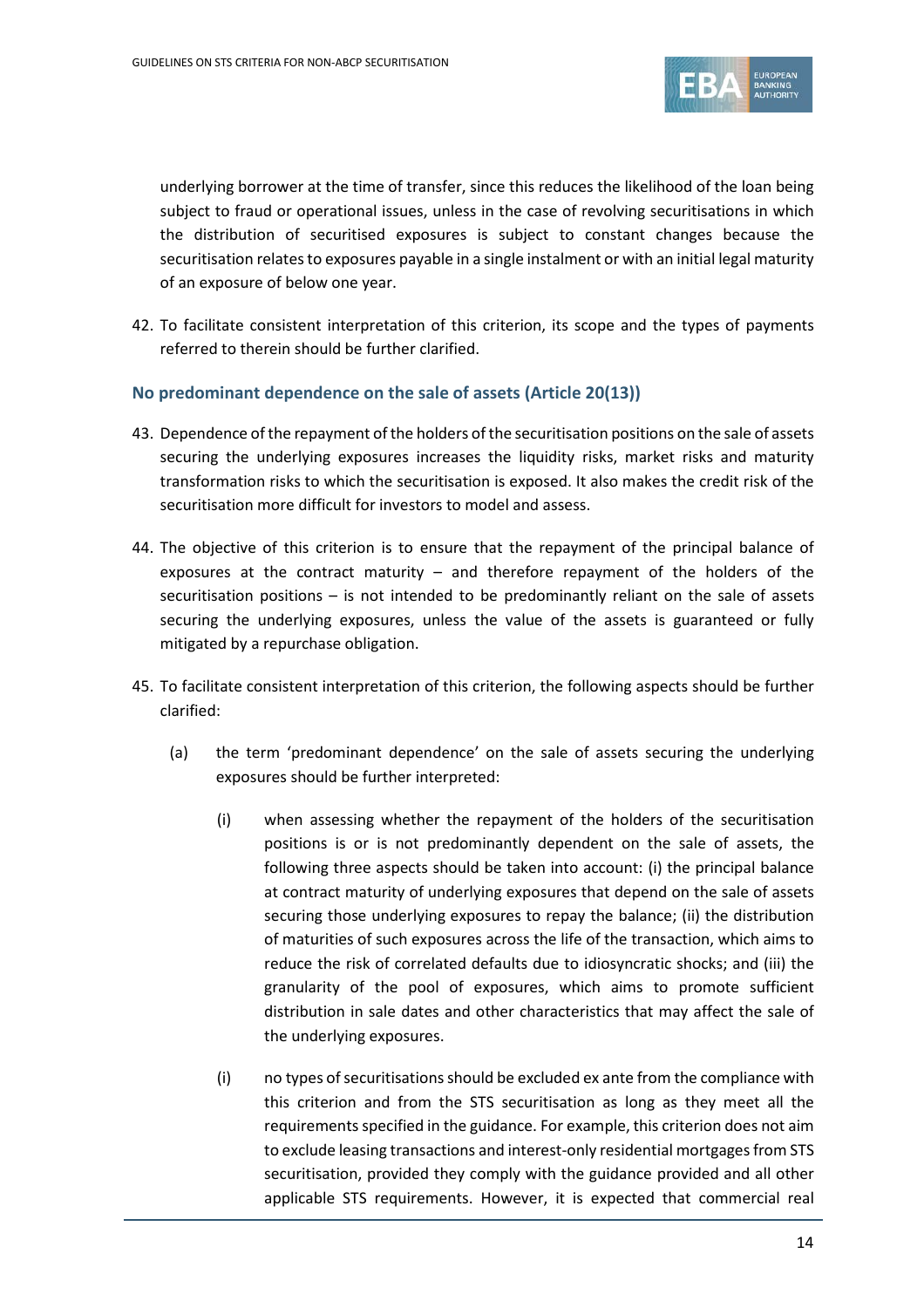underlying borrower at the time of transfer, since this reduces the likelihood of the loan being subject to fraud or operational issues, unless in the case of revolving securitisations in which the distribution of securitised exposures is subject to constant changes because the securitisation relates to exposures payable in a single instalment or with an initial legal maturity of an exposure of below one year.

42. To facilitate consistent interpretation of this criterion, its scope and the types of payments referred to therein should be further clarified.

### No predominant dependence on the sale of assets (Article 20(13))

43. Dependence of the repayment of the holders of the securitisation positions on the sale of assets securing the underlying exposures increases the liquidity risks, market risks and maturity transformation risks to which the securitisation is exposed. It also makes the credit risk of the securitisation more difficult for investors to model and assess.

44. The objective of this criterion is to ensure that the repayment of the principal balance of exposures at the contract maturity – and therefore repayment of the holders of the securitisation positions – is not intended to be predominantly reliant on the sale of assets securing the underlying exposures, unless the value of the assets is guaranteed or fully mitigated by a repurchase obligation.

45. To facilitate consistent interpretation of this criterion, the following aspects should be further clarified:

    (a) the term 'predominant dependence' on the sale of assets securing the underlying exposures should be further interpreted:

        (i) when assessing whether the repayment of the holders of the securitisation positions is or is not predominantly dependent on the sale of assets, the following three aspects should be taken into account: (i) the principal balance at contract maturity of underlying exposures that depend on the sale of assets securing those underlying exposures to repay the balance; (ii) the distribution of maturities of such exposures across the life of the transaction, which aims to reduce the risk of correlated defaults due to idiosyncratic shocks; and (iii) the granularity of the pool of exposures, which aims to promote sufficient distribution in sale dates and other characteristics that may affect the sale of the underlying exposures.

        (i) no types of securitisations should be excluded ex ante from the compliance with this criterion and from the STS securitisation as long as they meet all the requirements specified in the guidance. For example, this criterion does not aim to exclude leasing transactions and interest-only residential mortgages from STS securitisation, provided they comply with the guidance provided and all other applicable STS requirements. However, it is expected that commercial real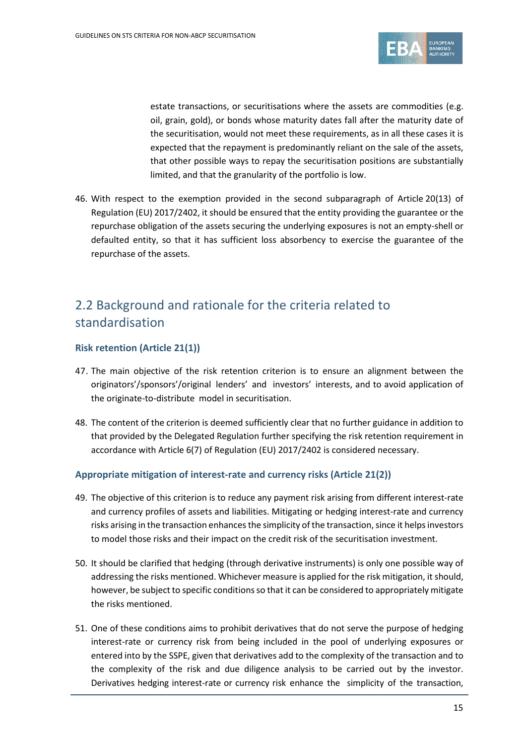estate transactions, or securitisations where the assets are commodities (e.g. oil, grain, gold), or bonds whose maturity dates fall after the maturity date of the securitisation, would not meet these requirements, as in all these cases it is expected that the repayment is predominantly reliant on the sale of the assets, that other possible ways to repay the securitisation positions are substantially limited, and that the granularity of the portfolio is low.

46. With respect to the exemption provided in the second subparagraph of Article 20(13) of Regulation (EU) 2017/2402, it should be ensured that the entity providing the guarantee or the repurchase obligation of the assets securing the underlying exposures is not an empty-shell or defaulted entity, so that it has sufficient loss absorbency to exercise the guarantee of the repurchase of the assets.

## 2.2 Background and rationale for the criteria related to standardisation

### Risk retention (Article 21(1))

47. The main objective of the risk retention criterion is to ensure an alignment between the originators'/sponsors'/original lenders' and investors' interests, and to avoid application of the originate-to-distribute model in securitisation.

48. The content of the criterion is deemed sufficiently clear that no further guidance in addition to that provided by the Delegated Regulation further specifying the risk retention requirement in accordance with Article 6(7) of Regulation (EU) 2017/2402 is considered necessary.

### Appropriate mitigation of interest-rate and currency risks (Article 21(2))

49. The objective of this criterion is to reduce any payment risk arising from different interest-rate and currency profiles of assets and liabilities. Mitigating or hedging interest-rate and currency risks arising in the transaction enhances the simplicity of the transaction, since it helps investors to model those risks and their impact on the credit risk of the securitisation investment.

50. It should be clarified that hedging (through derivative instruments) is only one possible way of addressing the risks mentioned. Whichever measure is applied for the risk mitigation, it should, however, be subject to specific conditions so that it can be considered to appropriately mitigate the risks mentioned.

51. One of these conditions aims to prohibit derivatives that do not serve the purpose of hedging interest-rate or currency risk from being included in the pool of underlying exposures or entered into by the SSPE, given that derivatives add to the complexity of the transaction and to the complexity of the risk and due diligence analysis to be carried out by the investor. Derivatives hedging interest-rate or currency risk enhance the simplicity of the transaction,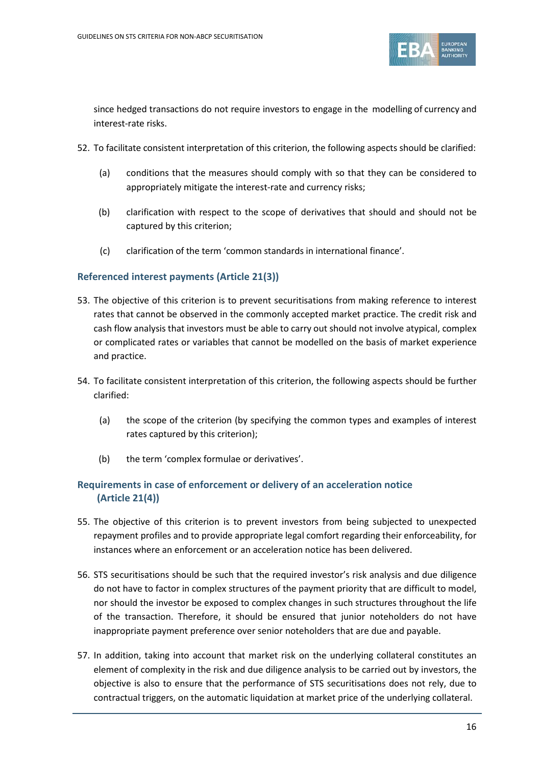since hedged transactions do not require investors to engage in the modelling of currency and interest-rate risks.

52. To facilitate consistent interpretation of this criterion, the following aspects should be clarified:

    (a) conditions that the measures should comply with so that they can be considered to appropriately mitigate the interest-rate and currency risks;

    (b) clarification with respect to the scope of derivatives that should and should not be captured by this criterion;

    (c) clarification of the term 'common standards in international finance'.

### Referenced interest payments (Article 21(3))

53. The objective of this criterion is to prevent securitisations from making reference to interest rates that cannot be observed in the commonly accepted market practice. The credit risk and cash flow analysis that investors must be able to carry out should not involve atypical, complex or complicated rates or variables that cannot be modelled on the basis of market experience and practice.

54. To facilitate consistent interpretation of this criterion, the following aspects should be further clarified:

    (a) the scope of the criterion (by specifying the common types and examples of interest rates captured by this criterion);

    (b) the term 'complex formulae or derivatives'.

### Requirements in case of enforcement or delivery of an acceleration notice (Article 21(4))

55. The objective of this criterion is to prevent investors from being subjected to unexpected repayment profiles and to provide appropriate legal comfort regarding their enforceability, for instances where an enforcement or an acceleration notice has been delivered.

56. STS securitisations should be such that the required investor's risk analysis and due diligence do not have to factor in complex structures of the payment priority that are difficult to model, nor should the investor be exposed to complex changes in such structures throughout the life of the transaction. Therefore, it should be ensured that junior noteholders do not have inappropriate payment preference over senior noteholders that are due and payable.

57. In addition, taking into account that market risk on the underlying collateral constitutes an element of complexity in the risk and due diligence analysis to be carried out by investors, the objective is also to ensure that the performance of STS securitisations does not rely, due to contractual triggers, on the automatic liquidation at market price of the underlying collateral.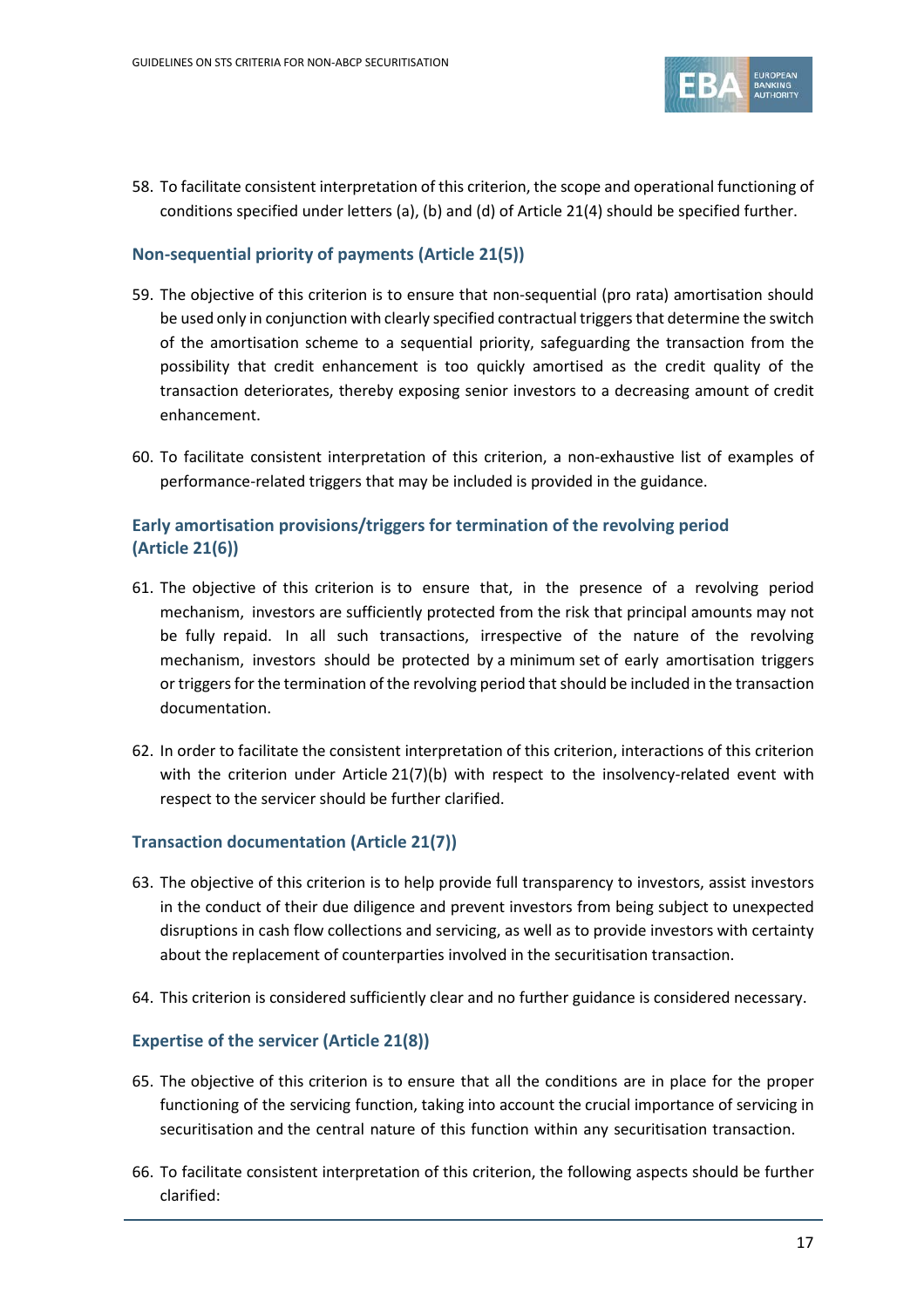58. To facilitate consistent interpretation of this criterion, the scope and operational functioning of conditions specified under letters (a), (b) and (d) of Article 21(4) should be specified further.

### Non-sequential priority of payments (Article 21(5))

59. The objective of this criterion is to ensure that non-sequential (pro rata) amortisation should be used only in conjunction with clearly specified contractual triggers that determine the switch of the amortisation scheme to a sequential priority, safeguarding the transaction from the possibility that credit enhancement is too quickly amortised as the credit quality of the transaction deteriorates, thereby exposing senior investors to a decreasing amount of credit enhancement.

60. To facilitate consistent interpretation of this criterion, a non-exhaustive list of examples of performance-related triggers that may be included is provided in the guidance.

### Early amortisation provisions/triggers for termination of the revolving period (Article 21(6))

61. The objective of this criterion is to ensure that, in the presence of a revolving period mechanism, investors are sufficiently protected from the risk that principal amounts may not be fully repaid. In all such transactions, irrespective of the nature of the revolving mechanism, investors should be protected by a minimum set of early amortisation triggers or triggers for the termination of the revolving period that should be included in the transaction documentation.

62. In order to facilitate the consistent interpretation of this criterion, interactions of this criterion with the criterion under Article 21(7)(b) with respect to the insolvency-related event with respect to the servicer should be further clarified.

### Transaction documentation (Article 21(7))

63. The objective of this criterion is to help provide full transparency to investors, assist investors in the conduct of their due diligence and prevent investors from being subject to unexpected disruptions in cash flow collections and servicing, as well as to provide investors with certainty about the replacement of counterparties involved in the securitisation transaction.

64. This criterion is considered sufficiently clear and no further guidance is considered necessary.

### Expertise of the servicer (Article 21(8))

65. The objective of this criterion is to ensure that all the conditions are in place for the proper functioning of the servicing function, taking into account the crucial importance of servicing in securitisation and the central nature of this function within any securitisation transaction.

66. To facilitate consistent interpretation of this criterion, the following aspects should be further clarified: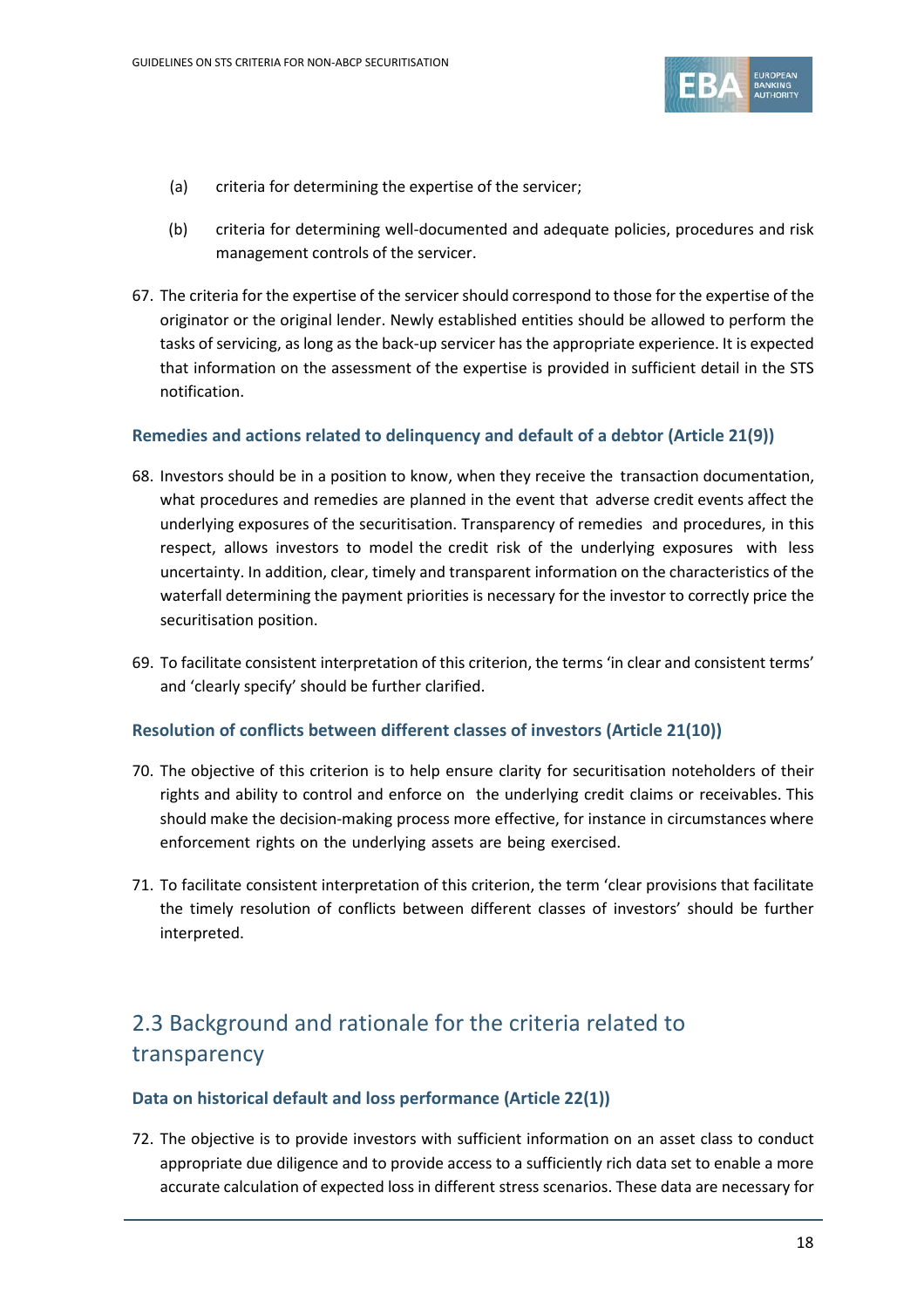(a) criteria for determining the expertise of the servicer;

(b) criteria for determining well-documented and adequate policies, procedures and risk management controls of the servicer.

67. The criteria for the expertise of the servicer should correspond to those for the expertise of the originator or the original lender. Newly established entities should be allowed to perform the tasks of servicing, as long as the back-up servicer has the appropriate experience. It is expected that information on the assessment of the expertise is provided in sufficient detail in the STS notification.

### Remedies and actions related to delinquency and default of a debtor (Article 21(9))

68. Investors should be in a position to know, when they receive the transaction documentation, what procedures and remedies are planned in the event that adverse credit events affect the underlying exposures of the securitisation. Transparency of remedies and procedures, in this respect, allows investors to model the credit risk of the underlying exposures with less uncertainty. In addition, clear, timely and transparent information on the characteristics of the waterfall determining the payment priorities is necessary for the investor to correctly price the securitisation position.

69. To facilitate consistent interpretation of this criterion, the terms 'in clear and consistent terms' and 'clearly specify' should be further clarified.

### Resolution of conflicts between different classes of investors (Article 21(10))

70. The objective of this criterion is to help ensure clarity for securitisation noteholders of their rights and ability to control and enforce on the underlying credit claims or receivables. This should make the decision-making process more effective, for instance in circumstances where enforcement rights on the underlying assets are being exercised.

71. To facilitate consistent interpretation of this criterion, the term 'clear provisions that facilitate the timely resolution of conflicts between different classes of investors' should be further interpreted.

## 2.3 Background and rationale for the criteria related to transparency

### Data on historical default and loss performance (Article 22(1))

72. The objective is to provide investors with sufficient information on an asset class to conduct appropriate due diligence and to provide access to a sufficiently rich data set to enable a more accurate calculation of expected loss in different stress scenarios. These data are necessary for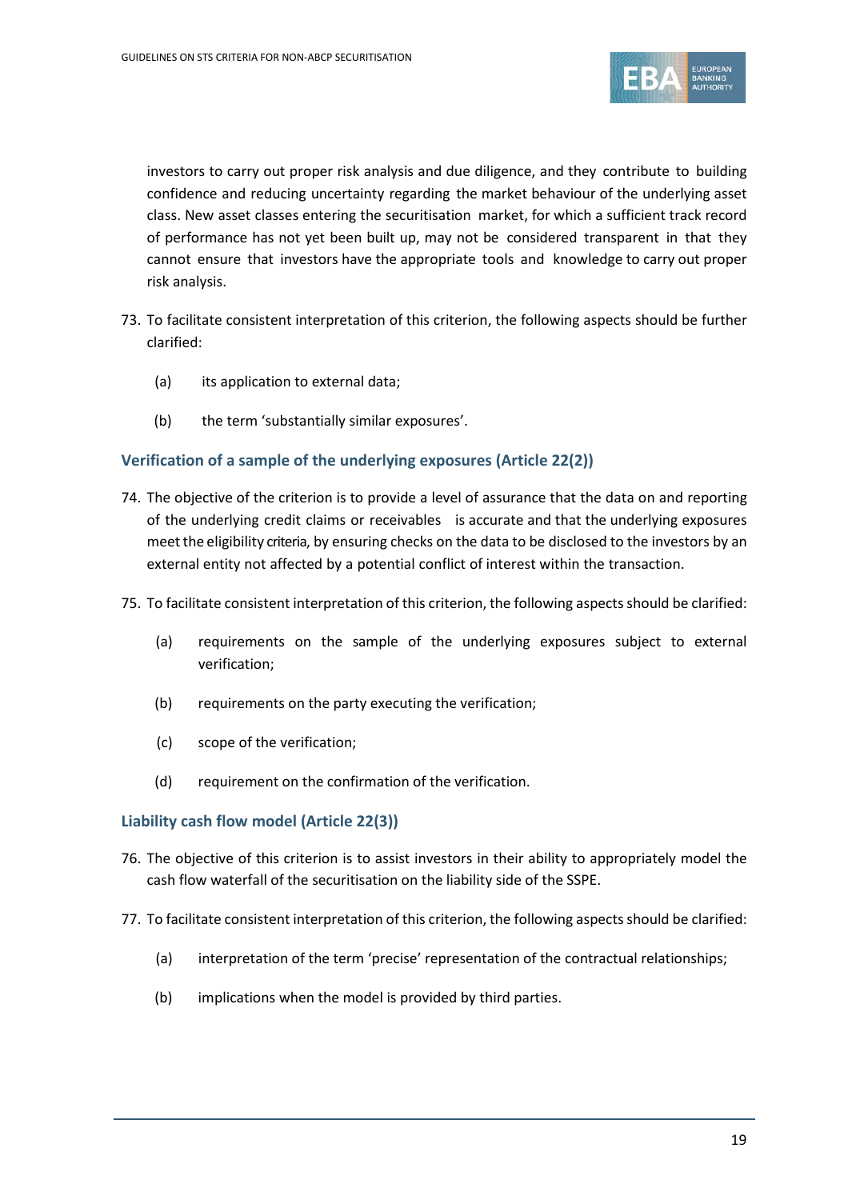investors to carry out proper risk analysis and due diligence, and they contribute to building confidence and reducing uncertainty regarding the market behaviour of the underlying asset class. New asset classes entering the securitisation market, for which a sufficient track record of performance has not yet been built up, may not be considered transparent in that they cannot ensure that investors have the appropriate tools and knowledge to carry out proper risk analysis.

73. To facilitate consistent interpretation of this criterion, the following aspects should be further clarified:

    (a) its application to external data;

    (b) the term 'substantially similar exposures'.

### Verification of a sample of the underlying exposures (Article 22(2))

74. The objective of the criterion is to provide a level of assurance that the data on and reporting of the underlying credit claims or receivables is accurate and that the underlying exposures meet the eligibility criteria, by ensuring checks on the data to be disclosed to the investors by an external entity not affected by a potential conflict of interest within the transaction.

75. To facilitate consistent interpretation of this criterion, the following aspects should be clarified:

    (a) requirements on the sample of the underlying exposures subject to external verification;

    (b) requirements on the party executing the verification;

    (c) scope of the verification;

    (d) requirement on the confirmation of the verification.

### Liability cash flow model (Article 22(3))

76. The objective of this criterion is to assist investors in their ability to appropriately model the cash flow waterfall of the securitisation on the liability side of the SSPE.

77. To facilitate consistent interpretation of this criterion, the following aspects should be clarified:

    (a) interpretation of the term 'precise' representation of the contractual relationships;

    (b) implications when the model is provided by third parties.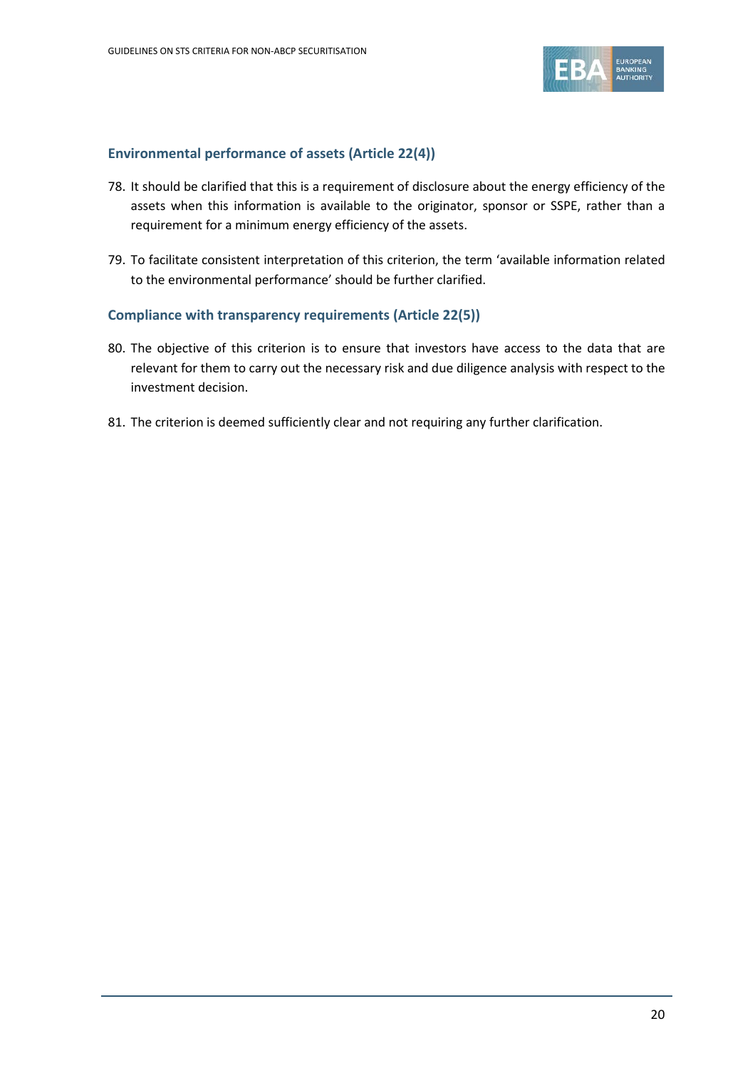### Environmental performance of assets (Article 22(4))

78. It should be clarified that this is a requirement of disclosure about the energy efficiency of the assets when this information is available to the originator, sponsor or SSPE, rather than a requirement for a minimum energy efficiency of the assets.

79. To facilitate consistent interpretation of this criterion, the term 'available information related to the environmental performance' should be further clarified.

### Compliance with transparency requirements (Article 22(5))

80. The objective of this criterion is to ensure that investors have access to the data that are relevant for them to carry out the necessary risk and due diligence analysis with respect to the investment decision.

81. The criterion is deemed sufficiently clear and not requiring any further clarification.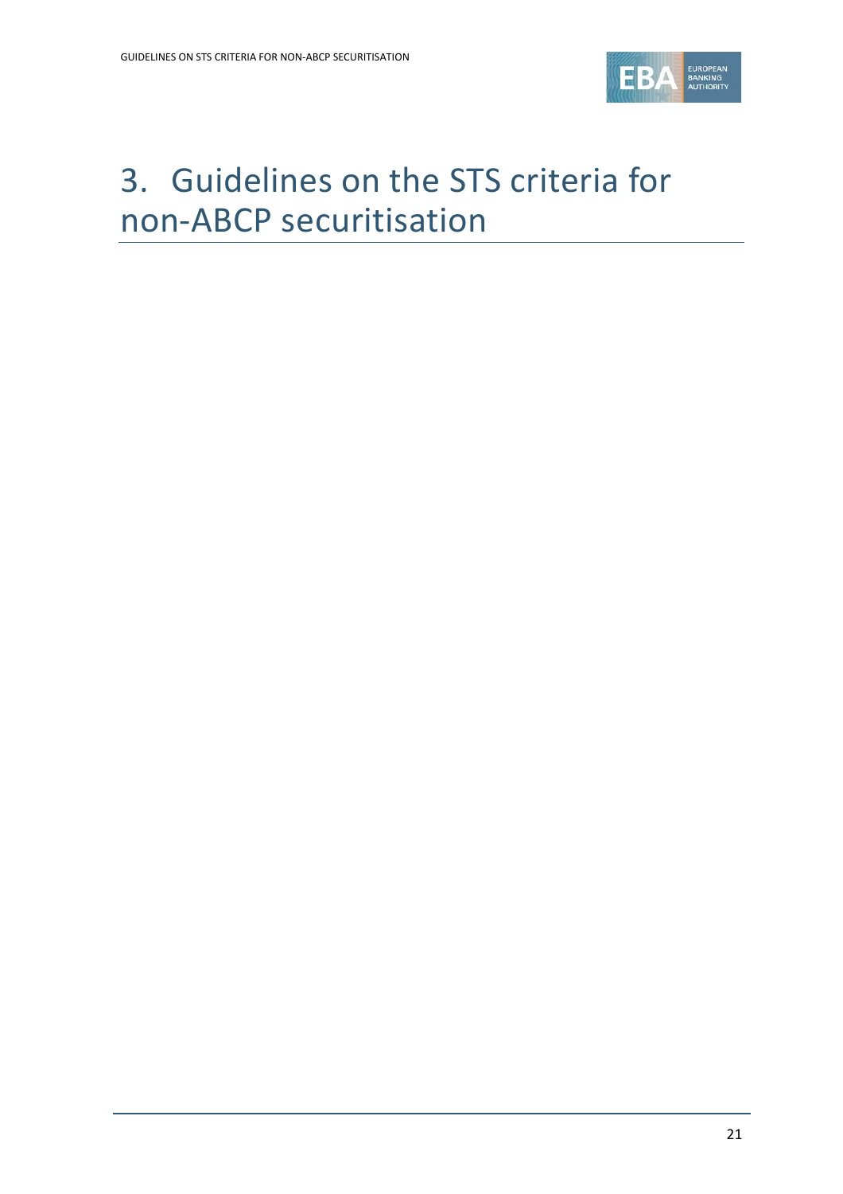# 3. Guidelines on the STS criteria for non-ABCP securitisation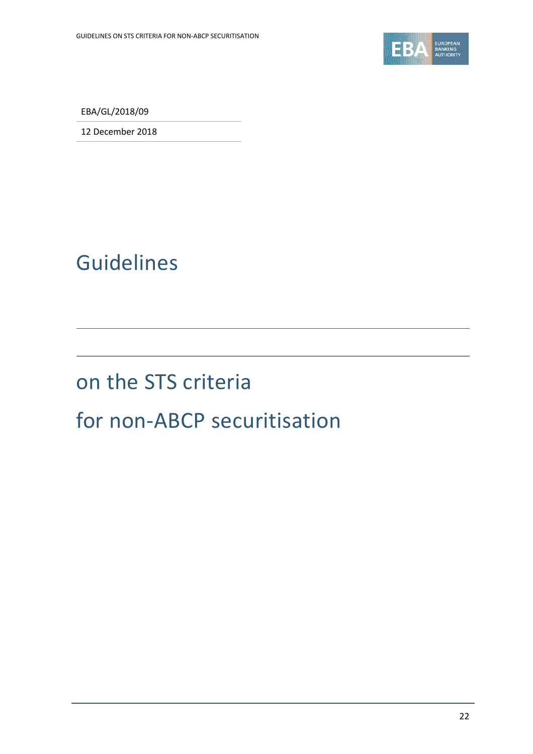EBA/GL/2018/09

12 December 2018

# Guidelines

# on the STS criteria for non-ABCP securitisation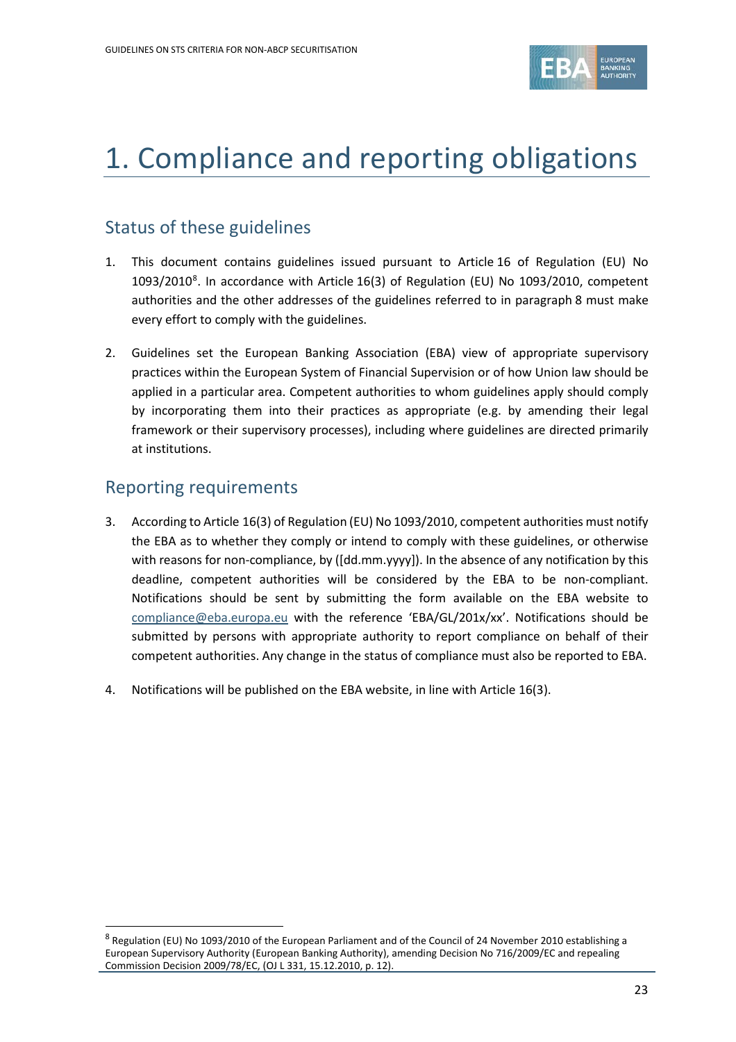# 1. Compliance and reporting obligations

## Status of these guidelines

1. This document contains guidelines issued pursuant to Article 16 of Regulation (EU) No 1093/2010[8]. In accordance with Article 16(3) of Regulation (EU) No 1093/2010, competent authorities and the other addresses of the guidelines referred to in paragraph 8 must make every effort to comply with the guidelines.

2. Guidelines set the European Banking Association (EBA) view of appropriate supervisory practices within the European System of Financial Supervision or of how Union law should be applied in a particular area. Competent authorities to whom guidelines apply should comply by incorporating them into their practices as appropriate (e.g. by amending their legal framework or their supervisory processes), including where guidelines are directed primarily at institutions.

## Reporting requirements

3. According to Article 16(3) of Regulation (EU) No 1093/2010, competent authorities must notify the EBA as to whether they comply or intend to comply with these guidelines, or otherwise with reasons for non-compliance, by ([dd.mm.yyyy]). In the absence of any notification by this deadline, competent authorities will be considered by the EBA to be non-compliant. Notifications should be sent by submitting the form available on the EBA website to compliance@eba.europa.eu with the reference 'EBA/GL/201x/xx'. Notifications should be submitted by persons with appropriate authority to report compliance on behalf of their competent authorities. Any change in the status of compliance must also be reported to EBA.

4. Notifications will be published on the EBA website, in line with Article 16(3).

---

[8] Regulation (EU) No 1093/2010 of the European Parliament and of the Council of 24 November 2010 establishing a European Supervisory Authority (European Banking Authority), amending Decision No 716/2009/EC and repealing Commission Decision 2009/78/EC, (OJ L 331, 15.12.2010, p. 12).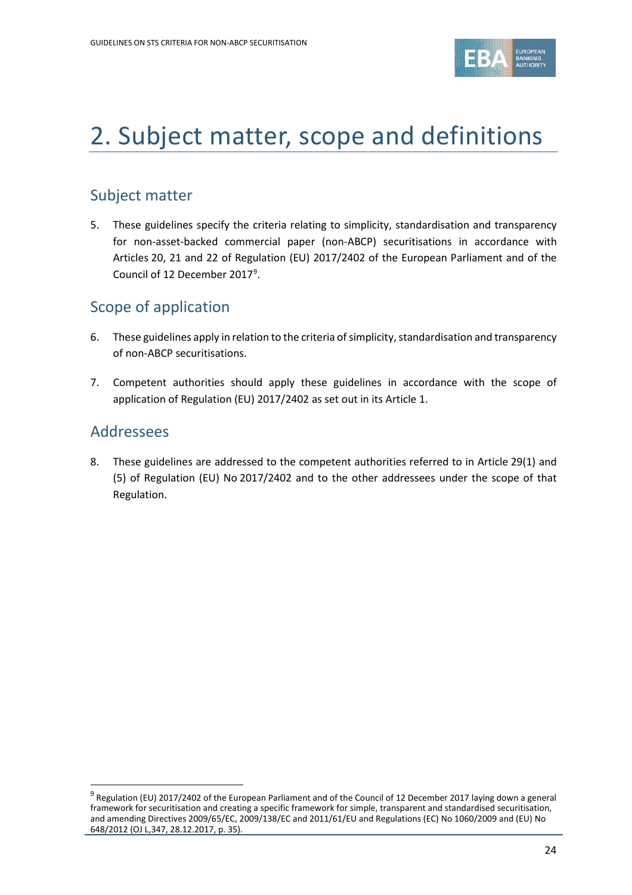# 2. Subject matter, scope and definitions

## Subject matter

5. These guidelines specify the criteria relating to simplicity, standardisation and transparency for non-asset-backed commercial paper (non-ABCP) securitisations in accordance with Articles 20, 21 and 22 of Regulation (EU) 2017/2402 of the European Parliament and of the Council of 12 December 2017[9].

## Scope of application

6. These guidelines apply in relation to the criteria of simplicity, standardisation and transparency of non-ABCP securitisations.

7. Competent authorities should apply these guidelines in accordance with the scope of application of Regulation (EU) 2017/2402 as set out in its Article 1.

## Addressees

8. These guidelines are addressed to the competent authorities referred to in Article 29(1) and (5) of Regulation (EU) No 2017/2402 and to the other addressees under the scope of that Regulation.

---

[9] Regulation (EU) 2017/2402 of the European Parliament and of the Council of 12 December 2017 laying down a general framework for securitisation and creating a specific framework for simple, transparent and standardised securitisation, and amending Directives 2009/65/EC, 2009/138/EC and 2011/61/EU and Regulations (EC) No 1060/2009 and (EU) No 648/2012 (OJ L,347, 28.12.2017, p. 35).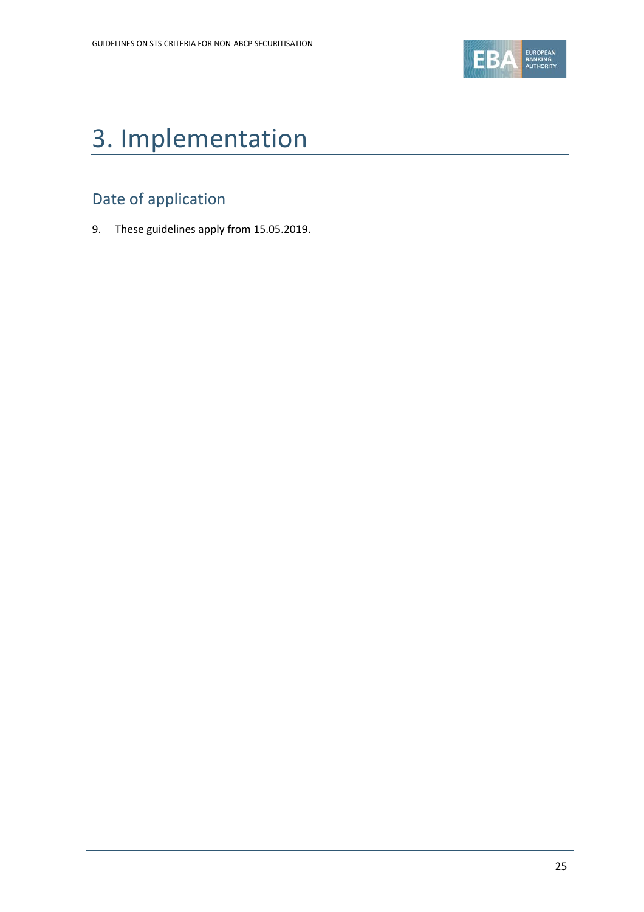# 3. Implementation

## Date of application

9. These guidelines apply from 15.05.2019.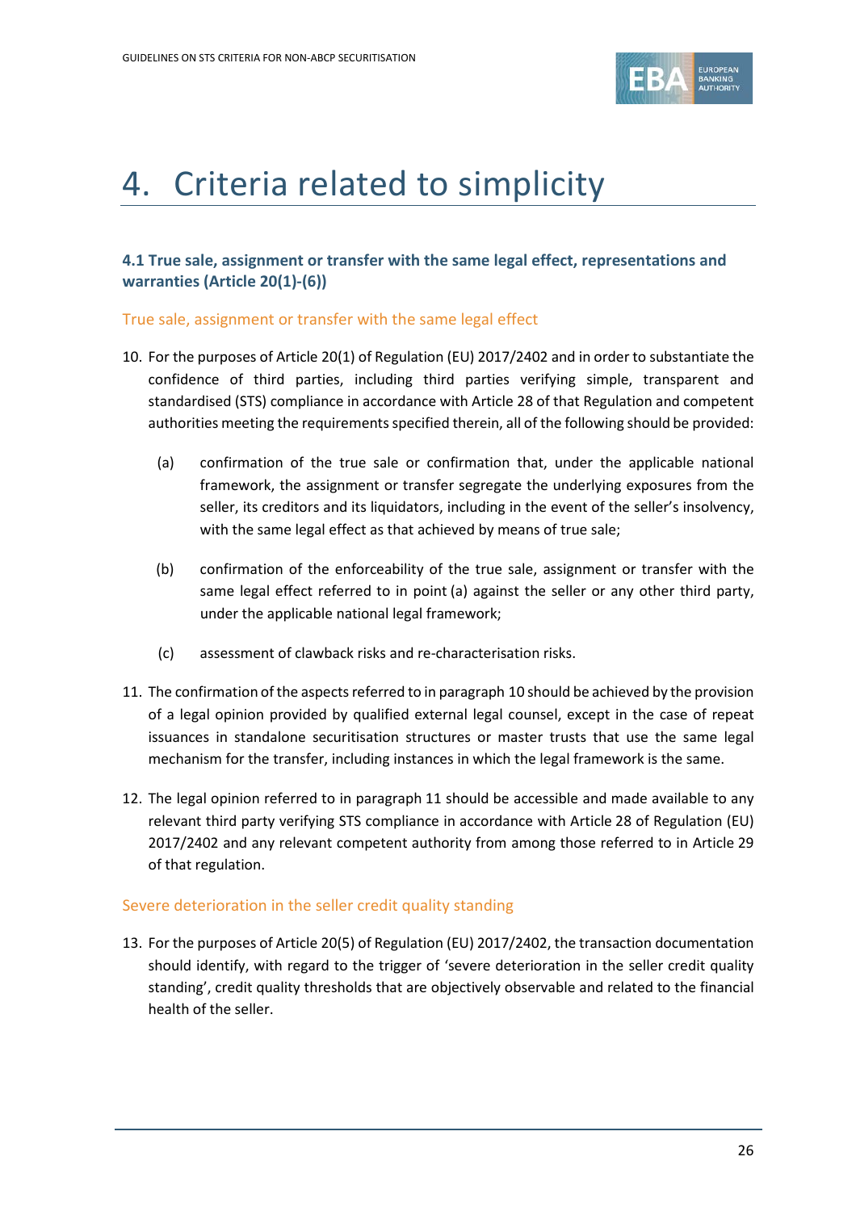# 4. Criteria related to simplicity

## 4.1 True sale, assignment or transfer with the same legal effect, representations and warranties (Article 20(1)-(6))

### True sale, assignment or transfer with the same legal effect

10. For the purposes of Article 20(1) of Regulation (EU) 2017/2402 and in order to substantiate the confidence of third parties, including third parties verifying simple, transparent and standardised (STS) compliance in accordance with Article 28 of that Regulation and competent authorities meeting the requirements specified therein, all of the following should be provided:

    (a) confirmation of the true sale or confirmation that, under the applicable national framework, the assignment or transfer segregate the underlying exposures from the seller, its creditors and its liquidators, including in the event of the seller's insolvency, with the same legal effect as that achieved by means of true sale;

    (b) confirmation of the enforceability of the true sale, assignment or transfer with the same legal effect referred to in point (a) against the seller or any other third party, under the applicable national legal framework;

    (c) assessment of clawback risks and re-characterisation risks.

11. The confirmation of the aspects referred to in paragraph 10 should be achieved by the provision of a legal opinion provided by qualified external legal counsel, except in the case of repeat issuances in standalone securitisation structures or master trusts that use the same legal mechanism for the transfer, including instances in which the legal framework is the same.

12. The legal opinion referred to in paragraph 11 should be accessible and made available to any relevant third party verifying STS compliance in accordance with Article 28 of Regulation (EU) 2017/2402 and any relevant competent authority from among those referred to in Article 29 of that regulation.

### Severe deterioration in the seller credit quality standing

13. For the purposes of Article 20(5) of Regulation (EU) 2017/2402, the transaction documentation should identify, with regard to the trigger of 'severe deterioration in the seller credit quality standing', credit quality thresholds that are objectively observable and related to the financial health of the seller.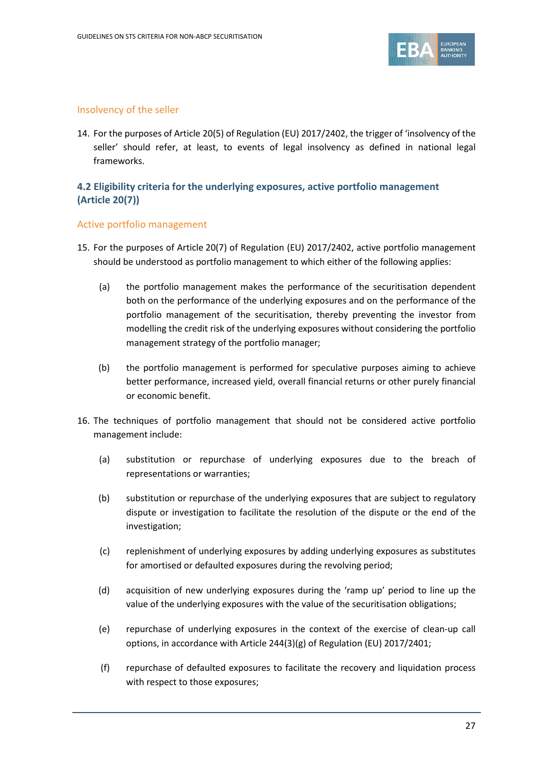### Insolvency of the seller

14. For the purposes of Article 20(5) of Regulation (EU) 2017/2402, the trigger of 'insolvency of the seller' should refer, at least, to events of legal insolvency as defined in national legal frameworks.

## 4.2 Eligibility criteria for the underlying exposures, active portfolio management (Article 20(7))

### Active portfolio management

15. For the purposes of Article 20(7) of Regulation (EU) 2017/2402, active portfolio management should be understood as portfolio management to which either of the following applies:

    (a) the portfolio management makes the performance of the securitisation dependent both on the performance of the underlying exposures and on the performance of the portfolio management of the securitisation, thereby preventing the investor from modelling the credit risk of the underlying exposures without considering the portfolio management strategy of the portfolio manager;

    (b) the portfolio management is performed for speculative purposes aiming to achieve better performance, increased yield, overall financial returns or other purely financial or economic benefit.

16. The techniques of portfolio management that should not be considered active portfolio management include:

    (a) substitution or repurchase of underlying exposures due to the breach of representations or warranties;

    (b) substitution or repurchase of the underlying exposures that are subject to regulatory dispute or investigation to facilitate the resolution of the dispute or the end of the investigation;

    (c) replenishment of underlying exposures by adding underlying exposures as substitutes for amortised or defaulted exposures during the revolving period;

    (d) acquisition of new underlying exposures during the 'ramp up' period to line up the value of the underlying exposures with the value of the securitisation obligations;

    (e) repurchase of underlying exposures in the context of the exercise of clean-up call options, in accordance with Article 244(3)(g) of Regulation (EU) 2017/2401;

    (f) repurchase of defaulted exposures to facilitate the recovery and liquidation process with respect to those exposures;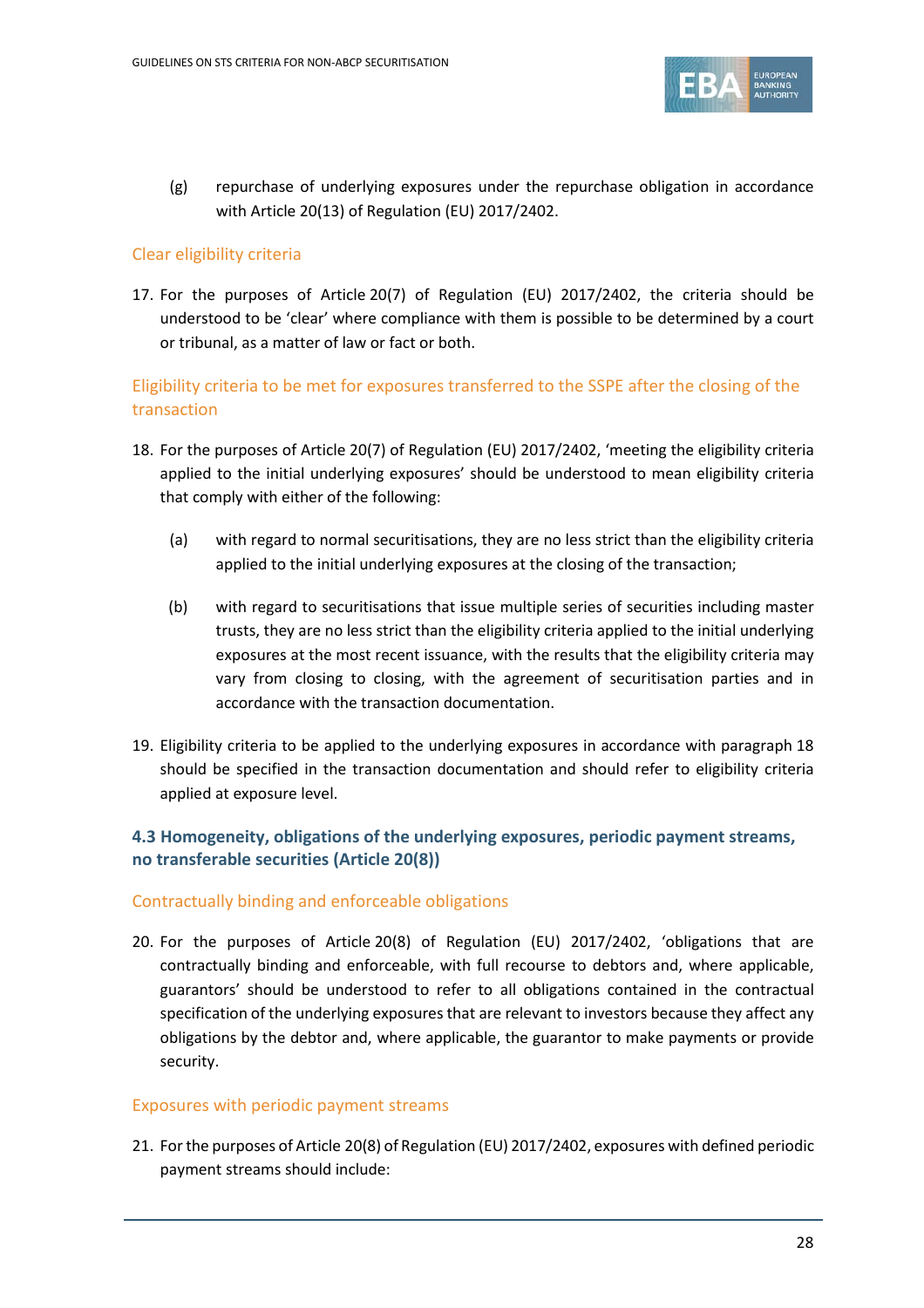(g) repurchase of underlying exposures under the repurchase obligation in accordance with Article 20(13) of Regulation (EU) 2017/2402.

### Clear eligibility criteria

17. For the purposes of Article 20(7) of Regulation (EU) 2017/2402, the criteria should be understood to be 'clear' where compliance with them is possible to be determined by a court or tribunal, as a matter of law or fact or both.

### Eligibility criteria to be met for exposures transferred to the SSPE after the closing of the transaction

18. For the purposes of Article 20(7) of Regulation (EU) 2017/2402, 'meeting the eligibility criteria applied to the initial underlying exposures' should be understood to mean eligibility criteria that comply with either of the following:

    (a) with regard to normal securitisations, they are no less strict than the eligibility criteria applied to the initial underlying exposures at the closing of the transaction;

    (b) with regard to securitisations that issue multiple series of securities including master trusts, they are no less strict than the eligibility criteria applied to the initial underlying exposures at the most recent issuance, with the results that the eligibility criteria may vary from closing to closing, with the agreement of securitisation parties and in accordance with the transaction documentation.

19. Eligibility criteria to be applied to the underlying exposures in accordance with paragraph 18 should be specified in the transaction documentation and should refer to eligibility criteria applied at exposure level.

## 4.3 Homogeneity, obligations of the underlying exposures, periodic payment streams, no transferable securities (Article 20(8))

### Contractually binding and enforceable obligations

20. For the purposes of Article 20(8) of Regulation (EU) 2017/2402, 'obligations that are contractually binding and enforceable, with full recourse to debtors and, where applicable, guarantors' should be understood to refer to all obligations contained in the contractual specification of the underlying exposures that are relevant to investors because they affect any obligations by the debtor and, where applicable, the guarantor to make payments or provide security.

### Exposures with periodic payment streams

21. For the purposes of Article 20(8) of Regulation (EU) 2017/2402, exposures with defined periodic payment streams should include: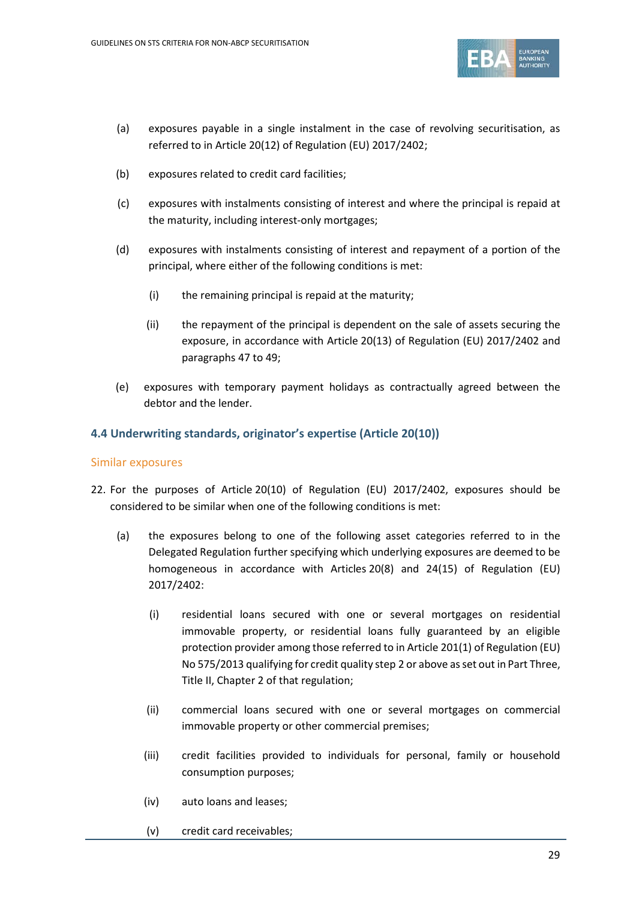(a) exposures payable in a single instalment in the case of revolving securitisation, as referred to in Article 20(12) of Regulation (EU) 2017/2402;

(b) exposures related to credit card facilities;

(c) exposures with instalments consisting of interest and where the principal is repaid at the maturity, including interest-only mortgages;

(d) exposures with instalments consisting of interest and repayment of a portion of the principal, where either of the following conditions is met:

   (i) the remaining principal is repaid at the maturity;

   (ii) the repayment of the principal is dependent on the sale of assets securing the exposure, in accordance with Article 20(13) of Regulation (EU) 2017/2402 and paragraphs 47 to 49;

(e) exposures with temporary payment holidays as contractually agreed between the debtor and the lender.

### 4.4 Underwriting standards, originator's expertise (Article 20(10))

#### Similar exposures

22. For the purposes of Article 20(10) of Regulation (EU) 2017/2402, exposures should be considered to be similar when one of the following conditions is met:

   (a) the exposures belong to one of the following asset categories referred to in the Delegated Regulation further specifying which underlying exposures are deemed to be homogeneous in accordance with Articles 20(8) and 24(15) of Regulation (EU) 2017/2402:

      (i) residential loans secured with one or several mortgages on residential immovable property, or residential loans fully guaranteed by an eligible protection provider among those referred to in Article 201(1) of Regulation (EU) No 575/2013 qualifying for credit quality step 2 or above as set out in Part Three, Title II, Chapter 2 of that regulation;

      (ii) commercial loans secured with one or several mortgages on commercial immovable property or other commercial premises;

      (iii) credit facilities provided to individuals for personal, family or household consumption purposes;

      (iv) auto loans and leases;

      (v) credit card receivables;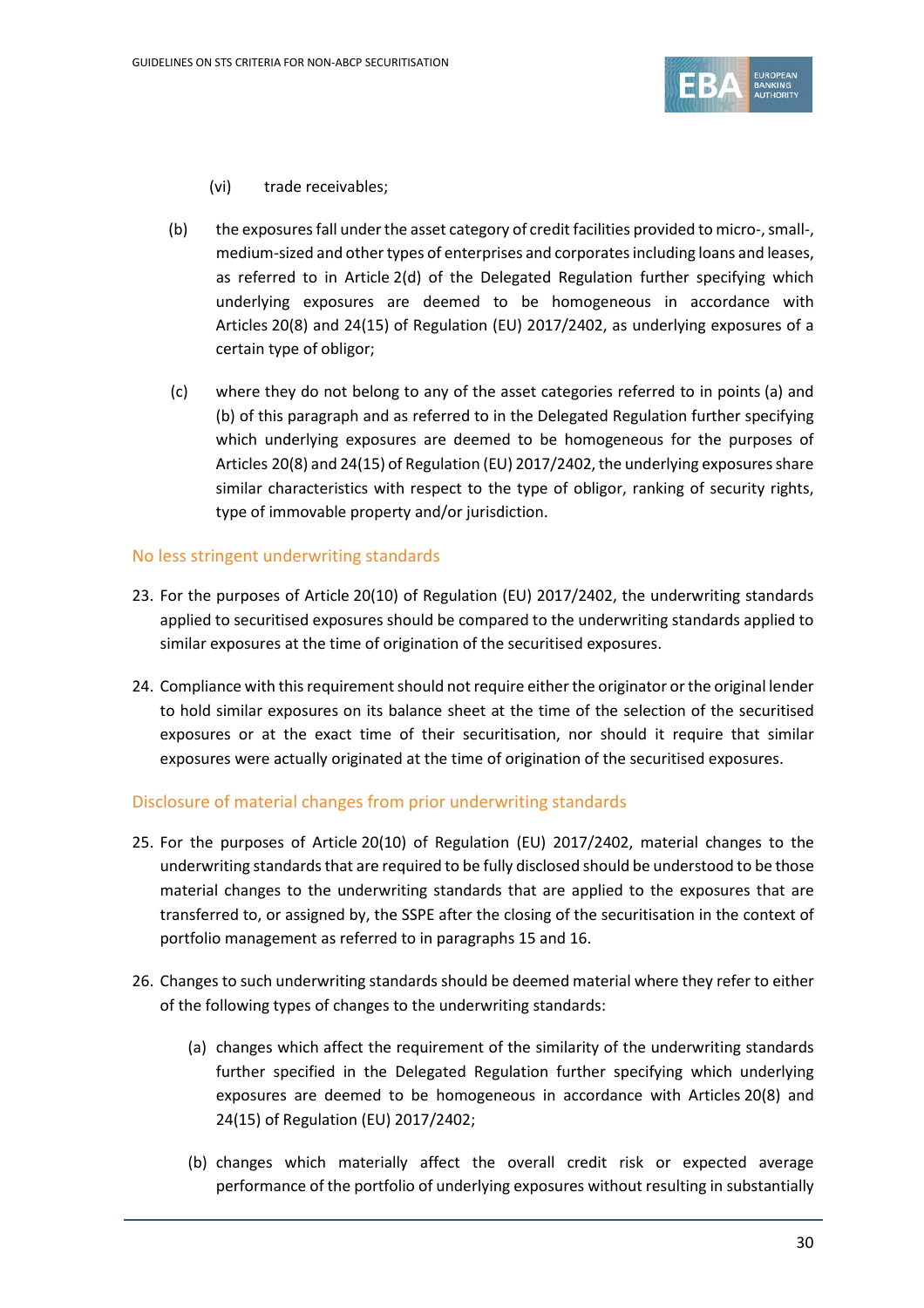(vi) trade receivables;

(b) the exposures fall under the asset category of credit facilities provided to micro-, small-, medium-sized and other types of enterprises and corporates including loans and leases, as referred to in Article 2(d) of the Delegated Regulation further specifying which underlying exposures are deemed to be homogeneous in accordance with Articles 20(8) and 24(15) of Regulation (EU) 2017/2402, as underlying exposures of a certain type of obligor;

(c) where they do not belong to any of the asset categories referred to in points (a) and (b) of this paragraph and as referred to in the Delegated Regulation further specifying which underlying exposures are deemed to be homogeneous for the purposes of Articles 20(8) and 24(15) of Regulation (EU) 2017/2402, the underlying exposures share similar characteristics with respect to the type of obligor, ranking of security rights, type of immovable property and/or jurisdiction.

### No less stringent underwriting standards

23. For the purposes of Article 20(10) of Regulation (EU) 2017/2402, the underwriting standards applied to securitised exposures should be compared to the underwriting standards applied to similar exposures at the time of origination of the securitised exposures.

24. Compliance with this requirement should not require either the originator or the original lender to hold similar exposures on its balance sheet at the time of the selection of the securitised exposures or at the exact time of their securitisation, nor should it require that similar exposures were actually originated at the time of origination of the securitised exposures.

### Disclosure of material changes from prior underwriting standards

25. For the purposes of Article 20(10) of Regulation (EU) 2017/2402, material changes to the underwriting standards that are required to be fully disclosed should be understood to be those material changes to the underwriting standards that are applied to the exposures that are transferred to, or assigned by, the SSPE after the closing of the securitisation in the context of portfolio management as referred to in paragraphs 15 and 16.

26. Changes to such underwriting standards should be deemed material where they refer to either of the following types of changes to the underwriting standards:

   (a) changes which affect the requirement of the similarity of the underwriting standards further specified in the Delegated Regulation further specifying which underlying exposures are deemed to be homogeneous in accordance with Articles 20(8) and 24(15) of Regulation (EU) 2017/2402;

   (b) changes which materially affect the overall credit risk or expected average performance of the portfolio of underlying exposures without resulting in substantially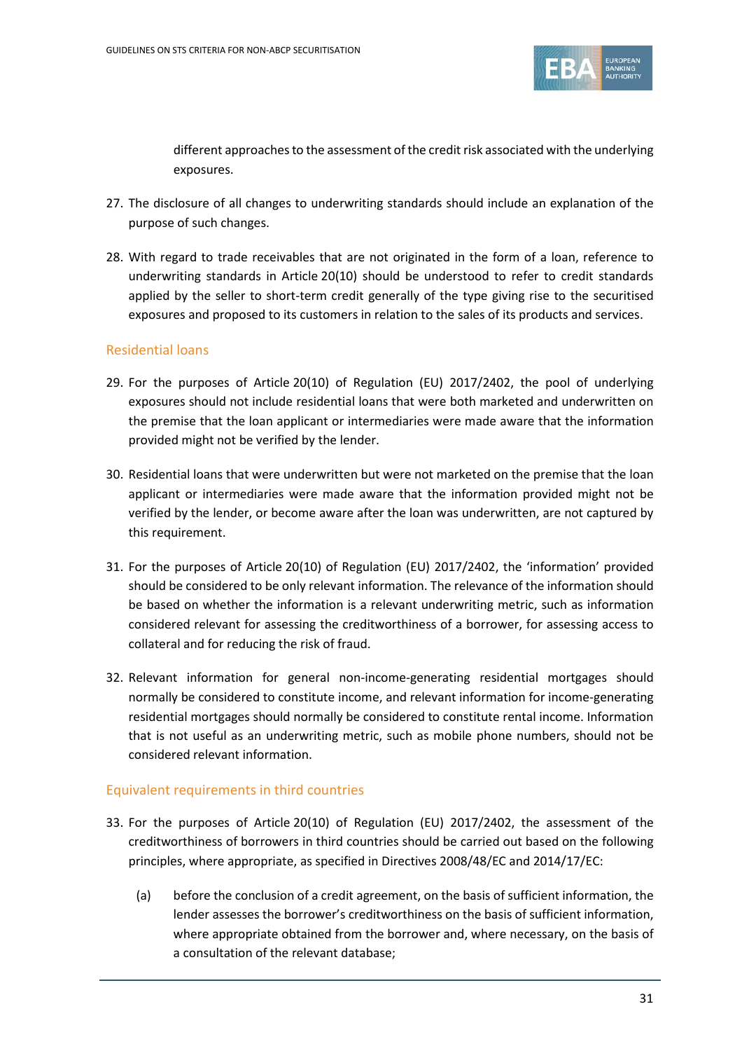different approaches to the assessment of the credit risk associated with the underlying exposures.

27. The disclosure of all changes to underwriting standards should include an explanation of the purpose of such changes.

28. With regard to trade receivables that are not originated in the form of a loan, reference to underwriting standards in Article 20(10) should be understood to refer to credit standards applied by the seller to short-term credit generally of the type giving rise to the securitised exposures and proposed to its customers in relation to the sales of its products and services.

### Residential loans

29. For the purposes of Article 20(10) of Regulation (EU) 2017/2402, the pool of underlying exposures should not include residential loans that were both marketed and underwritten on the premise that the loan applicant or intermediaries were made aware that the information provided might not be verified by the lender.

30. Residential loans that were underwritten but were not marketed on the premise that the loan applicant or intermediaries were made aware that the information provided might not be verified by the lender, or become aware after the loan was underwritten, are not captured by this requirement.

31. For the purposes of Article 20(10) of Regulation (EU) 2017/2402, the 'information' provided should be considered to be only relevant information. The relevance of the information should be based on whether the information is a relevant underwriting metric, such as information considered relevant for assessing the creditworthiness of a borrower, for assessing access to collateral and for reducing the risk of fraud.

32. Relevant information for general non-income-generating residential mortgages should normally be considered to constitute income, and relevant information for income-generating residential mortgages should normally be considered to constitute rental income. Information that is not useful as an underwriting metric, such as mobile phone numbers, should not be considered relevant information.

### Equivalent requirements in third countries

33. For the purposes of Article 20(10) of Regulation (EU) 2017/2402, the assessment of the creditworthiness of borrowers in third countries should be carried out based on the following principles, where appropriate, as specified in Directives 2008/48/EC and 2014/17/EC:

    (a) before the conclusion of a credit agreement, on the basis of sufficient information, the lender assesses the borrower's creditworthiness on the basis of sufficient information, where appropriate obtained from the borrower and, where necessary, on the basis of a consultation of the relevant database;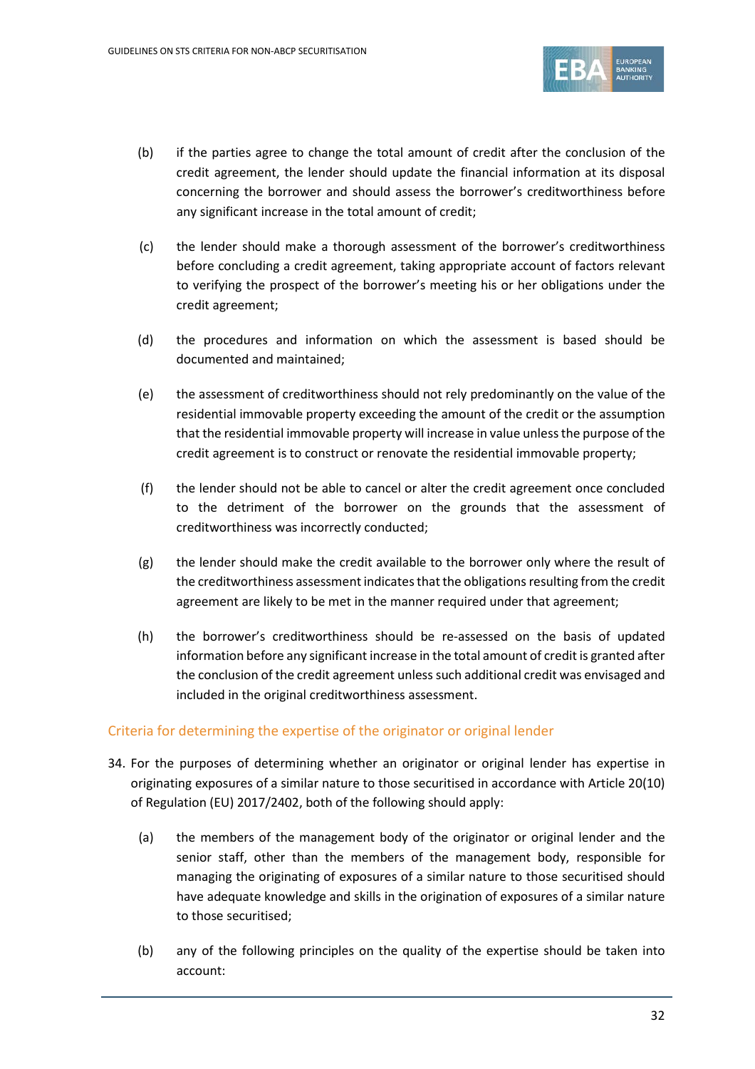(b) if the parties agree to change the total amount of credit after the conclusion of the credit agreement, the lender should update the financial information at its disposal concerning the borrower and should assess the borrower's creditworthiness before any significant increase in the total amount of credit;

(c) the lender should make a thorough assessment of the borrower's creditworthiness before concluding a credit agreement, taking appropriate account of factors relevant to verifying the prospect of the borrower's meeting his or her obligations under the credit agreement;

(d) the procedures and information on which the assessment is based should be documented and maintained;

(e) the assessment of creditworthiness should not rely predominantly on the value of the residential immovable property exceeding the amount of the credit or the assumption that the residential immovable property will increase in value unless the purpose of the credit agreement is to construct or renovate the residential immovable property;

(f) the lender should not be able to cancel or alter the credit agreement once concluded to the detriment of the borrower on the grounds that the assessment of creditworthiness was incorrectly conducted;

(g) the lender should make the credit available to the borrower only where the result of the creditworthiness assessment indicates that the obligations resulting from the credit agreement are likely to be met in the manner required under that agreement;

(h) the borrower's creditworthiness should be re-assessed on the basis of updated information before any significant increase in the total amount of credit is granted after the conclusion of the credit agreement unless such additional credit was envisaged and included in the original creditworthiness assessment.

### Criteria for determining the expertise of the originator or original lender

34. For the purposes of determining whether an originator or original lender has expertise in originating exposures of a similar nature to those securitised in accordance with Article 20(10) of Regulation (EU) 2017/2402, both of the following should apply:

    (a) the members of the management body of the originator or original lender and the senior staff, other than the members of the management body, responsible for managing the originating of exposures of a similar nature to those securitised should have adequate knowledge and skills in the origination of exposures of a similar nature to those securitised;

    (b) any of the following principles on the quality of the expertise should be taken into account: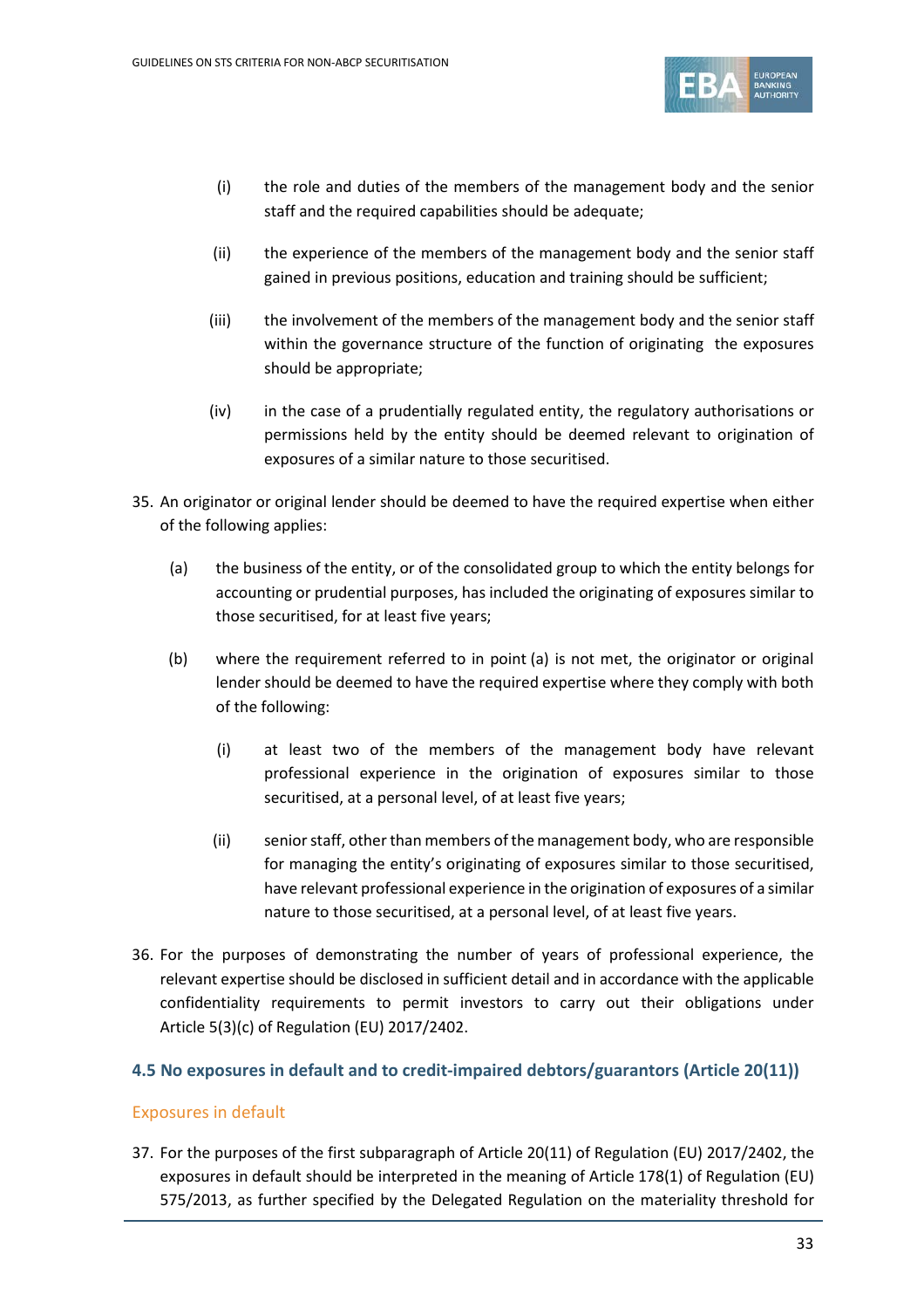(i) the role and duties of the members of the management body and the senior staff and the required capabilities should be adequate;

(ii) the experience of the members of the management body and the senior staff gained in previous positions, education and training should be sufficient;

(iii) the involvement of the members of the management body and the senior staff within the governance structure of the function of originating the exposures should be appropriate;

(iv) in the case of a prudentially regulated entity, the regulatory authorisations or permissions held by the entity should be deemed relevant to origination of exposures of a similar nature to those securitised.

35. An originator or original lender should be deemed to have the required expertise when either of the following applies:

(a) the business of the entity, or of the consolidated group to which the entity belongs for accounting or prudential purposes, has included the originating of exposures similar to those securitised, for at least five years;

(b) where the requirement referred to in point (a) is not met, the originator or original lender should be deemed to have the required expertise where they comply with both of the following:

(i) at least two of the members of the management body have relevant professional experience in the origination of exposures similar to those securitised, at a personal level, of at least five years;

(ii) senior staff, other than members of the management body, who are responsible for managing the entity's originating of exposures similar to those securitised, have relevant professional experience in the origination of exposures of a similar nature to those securitised, at a personal level, of at least five years.

36. For the purposes of demonstrating the number of years of professional experience, the relevant expertise should be disclosed in sufficient detail and in accordance with the applicable confidentiality requirements to permit investors to carry out their obligations under Article 5(3)(c) of Regulation (EU) 2017/2402.

### 4.5 No exposures in default and to credit-impaired debtors/guarantors (Article 20(11))

#### Exposures in default

37. For the purposes of the first subparagraph of Article 20(11) of Regulation (EU) 2017/2402, the exposures in default should be interpreted in the meaning of Article 178(1) of Regulation (EU) 575/2013, as further specified by the Delegated Regulation on the materiality threshold for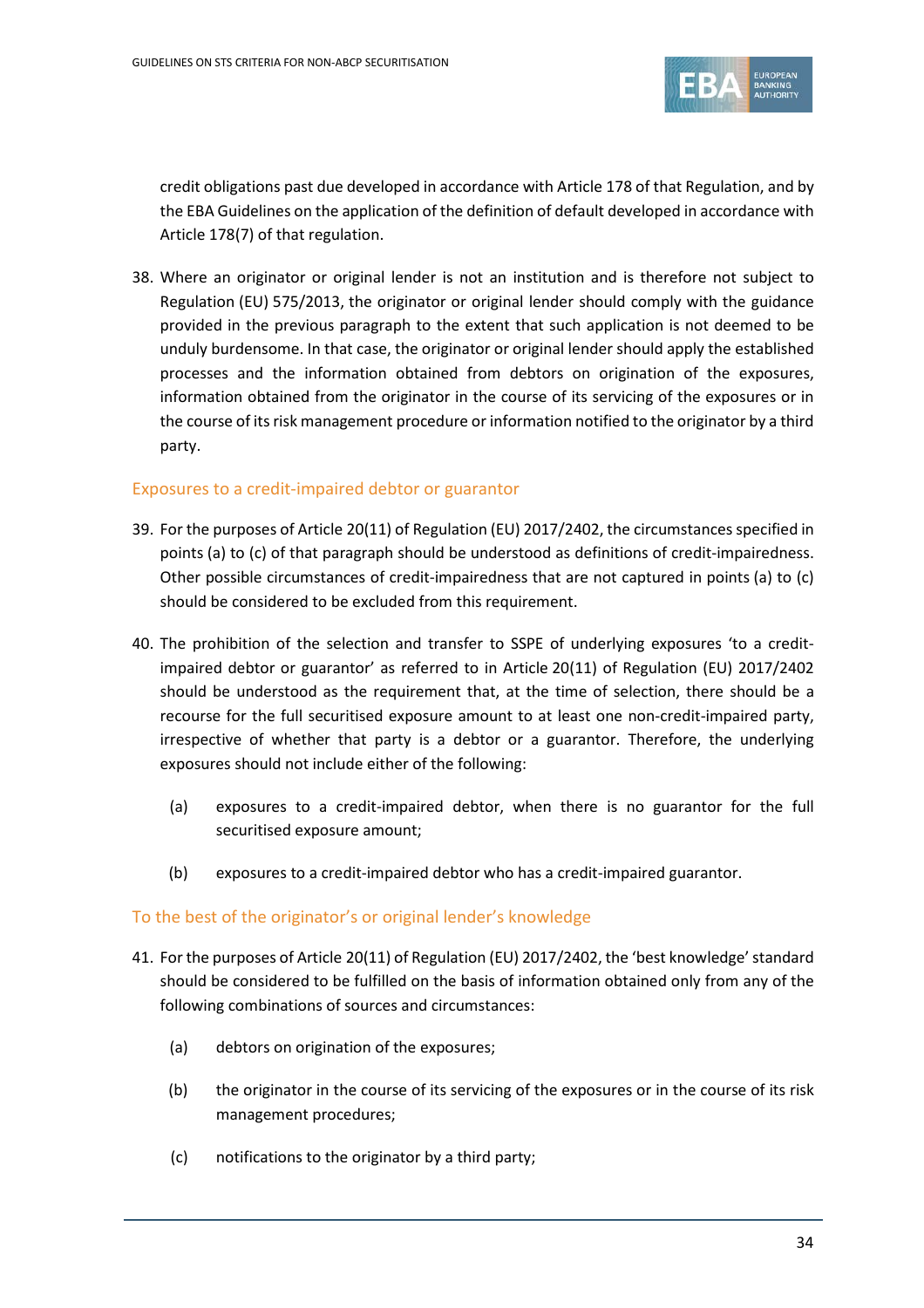credit obligations past due developed in accordance with Article 178 of that Regulation, and by the EBA Guidelines on the application of the definition of default developed in accordance with Article 178(7) of that regulation.

38. Where an originator or original lender is not an institution and is therefore not subject to Regulation (EU) 575/2013, the originator or original lender should comply with the guidance provided in the previous paragraph to the extent that such application is not deemed to be unduly burdensome. In that case, the originator or original lender should apply the established processes and the information obtained from debtors on origination of the exposures, information obtained from the originator in the course of its servicing of the exposures or in the course of its risk management procedure or information notified to the originator by a third party.

### Exposures to a credit-impaired debtor or guarantor

39. For the purposes of Article 20(11) of Regulation (EU) 2017/2402, the circumstances specified in points (a) to (c) of that paragraph should be understood as definitions of credit-impairedness. Other possible circumstances of credit-impairedness that are not captured in points (a) to (c) should be considered to be excluded from this requirement.

40. The prohibition of the selection and transfer to SSPE of underlying exposures 'to a credit-impaired debtor or guarantor' as referred to in Article 20(11) of Regulation (EU) 2017/2402 should be understood as the requirement that, at the time of selection, there should be a recourse for the full securitised exposure amount to at least one non-credit-impaired party, irrespective of whether that party is a debtor or a guarantor. Therefore, the underlying exposures should not include either of the following:

    (a) exposures to a credit-impaired debtor, when there is no guarantor for the full securitised exposure amount;

    (b) exposures to a credit-impaired debtor who has a credit-impaired guarantor.

### To the best of the originator's or original lender's knowledge

41. For the purposes of Article 20(11) of Regulation (EU) 2017/2402, the 'best knowledge' standard should be considered to be fulfilled on the basis of information obtained only from any of the following combinations of sources and circumstances:

    (a) debtors on origination of the exposures;

    (b) the originator in the course of its servicing of the exposures or in the course of its risk management procedures;

    (c) notifications to the originator by a third party;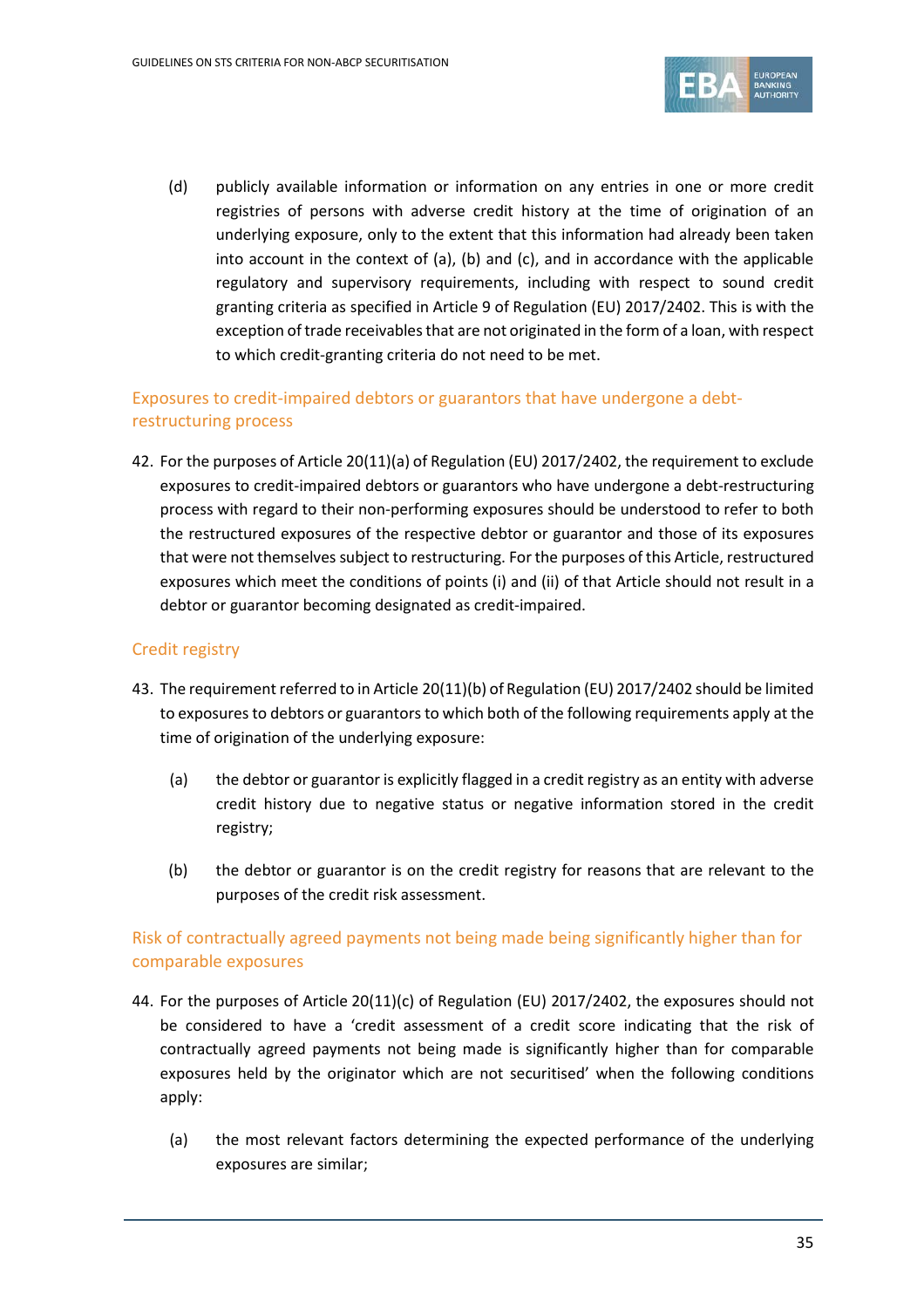(d) publicly available information or information on any entries in one or more credit registries of persons with adverse credit history at the time of origination of an underlying exposure, only to the extent that this information had already been taken into account in the context of (a), (b) and (c), and in accordance with the applicable regulatory and supervisory requirements, including with respect to sound credit granting criteria as specified in Article 9 of Regulation (EU) 2017/2402. This is with the exception of trade receivables that are not originated in the form of a loan, with respect to which credit-granting criteria do not need to be met.

### Exposures to credit-impaired debtors or guarantors that have undergone a debt-restructuring process

42. For the purposes of Article 20(11)(a) of Regulation (EU) 2017/2402, the requirement to exclude exposures to credit-impaired debtors or guarantors who have undergone a debt-restructuring process with regard to their non-performing exposures should be understood to refer to both the restructured exposures of the respective debtor or guarantor and those of its exposures that were not themselves subject to restructuring. For the purposes of this Article, restructured exposures which meet the conditions of points (i) and (ii) of that Article should not result in a debtor or guarantor becoming designated as credit-impaired.

### Credit registry

43. The requirement referred to in Article 20(11)(b) of Regulation (EU) 2017/2402 should be limited to exposures to debtors or guarantors to which both of the following requirements apply at the time of origination of the underlying exposure:

    (a) the debtor or guarantor is explicitly flagged in a credit registry as an entity with adverse credit history due to negative status or negative information stored in the credit registry;

    (b) the debtor or guarantor is on the credit registry for reasons that are relevant to the purposes of the credit risk assessment.

### Risk of contractually agreed payments not being made being significantly higher than for comparable exposures

44. For the purposes of Article 20(11)(c) of Regulation (EU) 2017/2402, the exposures should not be considered to have a 'credit assessment of a credit score indicating that the risk of contractually agreed payments not being made is significantly higher than for comparable exposures held by the originator which are not securitised' when the following conditions apply:

    (a) the most relevant factors determining the expected performance of the underlying exposures are similar;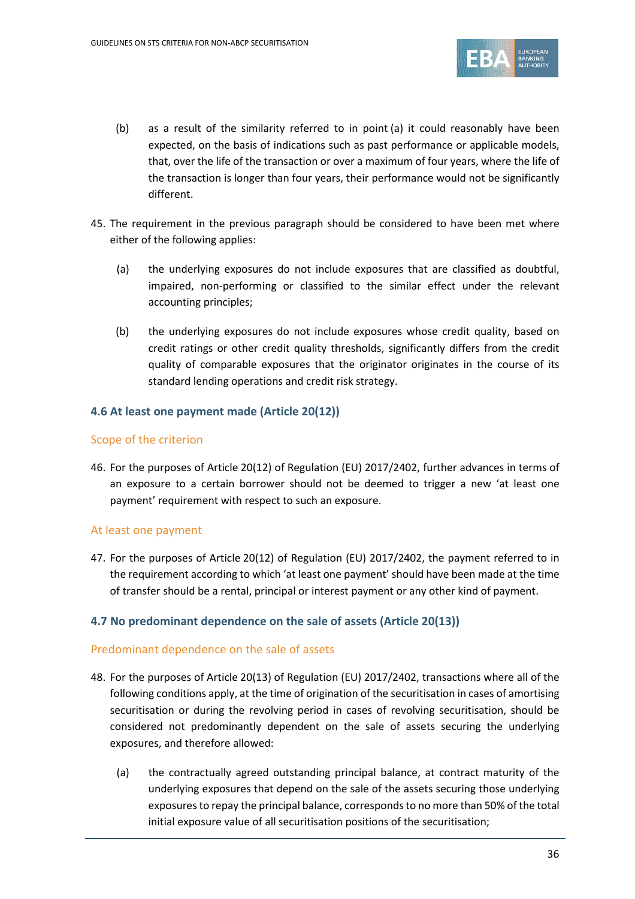(b) as a result of the similarity referred to in point (a) it could reasonably have been expected, on the basis of indications such as past performance or applicable models, that, over the life of the transaction or over a maximum of four years, where the life of the transaction is longer than four years, their performance would not be significantly different.

45. The requirement in the previous paragraph should be considered to have been met where either of the following applies:

   (a) the underlying exposures do not include exposures that are classified as doubtful, impaired, non-performing or classified to the similar effect under the relevant accounting principles;

   (b) the underlying exposures do not include exposures whose credit quality, based on credit ratings or other credit quality thresholds, significantly differs from the credit quality of comparable exposures that the originator originates in the course of its standard lending operations and credit risk strategy.

### 4.6 At least one payment made (Article 20(12))

#### Scope of the criterion

46. For the purposes of Article 20(12) of Regulation (EU) 2017/2402, further advances in terms of an exposure to a certain borrower should not be deemed to trigger a new 'at least one payment' requirement with respect to such an exposure.

#### At least one payment

47. For the purposes of Article 20(12) of Regulation (EU) 2017/2402, the payment referred to in the requirement according to which 'at least one payment' should have been made at the time of transfer should be a rental, principal or interest payment or any other kind of payment.

### 4.7 No predominant dependence on the sale of assets (Article 20(13))

#### Predominant dependence on the sale of assets

48. For the purposes of Article 20(13) of Regulation (EU) 2017/2402, transactions where all of the following conditions apply, at the time of origination of the securitisation in cases of amortising securitisation or during the revolving period in cases of revolving securitisation, should be considered not predominantly dependent on the sale of assets securing the underlying exposures, and therefore allowed:

   (a) the contractually agreed outstanding principal balance, at contract maturity of the underlying exposures that depend on the sale of the assets securing those underlying exposures to repay the principal balance, corresponds to no more than 50% of the total initial exposure value of all securitisation positions of the securitisation;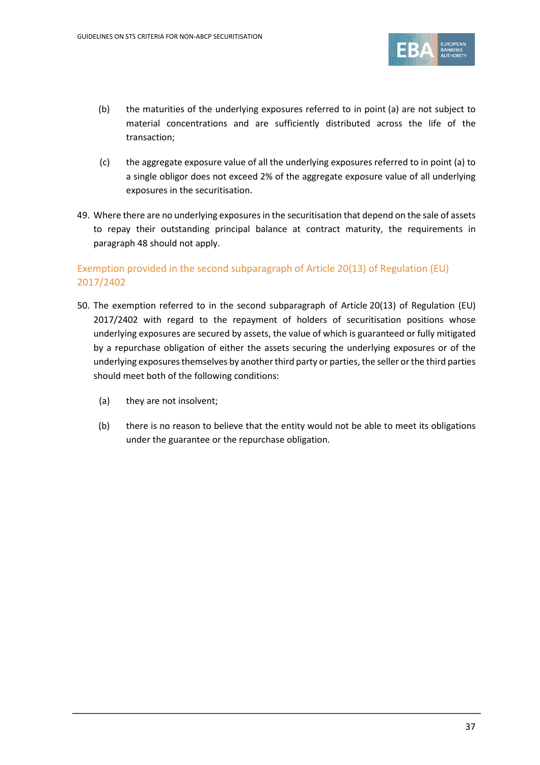(b) the maturities of the underlying exposures referred to in point (a) are not subject to material concentrations and are sufficiently distributed across the life of the transaction;

(c) the aggregate exposure value of all the underlying exposures referred to in point (a) to a single obligor does not exceed 2% of the aggregate exposure value of all underlying exposures in the securitisation.

49. Where there are no underlying exposures in the securitisation that depend on the sale of assets to repay their outstanding principal balance at contract maturity, the requirements in paragraph 48 should not apply.

### Exemption provided in the second subparagraph of Article 20(13) of Regulation (EU) 2017/2402

50. The exemption referred to in the second subparagraph of Article 20(13) of Regulation (EU) 2017/2402 with regard to the repayment of holders of securitisation positions whose underlying exposures are secured by assets, the value of which is guaranteed or fully mitigated by a repurchase obligation of either the assets securing the underlying exposures or of the underlying exposures themselves by another third party or parties, the seller or the third parties should meet both of the following conditions:

(a) they are not insolvent;

(b) there is no reason to believe that the entity would not be able to meet its obligations under the guarantee or the repurchase obligation.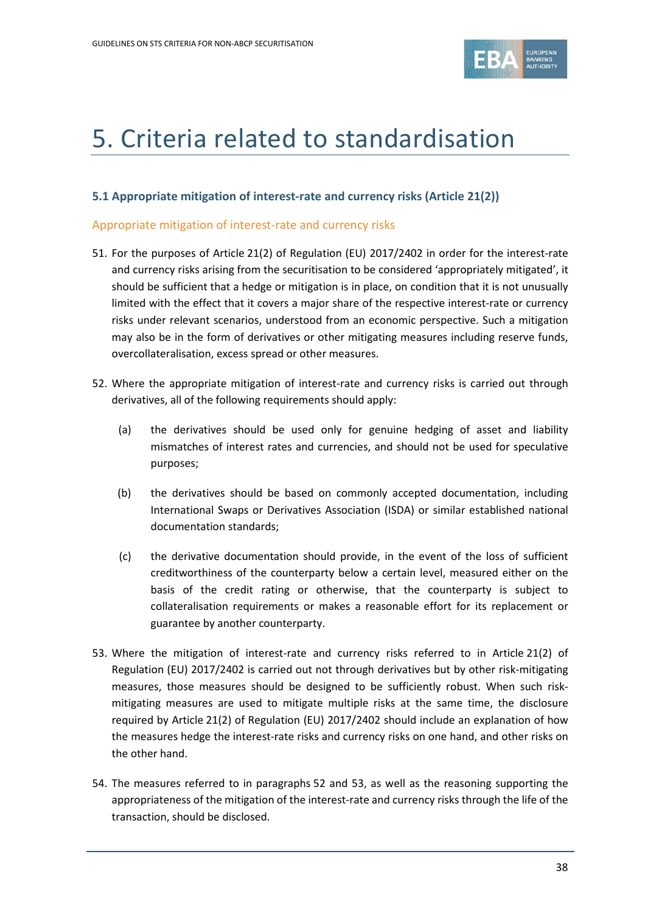# 5. Criteria related to standardisation

## 5.1 Appropriate mitigation of interest-rate and currency risks (Article 21(2))

### Appropriate mitigation of interest-rate and currency risks

51. For the purposes of Article 21(2) of Regulation (EU) 2017/2402 in order for the interest-rate and currency risks arising from the securitisation to be considered 'appropriately mitigated', it should be sufficient that a hedge or mitigation is in place, on condition that it is not unusually limited with the effect that it covers a major share of the respective interest-rate or currency risks under relevant scenarios, understood from an economic perspective. Such a mitigation may also be in the form of derivatives or other mitigating measures including reserve funds, overcollateralisation, excess spread or other measures.

52. Where the appropriate mitigation of interest-rate and currency risks is carried out through derivatives, all of the following requirements should apply:

    (a) the derivatives should be used only for genuine hedging of asset and liability mismatches of interest rates and currencies, and should not be used for speculative purposes;

    (b) the derivatives should be based on commonly accepted documentation, including International Swaps or Derivatives Association (ISDA) or similar established national documentation standards;

    (c) the derivative documentation should provide, in the event of the loss of sufficient creditworthiness of the counterparty below a certain level, measured either on the basis of the credit rating or otherwise, that the counterparty is subject to collateralisation requirements or makes a reasonable effort for its replacement or guarantee by another counterparty.

53. Where the mitigation of interest-rate and currency risks referred to in Article 21(2) of Regulation (EU) 2017/2402 is carried out not through derivatives but by other risk-mitigating measures, those measures should be designed to be sufficiently robust. When such risk-mitigating measures are used to mitigate multiple risks at the same time, the disclosure required by Article 21(2) of Regulation (EU) 2017/2402 should include an explanation of how the measures hedge the interest-rate risks and currency risks on one hand, and other risks on the other hand.

54. The measures referred to in paragraphs 52 and 53, as well as the reasoning supporting the appropriateness of the mitigation of the interest-rate and currency risks through the life of the transaction, should be disclosed.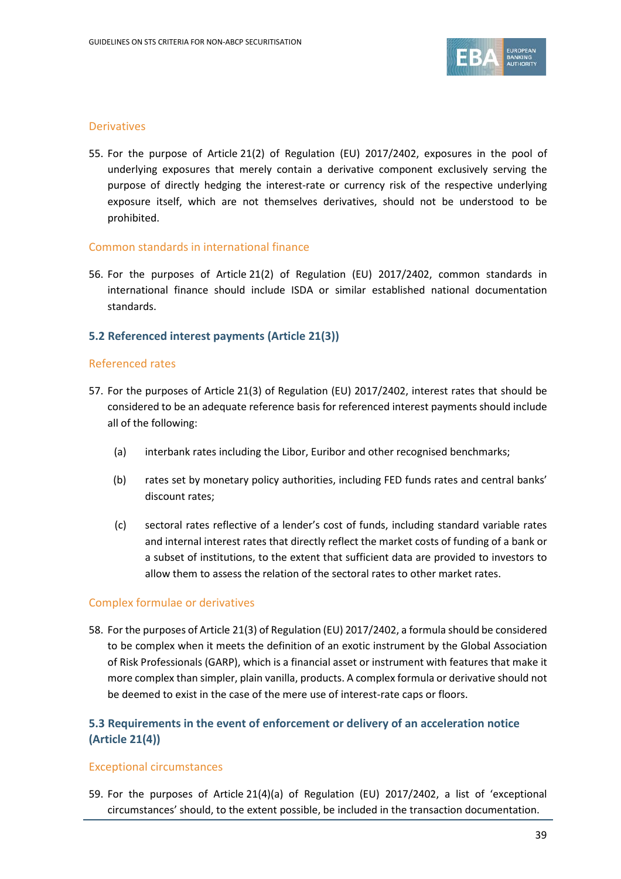#### Derivatives

55. For the purpose of Article 21(2) of Regulation (EU) 2017/2402, exposures in the pool of underlying exposures that merely contain a derivative component exclusively serving the purpose of directly hedging the interest-rate or currency risk of the respective underlying exposure itself, which are not themselves derivatives, should not be understood to be prohibited.

#### Common standards in international finance

56. For the purposes of Article 21(2) of Regulation (EU) 2017/2402, common standards in international finance should include ISDA or similar established national documentation standards.

### 5.2 Referenced interest payments (Article 21(3))

#### Referenced rates

57. For the purposes of Article 21(3) of Regulation (EU) 2017/2402, interest rates that should be considered to be an adequate reference basis for referenced interest payments should include all of the following:

    (a) interbank rates including the Libor, Euribor and other recognised benchmarks;

    (b) rates set by monetary policy authorities, including FED funds rates and central banks' discount rates;

    (c) sectoral rates reflective of a lender's cost of funds, including standard variable rates and internal interest rates that directly reflect the market costs of funding of a bank or a subset of institutions, to the extent that sufficient data are provided to investors to allow them to assess the relation of the sectoral rates to other market rates.

#### Complex formulae or derivatives

58. For the purposes of Article 21(3) of Regulation (EU) 2017/2402, a formula should be considered to be complex when it meets the definition of an exotic instrument by the Global Association of Risk Professionals (GARP), which is a financial asset or instrument with features that make it more complex than simpler, plain vanilla, products. A complex formula or derivative should not be deemed to exist in the case of the mere use of interest-rate caps or floors.

### 5.3 Requirements in the event of enforcement or delivery of an acceleration notice (Article 21(4))

#### Exceptional circumstances

59. For the purposes of Article 21(4)(a) of Regulation (EU) 2017/2402, a list of 'exceptional circumstances' should, to the extent possible, be included in the transaction documentation.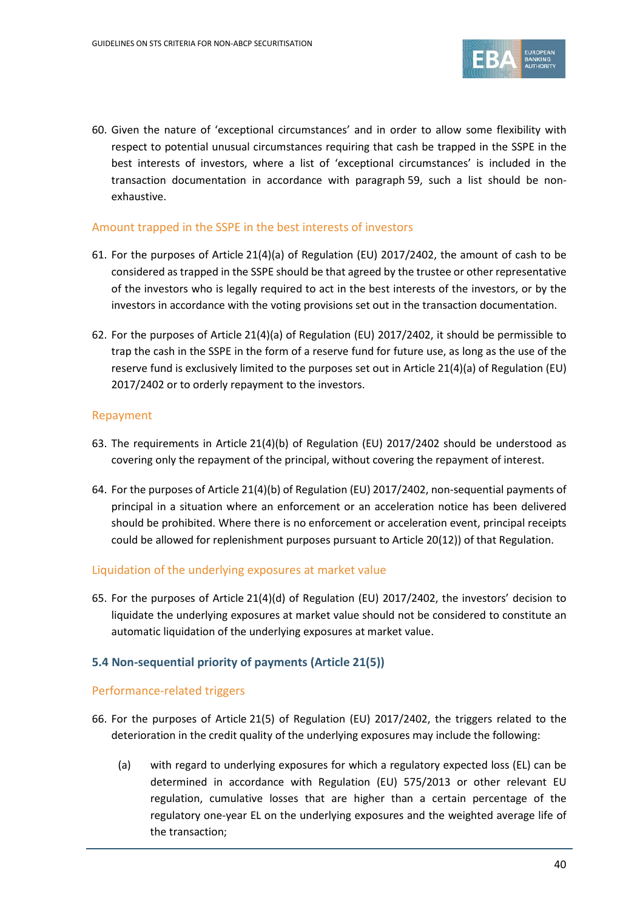60. Given the nature of 'exceptional circumstances' and in order to allow some flexibility with respect to potential unusual circumstances requiring that cash be trapped in the SSPE in the best interests of investors, where a list of 'exceptional circumstances' is included in the transaction documentation in accordance with paragraph 59, such a list should be non-exhaustive.

### Amount trapped in the SSPE in the best interests of investors

61. For the purposes of Article 21(4)(a) of Regulation (EU) 2017/2402, the amount of cash to be considered as trapped in the SSPE should be that agreed by the trustee or other representative of the investors who is legally required to act in the best interests of the investors, or by the investors in accordance with the voting provisions set out in the transaction documentation.

62. For the purposes of Article 21(4)(a) of Regulation (EU) 2017/2402, it should be permissible to trap the cash in the SSPE in the form of a reserve fund for future use, as long as the use of the reserve fund is exclusively limited to the purposes set out in Article 21(4)(a) of Regulation (EU) 2017/2402 or to orderly repayment to the investors.

### Repayment

63. The requirements in Article 21(4)(b) of Regulation (EU) 2017/2402 should be understood as covering only the repayment of the principal, without covering the repayment of interest.

64. For the purposes of Article 21(4)(b) of Regulation (EU) 2017/2402, non-sequential payments of principal in a situation where an enforcement or an acceleration notice has been delivered should be prohibited. Where there is no enforcement or acceleration event, principal receipts could be allowed for replenishment purposes pursuant to Article 20(12)) of that Regulation.

### Liquidation of the underlying exposures at market value

65. For the purposes of Article 21(4)(d) of Regulation (EU) 2017/2402, the investors' decision to liquidate the underlying exposures at market value should not be considered to constitute an automatic liquidation of the underlying exposures at market value.

## 5.4 Non-sequential priority of payments (Article 21(5))

### Performance-related triggers

66. For the purposes of Article 21(5) of Regulation (EU) 2017/2402, the triggers related to the deterioration in the credit quality of the underlying exposures may include the following:

    (a) with regard to underlying exposures for which a regulatory expected loss (EL) can be determined in accordance with Regulation (EU) 575/2013 or other relevant EU regulation, cumulative losses that are higher than a certain percentage of the regulatory one-year EL on the underlying exposures and the weighted average life of the transaction;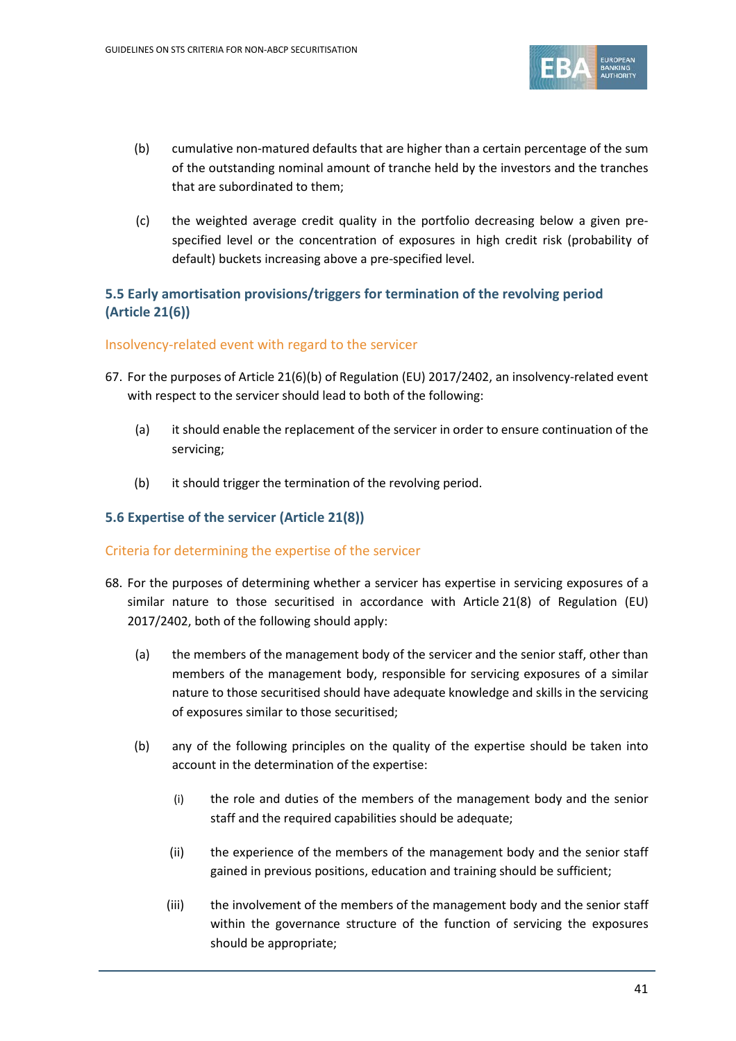(b) cumulative non-matured defaults that are higher than a certain percentage of the sum of the outstanding nominal amount of tranche held by the investors and the tranches that are subordinated to them;

(c) the weighted average credit quality in the portfolio decreasing below a given pre-specified level or the concentration of exposures in high credit risk (probability of default) buckets increasing above a pre-specified level.

### 5.5 Early amortisation provisions/triggers for termination of the revolving period (Article 21(6))

#### Insolvency-related event with regard to the servicer

67. For the purposes of Article 21(6)(b) of Regulation (EU) 2017/2402, an insolvency-related event with respect to the servicer should lead to both of the following:

    (a) it should enable the replacement of the servicer in order to ensure continuation of the servicing;

    (b) it should trigger the termination of the revolving period.

### 5.6 Expertise of the servicer (Article 21(8))

#### Criteria for determining the expertise of the servicer

68. For the purposes of determining whether a servicer has expertise in servicing exposures of a similar nature to those securitised in accordance with Article 21(8) of Regulation (EU) 2017/2402, both of the following should apply:

    (a) the members of the management body of the servicer and the senior staff, other than members of the management body, responsible for servicing exposures of a similar nature to those securitised should have adequate knowledge and skills in the servicing of exposures similar to those securitised;

    (b) any of the following principles on the quality of the expertise should be taken into account in the determination of the expertise:

        (i) the role and duties of the members of the management body and the senior staff and the required capabilities should be adequate;

        (ii) the experience of the members of the management body and the senior staff gained in previous positions, education and training should be sufficient;

        (iii) the involvement of the members of the management body and the senior staff within the governance structure of the function of servicing the exposures should be appropriate;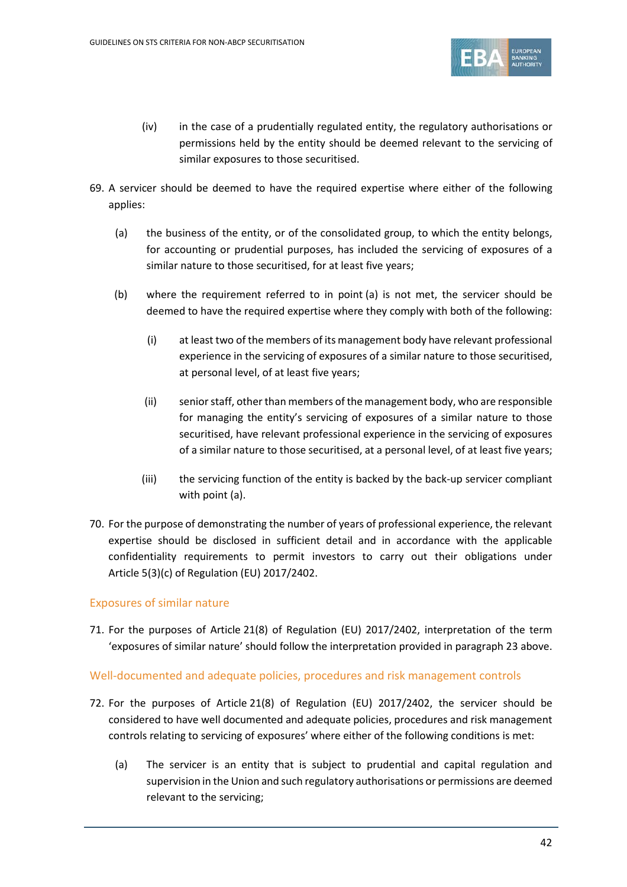(iv) in the case of a prudentially regulated entity, the regulatory authorisations or permissions held by the entity should be deemed relevant to the servicing of similar exposures to those securitised.

69. A servicer should be deemed to have the required expertise where either of the following applies:

   (a) the business of the entity, or of the consolidated group, to which the entity belongs, for accounting or prudential purposes, has included the servicing of exposures of a similar nature to those securitised, for at least five years;

   (b) where the requirement referred to in point (a) is not met, the servicer should be deemed to have the required expertise where they comply with both of the following:

      (i) at least two of the members of its management body have relevant professional experience in the servicing of exposures of a similar nature to those securitised, at personal level, of at least five years;

      (ii) senior staff, other than members of the management body, who are responsible for managing the entity's servicing of exposures of a similar nature to those securitised, have relevant professional experience in the servicing of exposures of a similar nature to those securitised, at a personal level, of at least five years;

      (iii) the servicing function of the entity is backed by the back-up servicer compliant with point (a).

70. For the purpose of demonstrating the number of years of professional experience, the relevant expertise should be disclosed in sufficient detail and in accordance with the applicable confidentiality requirements to permit investors to carry out their obligations under Article 5(3)(c) of Regulation (EU) 2017/2402.

### Exposures of similar nature

71. For the purposes of Article 21(8) of Regulation (EU) 2017/2402, interpretation of the term 'exposures of similar nature' should follow the interpretation provided in paragraph 23 above.

### Well-documented and adequate policies, procedures and risk management controls

72. For the purposes of Article 21(8) of Regulation (EU) 2017/2402, the servicer should be considered to have well documented and adequate policies, procedures and risk management controls relating to servicing of exposures' where either of the following conditions is met:

   (a) The servicer is an entity that is subject to prudential and capital regulation and supervision in the Union and such regulatory authorisations or permissions are deemed relevant to the servicing;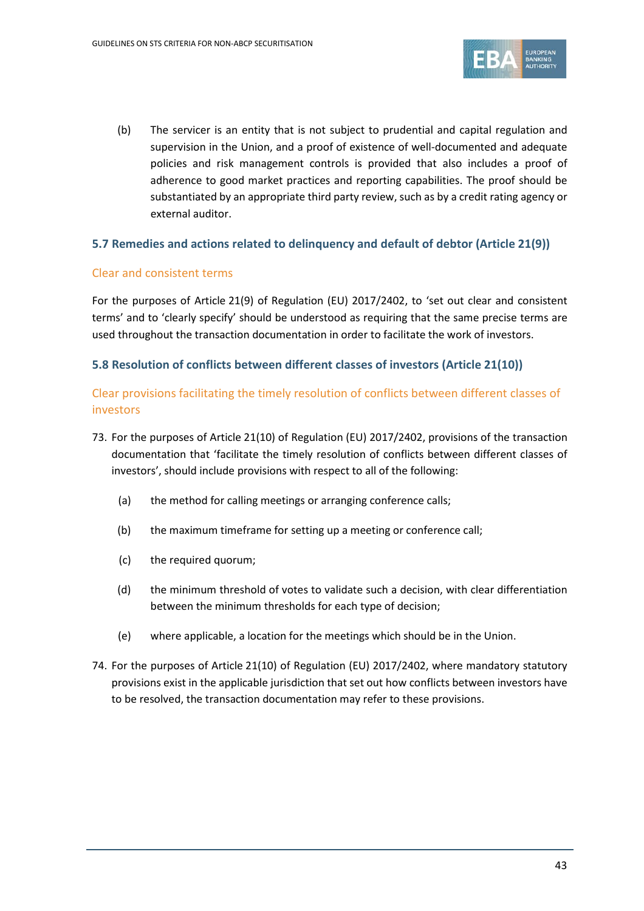(b) The servicer is an entity that is not subject to prudential and capital regulation and supervision in the Union, and a proof of existence of well-documented and adequate policies and risk management controls is provided that also includes a proof of adherence to good market practices and reporting capabilities. The proof should be substantiated by an appropriate third party review, such as by a credit rating agency or external auditor.

### 5.7 Remedies and actions related to delinquency and default of debtor (Article 21(9))

#### Clear and consistent terms

For the purposes of Article 21(9) of Regulation (EU) 2017/2402, to 'set out clear and consistent terms' and to 'clearly specify' should be understood as requiring that the same precise terms are used throughout the transaction documentation in order to facilitate the work of investors.

### 5.8 Resolution of conflicts between different classes of investors (Article 21(10))

#### Clear provisions facilitating the timely resolution of conflicts between different classes of investors

73. For the purposes of Article 21(10) of Regulation (EU) 2017/2402, provisions of the transaction documentation that 'facilitate the timely resolution of conflicts between different classes of investors', should include provisions with respect to all of the following:

    (a) the method for calling meetings or arranging conference calls;

    (b) the maximum timeframe for setting up a meeting or conference call;

    (c) the required quorum;

    (d) the minimum threshold of votes to validate such a decision, with clear differentiation between the minimum thresholds for each type of decision;

    (e) where applicable, a location for the meetings which should be in the Union.

74. For the purposes of Article 21(10) of Regulation (EU) 2017/2402, where mandatory statutory provisions exist in the applicable jurisdiction that set out how conflicts between investors have to be resolved, the transaction documentation may refer to these provisions.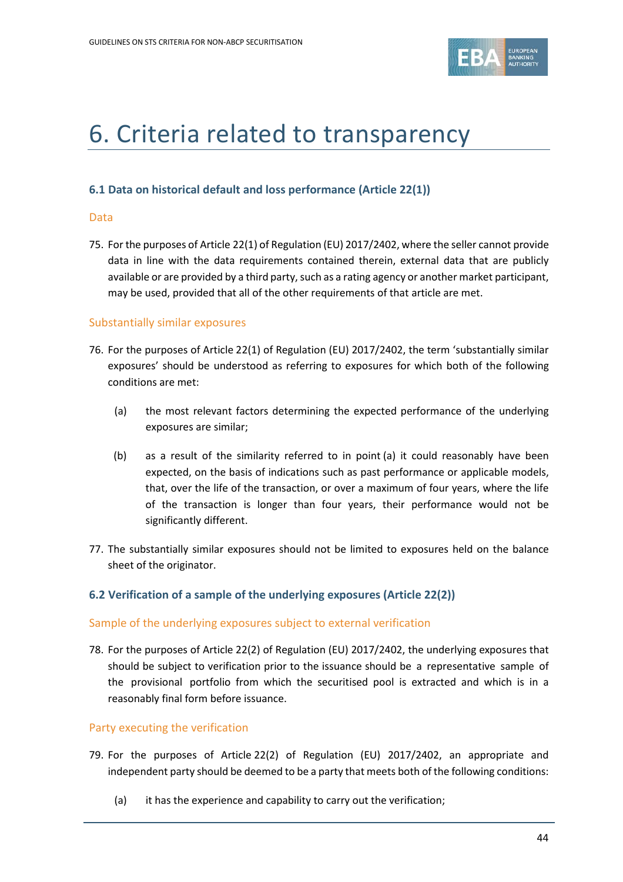# 6. Criteria related to transparency

### 6.1 Data on historical default and loss performance (Article 22(1))

#### Data

75. For the purposes of Article 22(1) of Regulation (EU) 2017/2402, where the seller cannot provide data in line with the data requirements contained therein, external data that are publicly available or are provided by a third party, such as a rating agency or another market participant, may be used, provided that all of the other requirements of that article are met.

#### Substantially similar exposures

76. For the purposes of Article 22(1) of Regulation (EU) 2017/2402, the term 'substantially similar exposures' should be understood as referring to exposures for which both of the following conditions are met:

    (a) the most relevant factors determining the expected performance of the underlying exposures are similar;

    (b) as a result of the similarity referred to in point (a) it could reasonably have been expected, on the basis of indications such as past performance or applicable models, that, over the life of the transaction, or over a maximum of four years, where the life of the transaction is longer than four years, their performance would not be significantly different.

77. The substantially similar exposures should not be limited to exposures held on the balance sheet of the originator.

### 6.2 Verification of a sample of the underlying exposures (Article 22(2))

#### Sample of the underlying exposures subject to external verification

78. For the purposes of Article 22(2) of Regulation (EU) 2017/2402, the underlying exposures that should be subject to verification prior to the issuance should be a representative sample of the provisional portfolio from which the securitised pool is extracted and which is in a reasonably final form before issuance.

#### Party executing the verification

79. For the purposes of Article 22(2) of Regulation (EU) 2017/2402, an appropriate and independent party should be deemed to be a party that meets both of the following conditions:

    (a) it has the experience and capability to carry out the verification;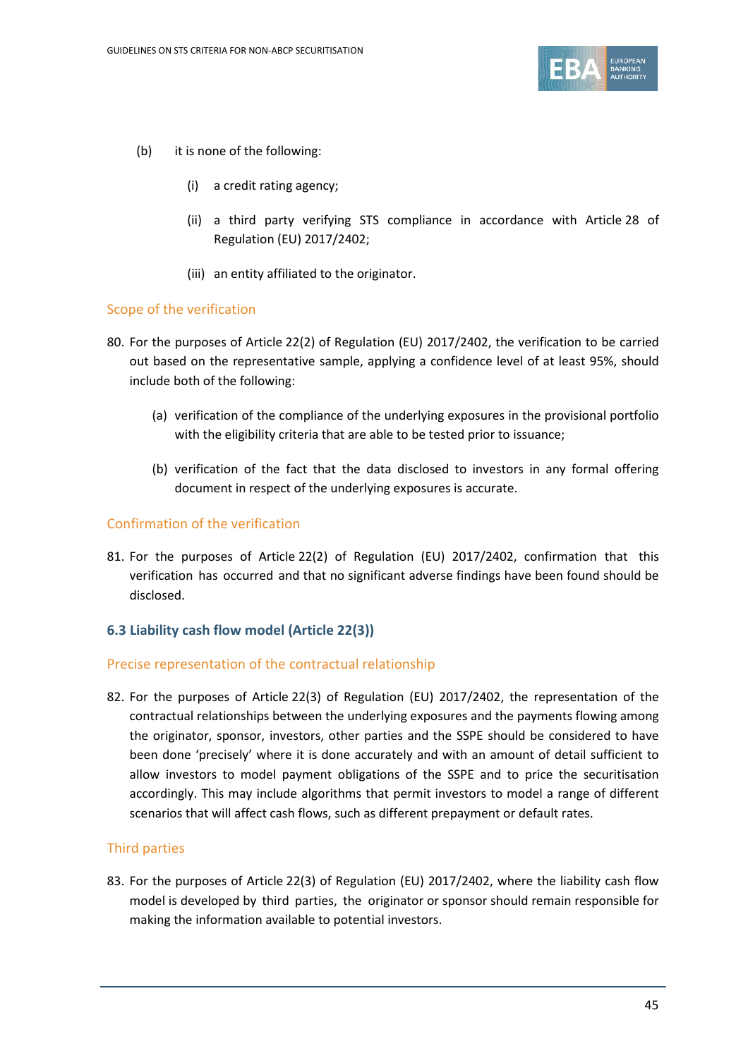(b) it is none of the following:

 (i) a credit rating agency;

 (ii) a third party verifying STS compliance in accordance with Article 28 of Regulation (EU) 2017/2402;

 (iii) an entity affiliated to the originator.

#### Scope of the verification

80. For the purposes of Article 22(2) of Regulation (EU) 2017/2402, the verification to be carried out based on the representative sample, applying a confidence level of at least 95%, should include both of the following:

 (a) verification of the compliance of the underlying exposures in the provisional portfolio with the eligibility criteria that are able to be tested prior to issuance;

 (b) verification of the fact that the data disclosed to investors in any formal offering document in respect of the underlying exposures is accurate.

#### Confirmation of the verification

81. For the purposes of Article 22(2) of Regulation (EU) 2017/2402, confirmation that this verification has occurred and that no significant adverse findings have been found should be disclosed.

### 6.3 Liability cash flow model (Article 22(3))

#### Precise representation of the contractual relationship

82. For the purposes of Article 22(3) of Regulation (EU) 2017/2402, the representation of the contractual relationships between the underlying exposures and the payments flowing among the originator, sponsor, investors, other parties and the SSPE should be considered to have been done 'precisely' where it is done accurately and with an amount of detail sufficient to allow investors to model payment obligations of the SSPE and to price the securitisation accordingly. This may include algorithms that permit investors to model a range of different scenarios that will affect cash flows, such as different prepayment or default rates.

#### Third parties

83. For the purposes of Article 22(3) of Regulation (EU) 2017/2402, where the liability cash flow model is developed by third parties, the originator or sponsor should remain responsible for making the information available to potential investors.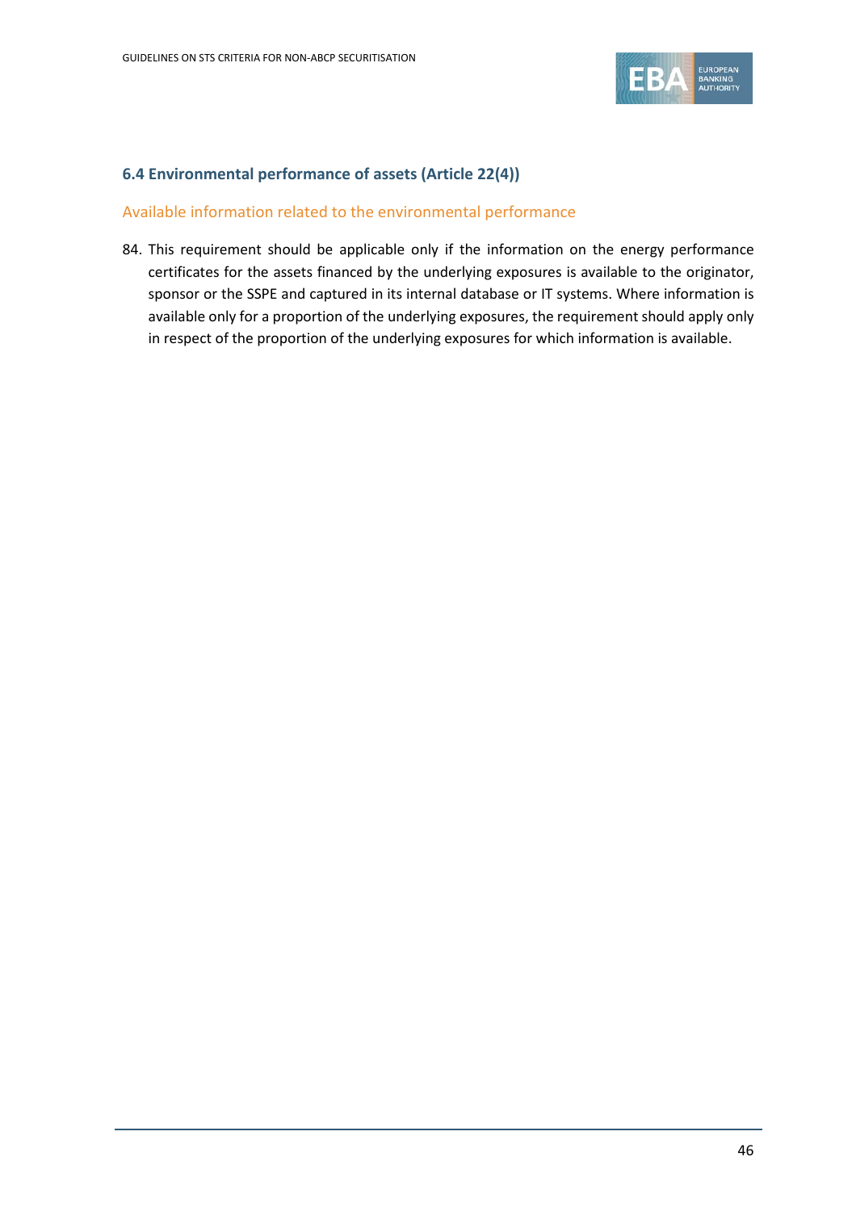## 6.4 Environmental performance of assets (Article 22(4))

### Available information related to the environmental performance

84. This requirement should be applicable only if the information on the energy performance certificates for the assets financed by the underlying exposures is available to the originator, sponsor or the SSPE and captured in its internal database or IT systems. Where information is available only for a proportion of the underlying exposures, the requirement should apply only in respect of the proportion of the underlying exposures for which information is available.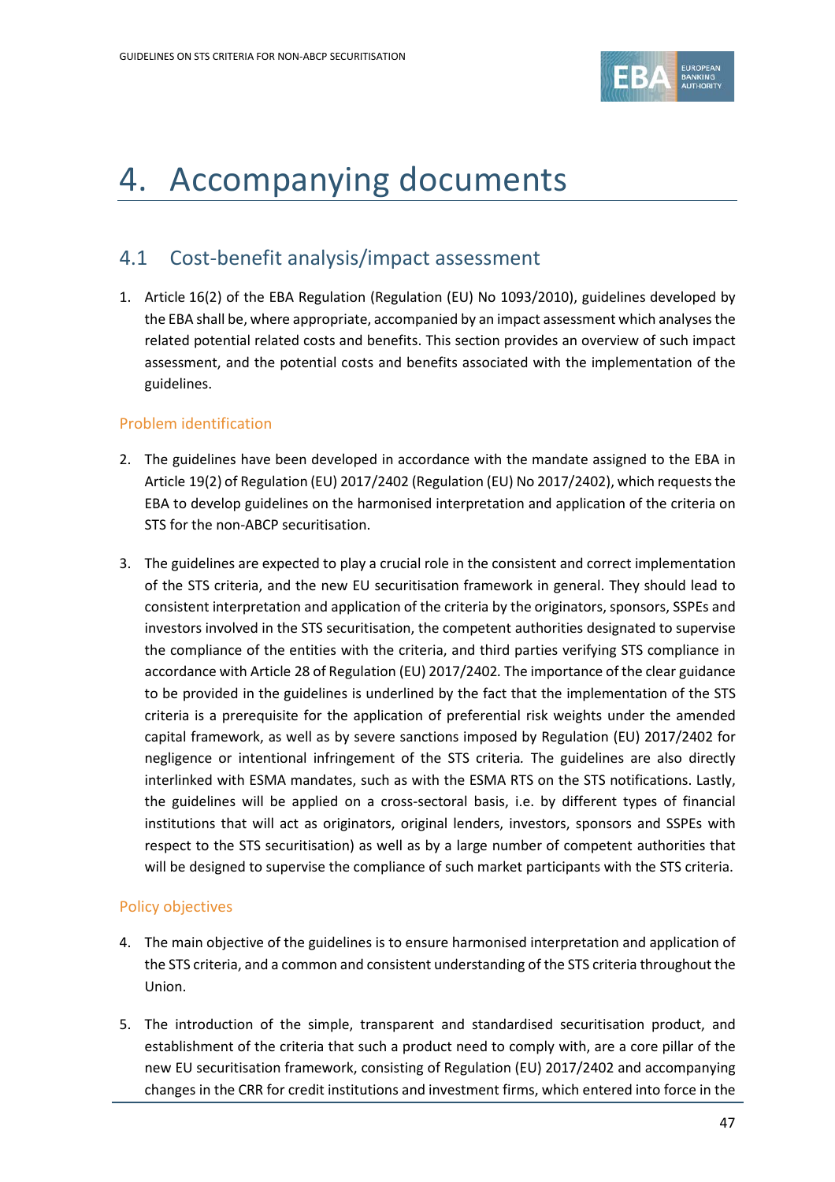# 4. Accompanying documents

## 4.1 Cost-benefit analysis/impact assessment

1. Article 16(2) of the EBA Regulation (Regulation (EU) No 1093/2010), guidelines developed by the EBA shall be, where appropriate, accompanied by an impact assessment which analyses the related potential related costs and benefits. This section provides an overview of such impact assessment, and the potential costs and benefits associated with the implementation of the guidelines.

### Problem identification

2. The guidelines have been developed in accordance with the mandate assigned to the EBA in Article 19(2) of Regulation (EU) 2017/2402 (Regulation (EU) No 2017/2402), which requests the EBA to develop guidelines on the harmonised interpretation and application of the criteria on STS for the non-ABCP securitisation.

3. The guidelines are expected to play a crucial role in the consistent and correct implementation of the STS criteria, and the new EU securitisation framework in general. They should lead to consistent interpretation and application of the criteria by the originators, sponsors, SSPEs and investors involved in the STS securitisation, the competent authorities designated to supervise the compliance of the entities with the criteria, and third parties verifying STS compliance in accordance with Article 28 of Regulation (EU) 2017/2402. The importance of the clear guidance to be provided in the guidelines is underlined by the fact that the implementation of the STS criteria is a prerequisite for the application of preferential risk weights under the amended capital framework, as well as by severe sanctions imposed by Regulation (EU) 2017/2402 for negligence or intentional infringement of the STS criteria. The guidelines are also directly interlinked with ESMA mandates, such as with the ESMA RTS on the STS notifications. Lastly, the guidelines will be applied on a cross-sectoral basis, i.e. by different types of financial institutions that will act as originators, original lenders, investors, sponsors and SSPEs with respect to the STS securitisation) as well as by a large number of competent authorities that will be designed to supervise the compliance of such market participants with the STS criteria.

### Policy objectives

4. The main objective of the guidelines is to ensure harmonised interpretation and application of the STS criteria, and a common and consistent understanding of the STS criteria throughout the Union.

5. The introduction of the simple, transparent and standardised securitisation product, and establishment of the criteria that such a product need to comply with, are a core pillar of the new EU securitisation framework, consisting of Regulation (EU) 2017/2402 and accompanying changes in the CRR for credit institutions and investment firms, which entered into force in the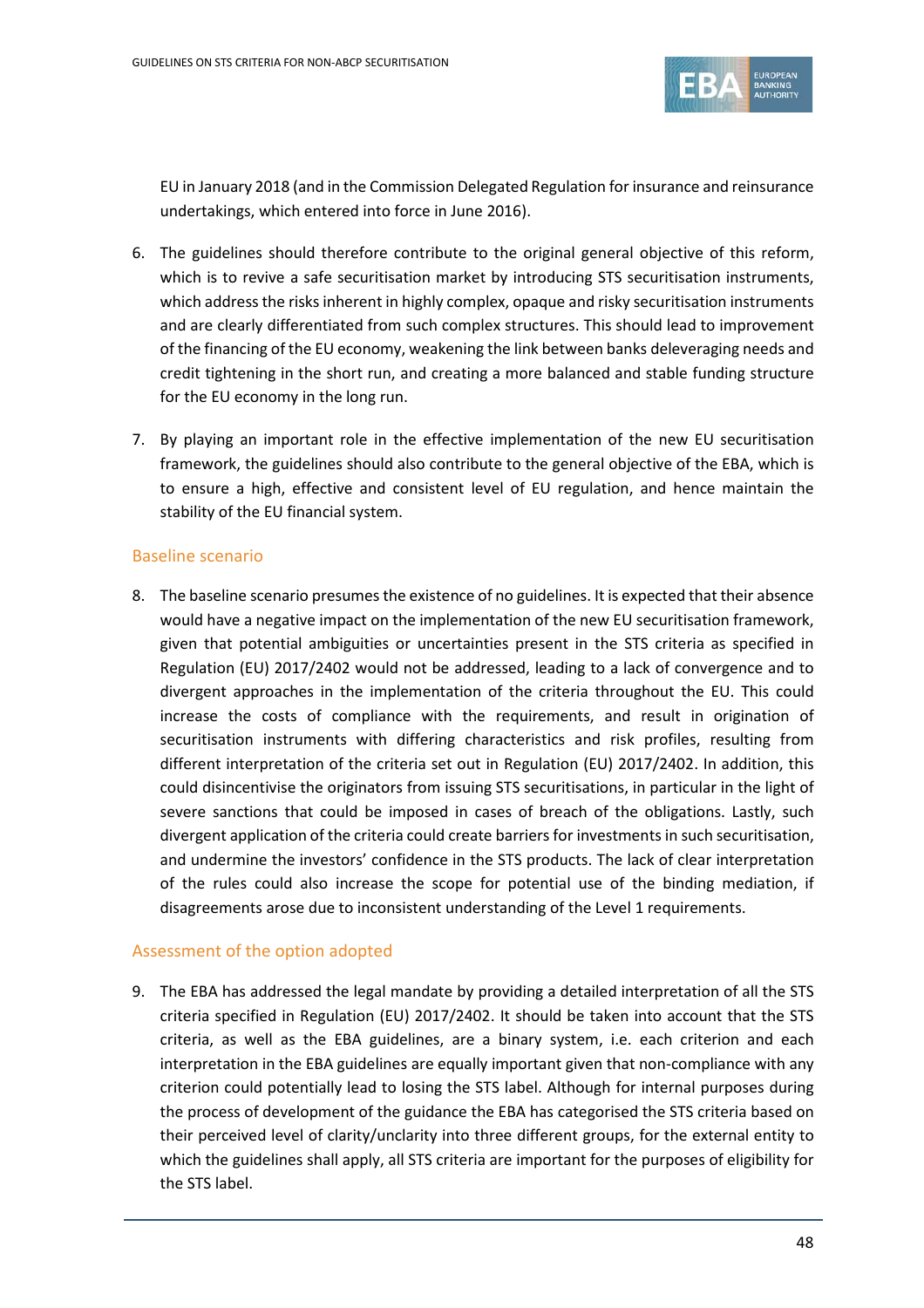EU in January 2018 (and in the Commission Delegated Regulation for insurance and reinsurance undertakings, which entered into force in June 2016).

6. The guidelines should therefore contribute to the original general objective of this reform, which is to revive a safe securitisation market by introducing STS securitisation instruments, which address the risks inherent in highly complex, opaque and risky securitisation instruments and are clearly differentiated from such complex structures. This should lead to improvement of the financing of the EU economy, weakening the link between banks deleveraging needs and credit tightening in the short run, and creating a more balanced and stable funding structure for the EU economy in the long run.

7. By playing an important role in the effective implementation of the new EU securitisation framework, the guidelines should also contribute to the general objective of the EBA, which is to ensure a high, effective and consistent level of EU regulation, and hence maintain the stability of the EU financial system.

## Baseline scenario

8. The baseline scenario presumes the existence of no guidelines. It is expected that their absence would have a negative impact on the implementation of the new EU securitisation framework, given that potential ambiguities or uncertainties present in the STS criteria as specified in Regulation (EU) 2017/2402 would not be addressed, leading to a lack of convergence and to divergent approaches in the implementation of the criteria throughout the EU. This could increase the costs of compliance with the requirements, and result in origination of securitisation instruments with differing characteristics and risk profiles, resulting from different interpretation of the criteria set out in Regulation (EU) 2017/2402. In addition, this could disincentivise the originators from issuing STS securitisations, in particular in the light of severe sanctions that could be imposed in cases of breach of the obligations. Lastly, such divergent application of the criteria could create barriers for investments in such securitisation, and undermine the investors' confidence in the STS products. The lack of clear interpretation of the rules could also increase the scope for potential use of the binding mediation, if disagreements arose due to inconsistent understanding of the Level 1 requirements.

## Assessment of the option adopted

9. The EBA has addressed the legal mandate by providing a detailed interpretation of all the STS criteria specified in Regulation (EU) 2017/2402. It should be taken into account that the STS criteria, as well as the EBA guidelines, are a binary system, i.e. each criterion and each interpretation in the EBA guidelines are equally important given that non-compliance with any criterion could potentially lead to losing the STS label. Although for internal purposes during the process of development of the guidance the EBA has categorised the STS criteria based on their perceived level of clarity/unclarity into three different groups, for the external entity to which the guidelines shall apply, all STS criteria are important for the purposes of eligibility for the STS label.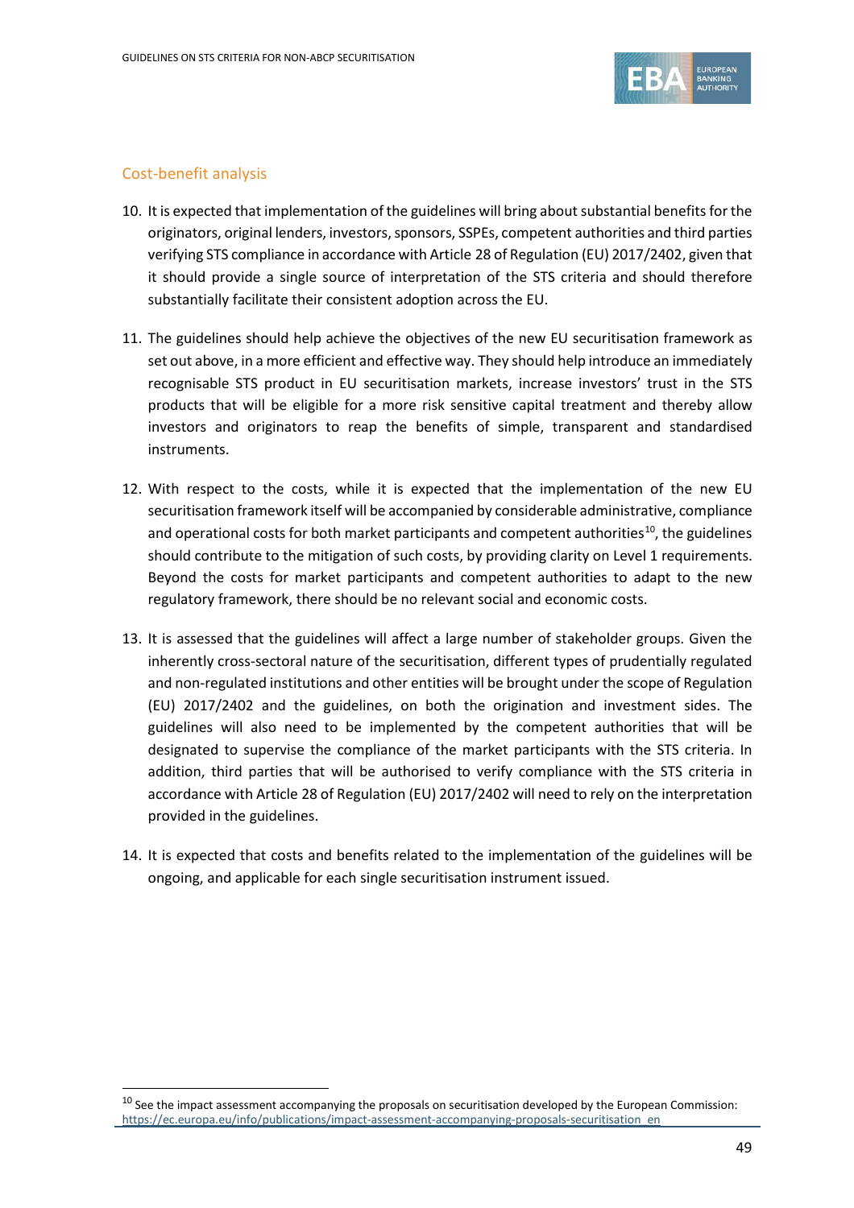## Cost-benefit analysis

10. It is expected that implementation of the guidelines will bring about substantial benefits for the originators, original lenders, investors, sponsors, SSPEs, competent authorities and third parties verifying STS compliance in accordance with Article 28 of Regulation (EU) 2017/2402, given that it should provide a single source of interpretation of the STS criteria and should therefore substantially facilitate their consistent adoption across the EU.

11. The guidelines should help achieve the objectives of the new EU securitisation framework as set out above, in a more efficient and effective way. They should help introduce an immediately recognisable STS product in EU securitisation markets, increase investors' trust in the STS products that will be eligible for a more risk sensitive capital treatment and thereby allow investors and originators to reap the benefits of simple, transparent and standardised instruments.

12. With respect to the costs, while it is expected that the implementation of the new EU securitisation framework itself will be accompanied by considerable administrative, compliance and operational costs for both market participants and competent authorities[10], the guidelines should contribute to the mitigation of such costs, by providing clarity on Level 1 requirements. Beyond the costs for market participants and competent authorities to adapt to the new regulatory framework, there should be no relevant social and economic costs.

13. It is assessed that the guidelines will affect a large number of stakeholder groups. Given the inherently cross-sectoral nature of the securitisation, different types of prudentially regulated and non-regulated institutions and other entities will be brought under the scope of Regulation (EU) 2017/2402 and the guidelines, on both the origination and investment sides. The guidelines will also need to be implemented by the competent authorities that will be designated to supervise the compliance of the market participants with the STS criteria. In addition, third parties that will be authorised to verify compliance with the STS criteria in accordance with Article 28 of Regulation (EU) 2017/2402 will need to rely on the interpretation provided in the guidelines.

14. It is expected that costs and benefits related to the implementation of the guidelines will be ongoing, and applicable for each single securitisation instrument issued.

---

[10] See the impact assessment accompanying the proposals on securitisation developed by the European Commission: https://ec.europa.eu/info/publications/impact-assessment-accompanying-proposals-securitisation_en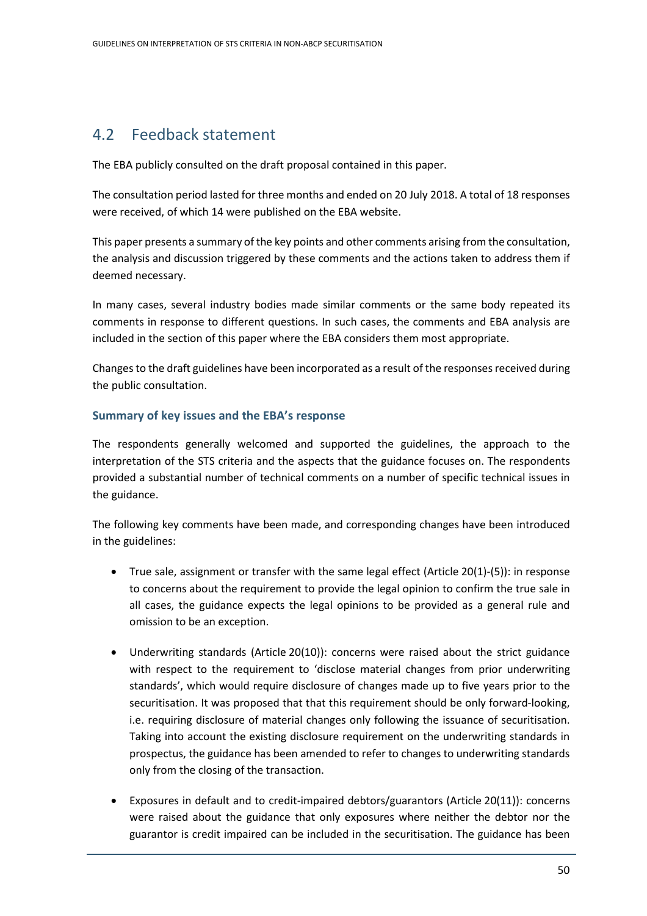## 4.2 Feedback statement

The EBA publicly consulted on the draft proposal contained in this paper.

The consultation period lasted for three months and ended on 20 July 2018. A total of 18 responses were received, of which 14 were published on the EBA website.

This paper presents a summary of the key points and other comments arising from the consultation, the analysis and discussion triggered by these comments and the actions taken to address them if deemed necessary.

In many cases, several industry bodies made similar comments or the same body repeated its comments in response to different questions. In such cases, the comments and EBA analysis are included in the section of this paper where the EBA considers them most appropriate.

Changes to the draft guidelines have been incorporated as a result of the responses received during the public consultation.

### Summary of key issues and the EBA's response

The respondents generally welcomed and supported the guidelines, the approach to the interpretation of the STS criteria and the aspects that the guidance focuses on. The respondents provided a substantial number of technical comments on a number of specific technical issues in the guidance.

The following key comments have been made, and corresponding changes have been introduced in the guidelines:

- True sale, assignment or transfer with the same legal effect (Article 20(1)-(5)): in response to concerns about the requirement to provide the legal opinion to confirm the true sale in all cases, the guidance expects the legal opinions to be provided as a general rule and omission to be an exception.
- Underwriting standards (Article 20(10)): concerns were raised about the strict guidance with respect to the requirement to 'disclose material changes from prior underwriting standards', which would require disclosure of changes made up to five years prior to the securitisation. It was proposed that that this requirement should be only forward-looking, i.e. requiring disclosure of material changes only following the issuance of securitisation. Taking into account the existing disclosure requirement on the underwriting standards in prospectus, the guidance has been amended to refer to changes to underwriting standards only from the closing of the transaction.
- Exposures in default and to credit-impaired debtors/guarantors (Article 20(11)): concerns were raised about the guidance that only exposures where neither the debtor nor the guarantor is credit impaired can be included in the securitisation. The guidance has been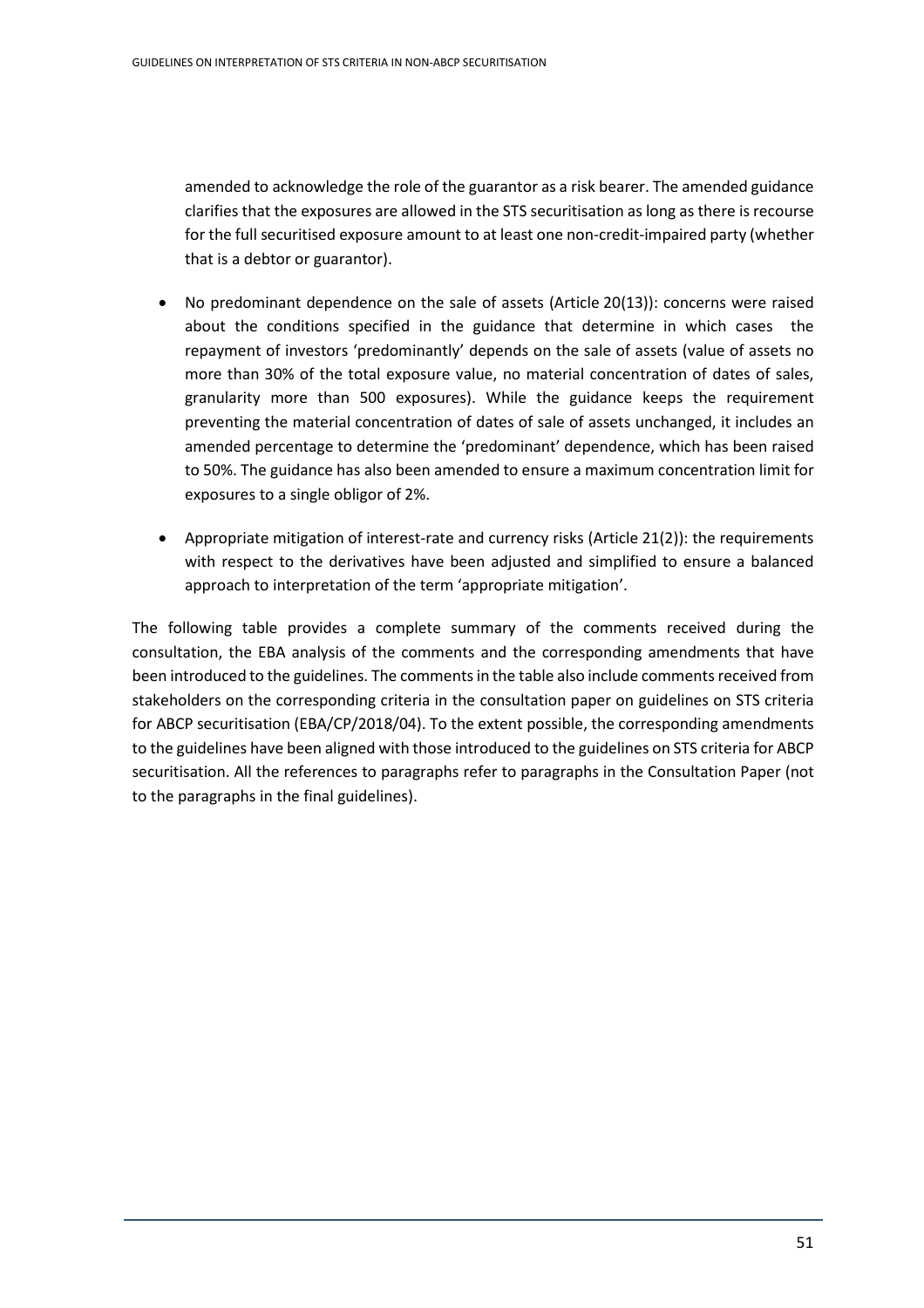amended to acknowledge the role of the guarantor as a risk bearer. The amended guidance clarifies that the exposures are allowed in the STS securitisation as long as there is recourse for the full securitised exposure amount to at least one non-credit-impaired party (whether that is a debtor or guarantor).

- No predominant dependence on the sale of assets (Article 20(13)): concerns were raised about the conditions specified in the guidance that determine in which cases the repayment of investors 'predominantly' depends on the sale of assets (value of assets no more than 30% of the total exposure value, no material concentration of dates of sales, granularity more than 500 exposures). While the guidance keeps the requirement preventing the material concentration of dates of sale of assets unchanged, it includes an amended percentage to determine the 'predominant' dependence, which has been raised to 50%. The guidance has also been amended to ensure a maximum concentration limit for exposures to a single obligor of 2%.

- Appropriate mitigation of interest-rate and currency risks (Article 21(2)): the requirements with respect to the derivatives have been adjusted and simplified to ensure a balanced approach to interpretation of the term 'appropriate mitigation'.

The following table provides a complete summary of the comments received during the consultation, the EBA analysis of the comments and the corresponding amendments that have been introduced to the guidelines. The comments in the table also include comments received from stakeholders on the corresponding criteria in the consultation paper on guidelines on STS criteria for ABCP securitisation (EBA/CP/2018/04). To the extent possible, the corresponding amendments to the guidelines have been aligned with those introduced to the guidelines on STS criteria for ABCP securitisation. All the references to paragraphs refer to paragraphs in the Consultation Paper (not to the paragraphs in the final guidelines).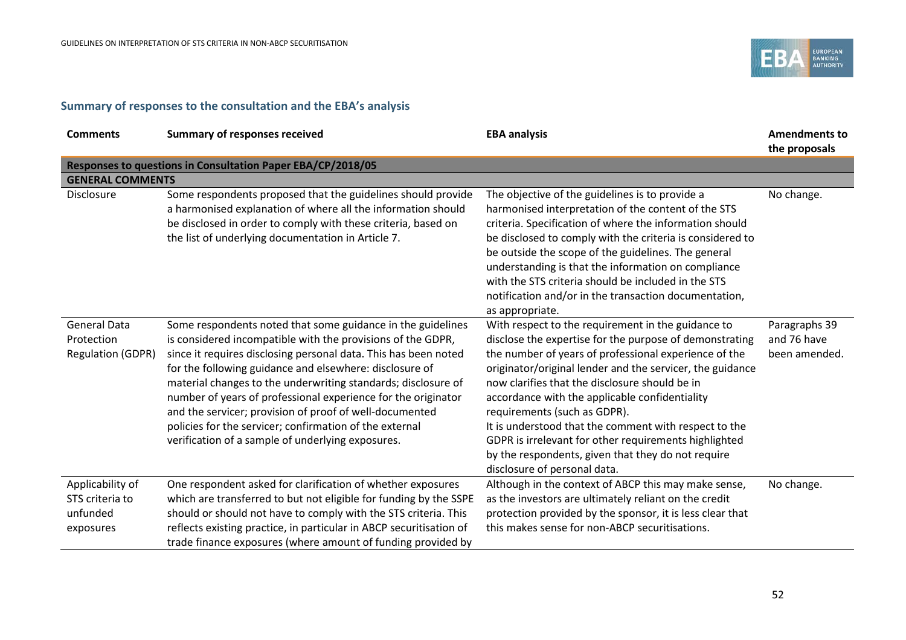## Summary of responses to the consultation and the EBA's analysis

| Comments | Summary of responses received | EBA analysis | Amendments to the proposals |
|---|---|---|---|
| **Responses to questions in Consultation Paper EBA/CP/2018/05** | | | |
| **GENERAL COMMENTS** | | | |
| Disclosure | Some respondents proposed that the guidelines should provide a harmonised explanation of where all the information should be disclosed in order to comply with these criteria, based on the list of underlying documentation in Article 7. | The objective of the guidelines is to provide a harmonised interpretation of the content of the STS criteria. Specification of where the information should be disclosed to comply with the criteria is considered to be outside the scope of the guidelines. The general understanding is that the information on compliance with the STS criteria should be included in the STS notification and/or in the transaction documentation, as appropriate. | No change. |
| General Data Protection Regulation (GDPR) | Some respondents noted that some guidance in the guidelines is considered incompatible with the provisions of the GDPR, since it requires disclosing personal data. This has been noted for the following guidance and elsewhere: disclosure of material changes to the underwriting standards; disclosure of number of years of professional experience for the originator and the servicer; provision of proof of well-documented policies for the servicer; confirmation of the external verification of a sample of underlying exposures. | With respect to the requirement in the guidance to disclose the expertise for the purpose of demonstrating the number of years of professional experience of the originator/original lender and the servicer, the guidance now clarifies that the disclosure should be in accordance with the applicable confidentiality requirements (such as GDPR).<br>It is understood that the comment with respect to the GDPR is irrelevant for other requirements highlighted by the respondents, given that they do not require disclosure of personal data. | Paragraphs 39 and 76 have been amended. |
| Applicability of STS criteria to unfunded exposures | One respondent asked for clarification of whether exposures which are transferred to but not eligible for funding by the SSPE should or should not have to comply with the STS criteria. This reflects existing practice, in particular in ABCP securitisation of trade finance exposures (where amount of funding provided by | Although in the context of ABCP this may make sense, as the investors are ultimately reliant on the credit protection provided by the sponsor, it is less clear that this makes sense for non-ABCP securitisations. | No change. |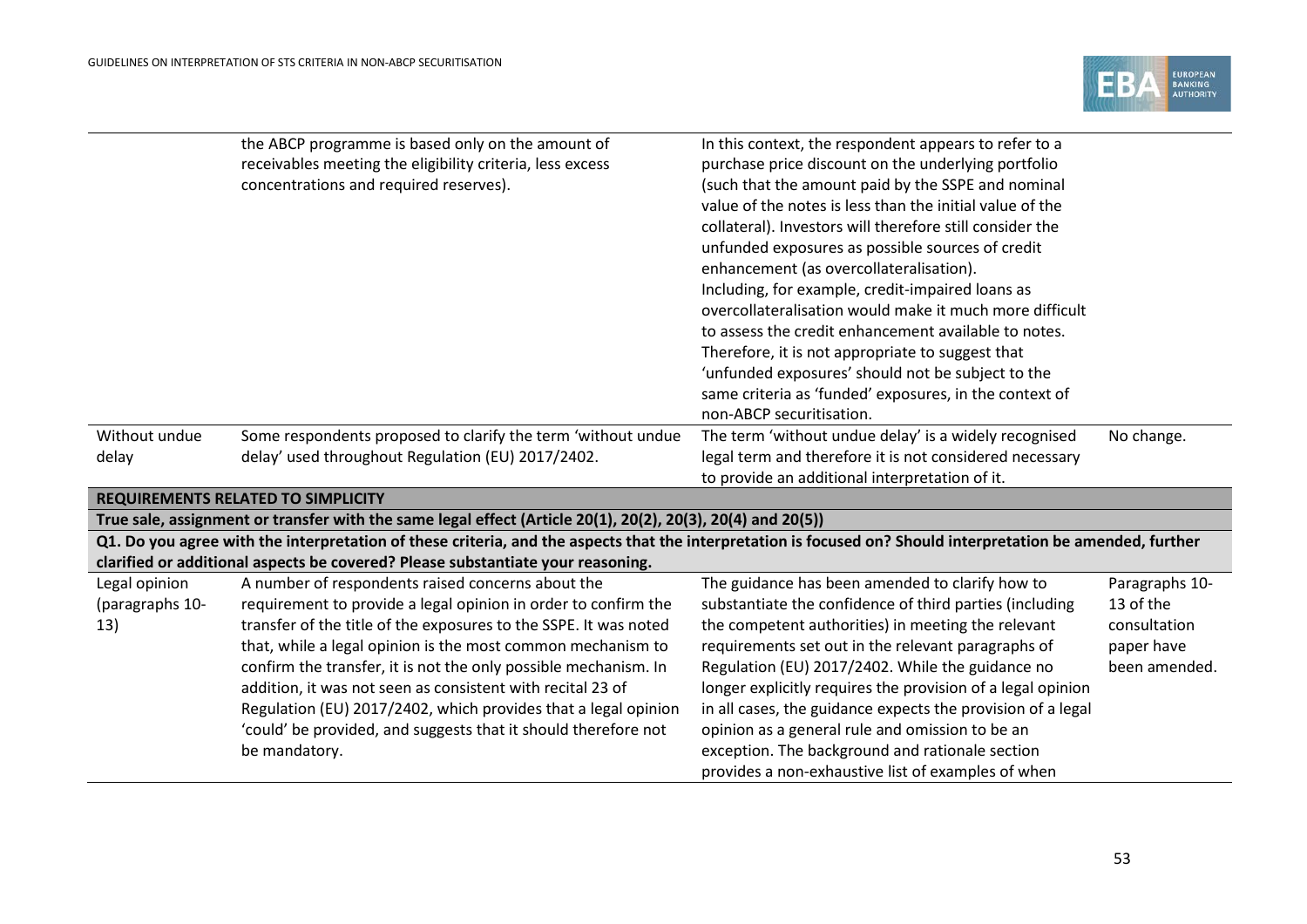| | | | |
|---|---|---|---|
| | the ABCP programme is based only on the amount of receivables meeting the eligibility criteria, less excess concentrations and required reserves). | In this context, the respondent appears to refer to a purchase price discount on the underlying portfolio (such that the amount paid by the SSPE and nominal value of the notes is less than the initial value of the collateral). Investors will therefore still consider the unfunded exposures as possible sources of credit enhancement (as overcollateralisation).<br>Including, for example, credit-impaired loans as overcollateralisation would make it much more difficult to assess the credit enhancement available to notes. Therefore, it is not appropriate to suggest that 'unfunded exposures' should not be subject to the same criteria as 'funded' exposures, in the context of non-ABCP securitisation. | |
| Without undue delay | Some respondents proposed to clarify the term 'without undue delay' used throughout Regulation (EU) 2017/2402. | The term 'without undue delay' is a widely recognised legal term and therefore it is not considered necessary to provide an additional interpretation of it. | No change. |
| **REQUIREMENTS RELATED TO SIMPLICITY** | | | |
| **True sale, assignment or transfer with the same legal effect (Article 20(1), 20(2), 20(3), 20(4) and 20(5))** | | | |
| **Q1. Do you agree with the interpretation of these criteria, and the aspects that the interpretation is focused on? Should interpretation be amended, further clarified or additional aspects be covered? Please substantiate your reasoning.** | | | |
| Legal opinion (paragraphs 10-13) | A number of respondents raised concerns about the requirement to provide a legal opinion in order to confirm the transfer of the title of the exposures to the SSPE. It was noted that, while a legal opinion is the most common mechanism to confirm the transfer, it is not the only possible mechanism. In addition, it was not seen as consistent with recital 23 of Regulation (EU) 2017/2402, which provides that a legal opinion 'could' be provided, and suggests that it should therefore not be mandatory. | The guidance has been amended to clarify how to substantiate the confidence of third parties (including the competent authorities) in meeting the relevant requirements set out in the relevant paragraphs of Regulation (EU) 2017/2402. While the guidance no longer explicitly requires the provision of a legal opinion in all cases, the guidance expects the provision of a legal opinion as a general rule and omission to be an exception. The background and rationale section provides a non-exhaustive list of examples of when | Paragraphs 10-13 of the consultation paper have been amended. |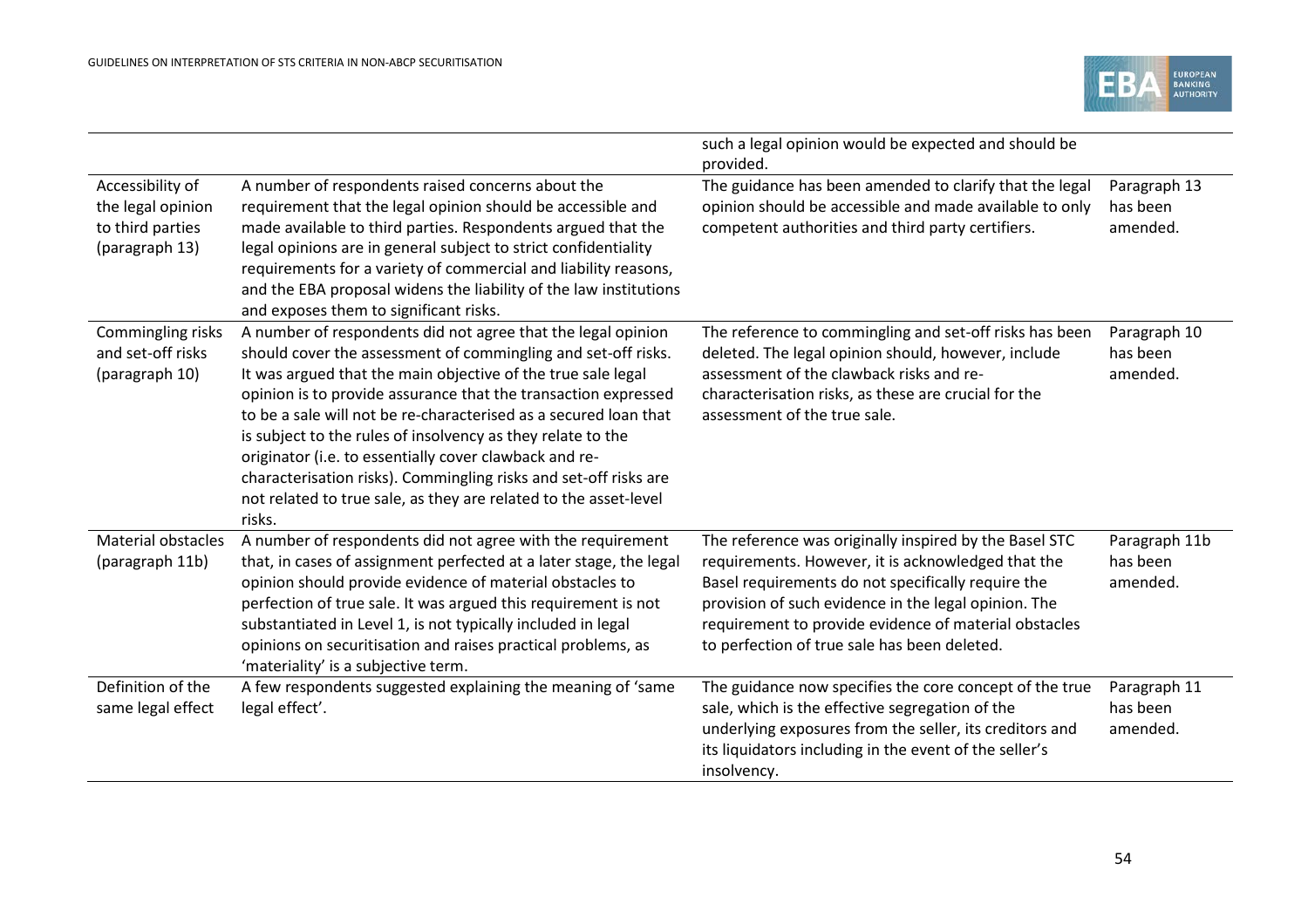| | | such a legal opinion would be expected and should be provided. | |
|---|---|---|---|
| Accessibility of the legal opinion to third parties (paragraph 13) | A number of respondents raised concerns about the requirement that the legal opinion should be accessible and made available to third parties. Respondents argued that the legal opinions are in general subject to strict confidentiality requirements for a variety of commercial and liability reasons, and the EBA proposal widens the liability of the law institutions and exposes them to significant risks. | The guidance has been amended to clarify that the legal opinion should be accessible and made available to only competent authorities and third party certifiers. | Paragraph 13 has been amended. |
| Commingling risks and set-off risks (paragraph 10) | A number of respondents did not agree that the legal opinion should cover the assessment of commingling and set-off risks. It was argued that the main objective of the true sale legal opinion is to provide assurance that the transaction expressed to be a sale will not be re-characterised as a secured loan that is subject to the rules of insolvency as they relate to the originator (i.e. to essentially cover clawback and re-characterisation risks). Commingling risks and set-off risks are not related to true sale, as they are related to the asset-level risks. | The reference to commingling and set-off risks has been deleted. The legal opinion should, however, include assessment of the clawback risks and re-characterisation risks, as these are crucial for the assessment of the true sale. | Paragraph 10 has been amended. |
| Material obstacles (paragraph 11b) | A number of respondents did not agree with the requirement that, in cases of assignment perfected at a later stage, the legal opinion should provide evidence of material obstacles to perfection of true sale. It was argued this requirement is not substantiated in Level 1, is not typically included in legal opinions on securitisation and raises practical problems, as 'materiality' is a subjective term. | The reference was originally inspired by the Basel STC requirements. However, it is acknowledged that the Basel requirements do not specifically require the provision of such evidence in the legal opinion. The requirement to provide evidence of material obstacles to perfection of true sale has been deleted. | Paragraph 11b has been amended. |
| Definition of the same legal effect | A few respondents suggested explaining the meaning of 'same legal effect'. | The guidance now specifies the core concept of the true sale, which is the effective segregation of the underlying exposures from the seller, its creditors and its liquidators including in the event of the seller's insolvency. | Paragraph 11 has been amended. |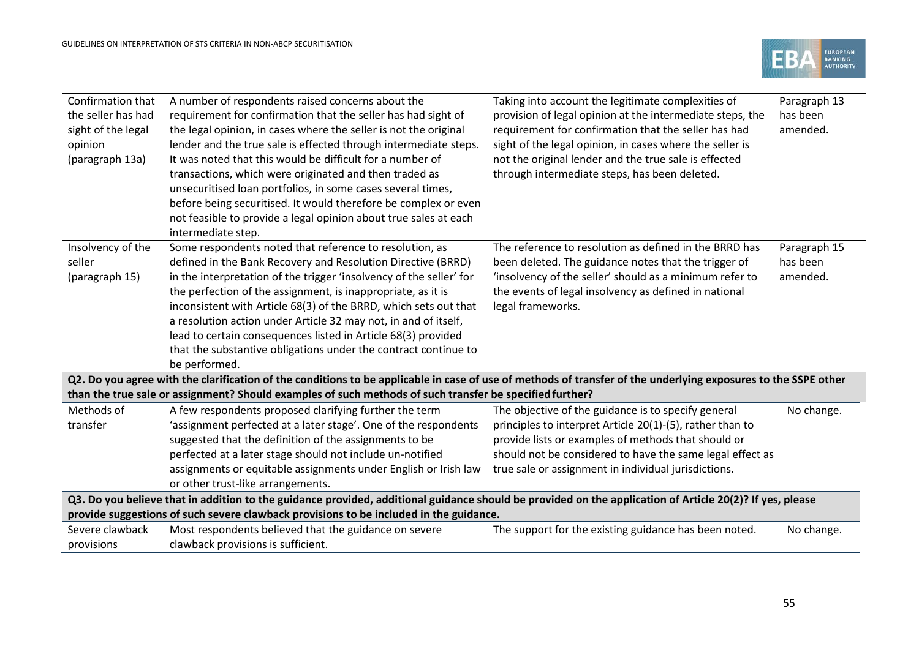| | | | |
|---|---|---|---|
| Confirmation that the seller has had sight of the legal opinion (paragraph 13a) | A number of respondents raised concerns about the requirement for confirmation that the seller has had sight of the legal opinion, in cases where the seller is not the original lender and the true sale is effected through intermediate steps. It was noted that this would be difficult for a number of transactions, which were originated and then traded as unsecuritised loan portfolios, in some cases several times, before being securitised. It would therefore be complex or even not feasible to provide a legal opinion about true sales at each intermediate step. | Taking into account the legitimate complexities of provision of legal opinion at the intermediate steps, the requirement for confirmation that the seller has had sight of the legal opinion, in cases where the seller is not the original lender and the true sale is effected through intermediate steps, has been deleted. | Paragraph 13 has been amended. |
| Insolvency of the seller (paragraph 15) | Some respondents noted that reference to resolution, as defined in the Bank Recovery and Resolution Directive (BRRD) in the interpretation of the trigger 'insolvency of the seller' for the perfection of the assignment, is inappropriate, as it is inconsistent with Article 68(3) of the BRRD, which sets out that a resolution action under Article 32 may not, in and of itself, lead to certain consequences listed in Article 68(3) provided that the substantive obligations under the contract continue to be performed. | The reference to resolution as defined in the BRRD has been deleted. The guidance notes that the trigger of 'insolvency of the seller' should as a minimum refer to the events of legal insolvency as defined in national legal frameworks. | Paragraph 15 has been amended. |
| **Q2. Do you agree with the clarification of the conditions to be applicable in case of use of methods of transfer of the underlying exposures to the SSPE other than the true sale or assignment? Should examples of such methods of such transfer be specified further?** | | | |
| Methods of transfer | A few respondents proposed clarifying further the term 'assignment perfected at a later stage'. One of the respondents suggested that the definition of the assignments to be perfected at a later stage should not include un-notified assignments or equitable assignments under English or Irish law or other trust-like arrangements. | The objective of the guidance is to specify general principles to interpret Article 20(1)-(5), rather than to provide lists or examples of methods that should or should not be considered to have the same legal effect as true sale or assignment in individual jurisdictions. | No change. |
| **Q3. Do you believe that in addition to the guidance provided, additional guidance should be provided on the application of Article 20(2)? If yes, please provide suggestions of such severe clawback provisions to be included in the guidance.** | | | |
| Severe clawback provisions | Most respondents believed that the guidance on severe clawback provisions is sufficient. | The support for the existing guidance has been noted. | No change. |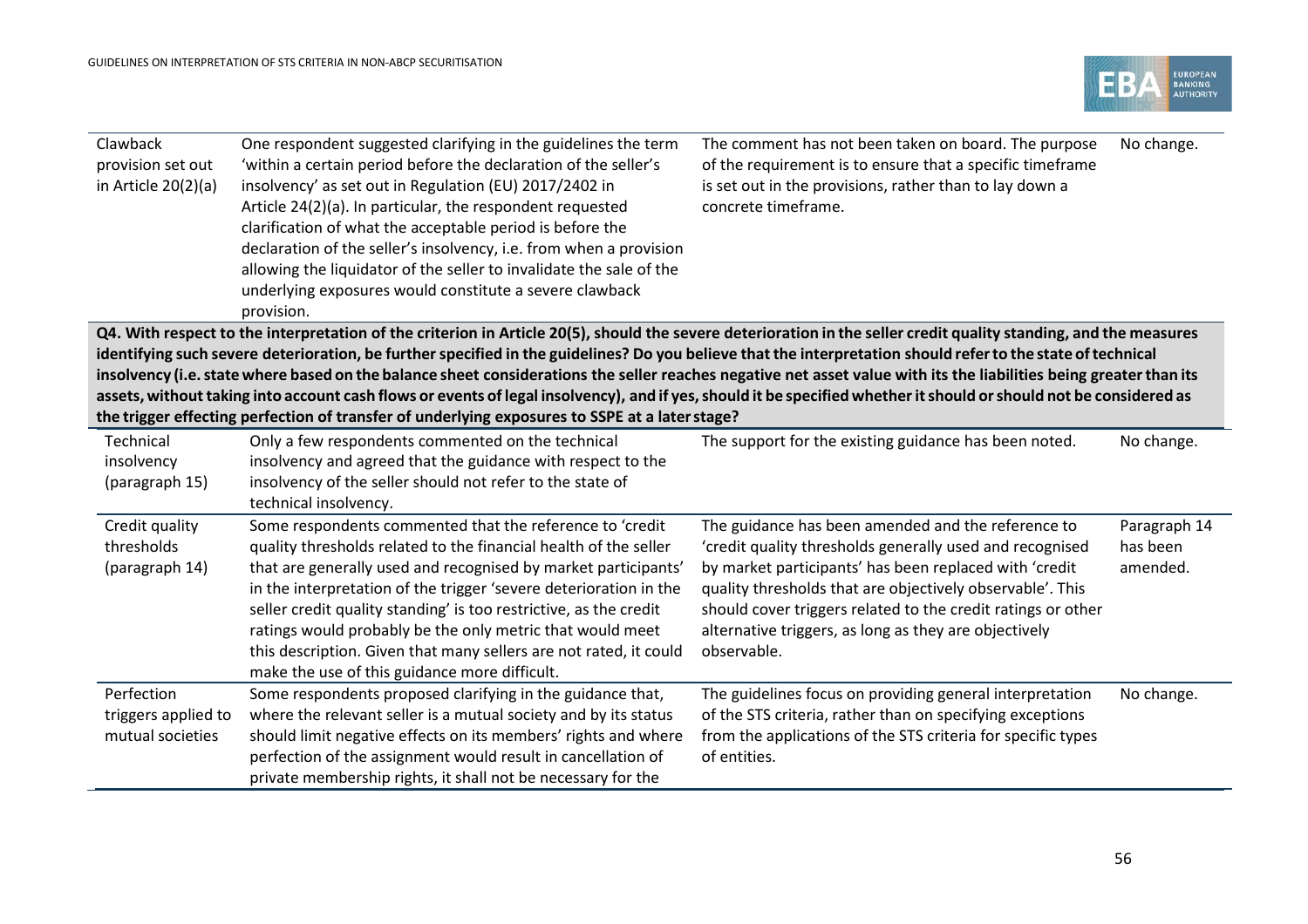| | | | |
|---|---|---|---|
| Clawback provision set out in Article 20(2)(a) | One respondent suggested clarifying in the guidelines the term 'within a certain period before the declaration of the seller's insolvency' as set out in Regulation (EU) 2017/2402 in Article 24(2)(a). In particular, the respondent requested clarification of what the acceptable period is before the declaration of the seller's insolvency, i.e. from when a provision allowing the liquidator of the seller to invalidate the sale of the underlying exposures would constitute a severe clawback provision. | The comment has not been taken on board. The purpose of the requirement is to ensure that a specific timeframe is set out in the provisions, rather than to lay down a concrete timeframe. | No change. |
| **Q4. With respect to the interpretation of the criterion in Article 20(5), should the severe deterioration in the seller credit quality standing, and the measures identifying such severe deterioration, be further specified in the guidelines? Do you believe that the interpretation should refer to the state of technical insolvency (i.e. state where based on the balance sheet considerations the seller reaches negative net asset value with its the liabilities being greater than its assets, without taking into account cash flows or events of legal insolvency), and if yes, should it be specified whether it should or should not be considered as the trigger effecting perfection of transfer of underlying exposures to SSPE at a later stage?** | | | |
| Technical insolvency (paragraph 15) | Only a few respondents commented on the technical insolvency and agreed that the guidance with respect to the insolvency of the seller should not refer to the state of technical insolvency. | The support for the existing guidance has been noted. | No change. |
| Credit quality thresholds (paragraph 14) | Some respondents commented that the reference to 'credit quality thresholds related to the financial health of the seller that are generally used and recognised by market participants' in the interpretation of the trigger 'severe deterioration in the seller credit quality standing' is too restrictive, as the credit ratings would probably be the only metric that would meet this description. Given that many sellers are not rated, it could make the use of this guidance more difficult. | The guidance has been amended and the reference to 'credit quality thresholds generally used and recognised by market participants' has been replaced with 'credit quality thresholds that are objectively observable'. This should cover triggers related to the credit ratings or other alternative triggers, as long as they are objectively observable. | Paragraph 14 has been amended. |
| Perfection triggers applied to mutual societies | Some respondents proposed clarifying in the guidance that, where the relevant seller is a mutual society and by its status should limit negative effects on its members' rights and where perfection of the assignment would result in cancellation of private membership rights, it shall not be necessary for the | The guidelines focus on providing general interpretation of the STS criteria, rather than on specifying exceptions from the applications of the STS criteria for specific types of entities. | No change. |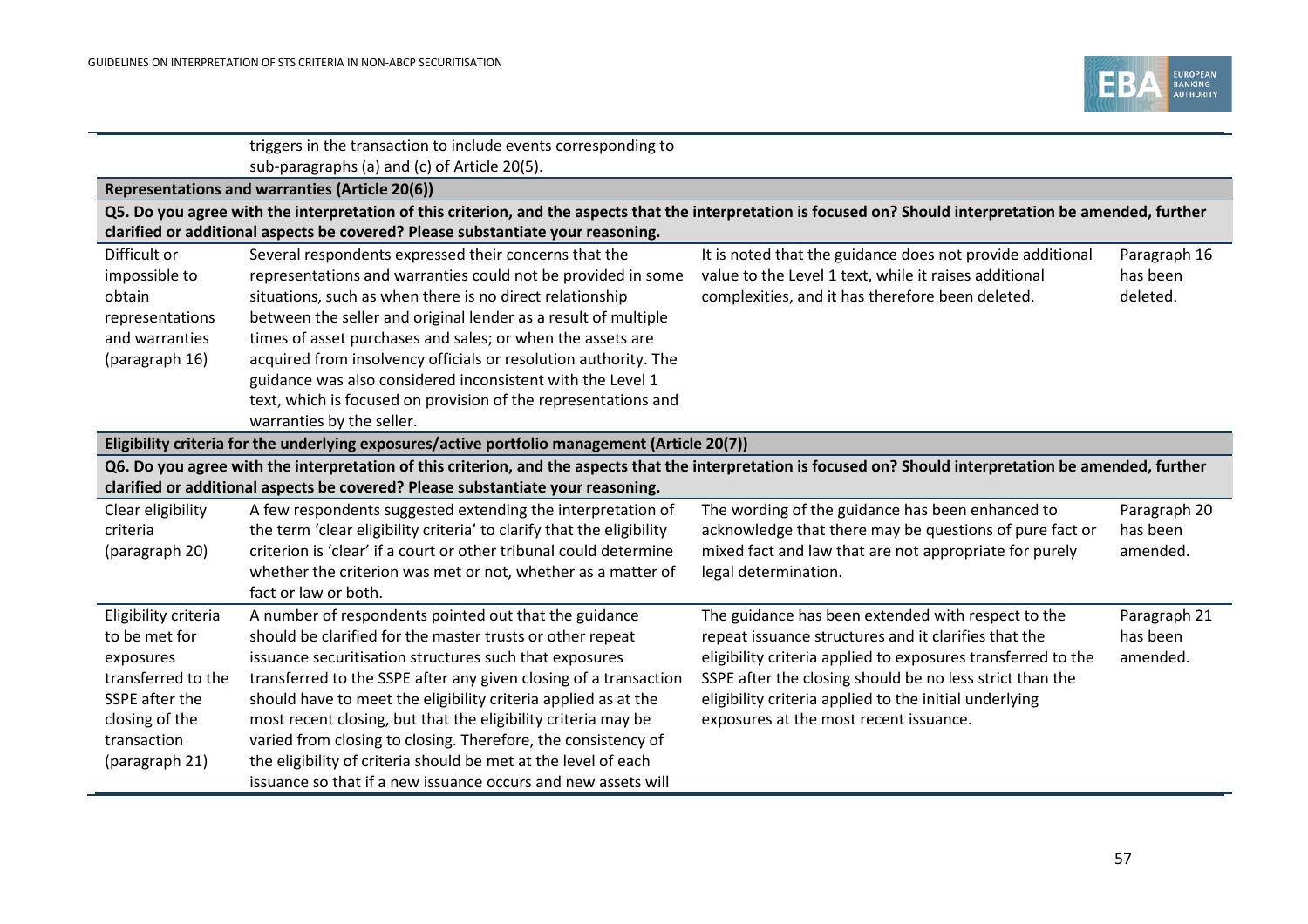| | | | |
|---|---|---|---|
| | triggers in the transaction to include events corresponding to sub-paragraphs (a) and (c) of Article 20(5). | | |
| **Representations and warranties (Article 20(6))** | | | |
| **Q5. Do you agree with the interpretation of this criterion, and the aspects that the interpretation is focused on? Should interpretation be amended, further clarified or additional aspects be covered? Please substantiate your reasoning.** | | | |
| Difficult or impossible to obtain representations and warranties (paragraph 16) | Several respondents expressed their concerns that the representations and warranties could not be provided in some situations, such as when there is no direct relationship between the seller and original lender as a result of multiple times of asset purchases and sales; or when the assets are acquired from insolvency officials or resolution authority. The guidance was also considered inconsistent with the Level 1 text, which is focused on provision of the representations and warranties by the seller. | It is noted that the guidance does not provide additional value to the Level 1 text, while it raises additional complexities, and it has therefore been deleted. | Paragraph 16 has been deleted. |
| **Eligibility criteria for the underlying exposures/active portfolio management (Article 20(7))** | | | |
| **Q6. Do you agree with the interpretation of this criterion, and the aspects that the interpretation is focused on? Should interpretation be amended, further clarified or additional aspects be covered? Please substantiate your reasoning.** | | | |
| Clear eligibility criteria (paragraph 20) | A few respondents suggested extending the interpretation of the term 'clear eligibility criteria' to clarify that the eligibility criterion is 'clear' if a court or other tribunal could determine whether the criterion was met or not, whether as a matter of fact or law or both. | The wording of the guidance has been enhanced to acknowledge that there may be questions of pure fact or mixed fact and law that are not appropriate for purely legal determination. | Paragraph 20 has been amended. |
| Eligibility criteria to be met for exposures transferred to the SSPE after the closing of the transaction (paragraph 21) | A number of respondents pointed out that the guidance should be clarified for the master trusts or other repeat issuance securitisation structures such that exposures transferred to the SSPE after any given closing of a transaction should have to meet the eligibility criteria applied as at the most recent closing, but that the eligibility criteria may be varied from closing to closing. Therefore, the consistency of the eligibility of criteria should be met at the level of each issuance so that if a new issuance occurs and new assets will | The guidance has been extended with respect to the repeat issuance structures and it clarifies that the eligibility criteria applied to exposures transferred to the SSPE after the closing should be no less strict than the eligibility criteria applied to the initial underlying exposures at the most recent issuance. | Paragraph 21 has been amended. |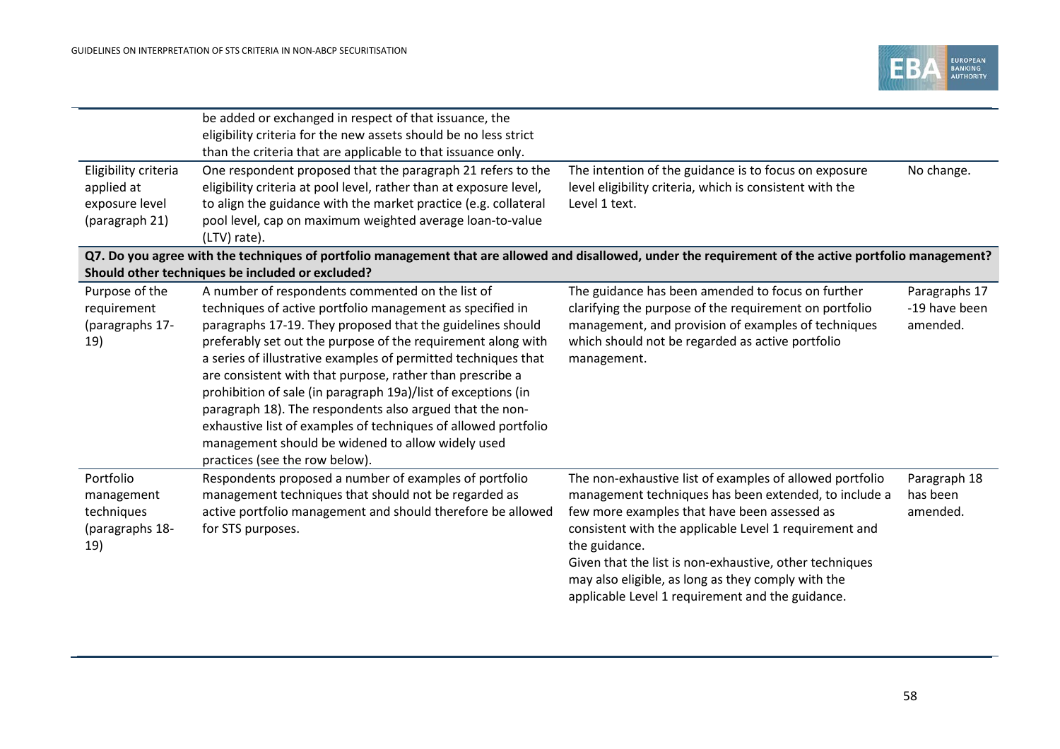| | | | |
|---|---|---|---|
| | be added or exchanged in respect of that issuance, the eligibility criteria for the new assets should be no less strict than the criteria that are applicable to that issuance only. | | |
| Eligibility criteria applied at exposure level (paragraph 21) | One respondent proposed that the paragraph 21 refers to the eligibility criteria at pool level, rather than at exposure level, to align the guidance with the market practice (e.g. collateral pool level, cap on maximum weighted average loan-to-value (LTV) rate). | The intention of the guidance is to focus on exposure level eligibility criteria, which is consistent with the Level 1 text. | No change. |
| **Q7. Do you agree with the techniques of portfolio management that are allowed and disallowed, under the requirement of the active portfolio management? Should other techniques be included or excluded?** | | | |
| Purpose of the requirement (paragraphs 17-19) | A number of respondents commented on the list of techniques of active portfolio management as specified in paragraphs 17-19. They proposed that the guidelines should preferably set out the purpose of the requirement along with a series of illustrative examples of permitted techniques that are consistent with that purpose, rather than prescribe a prohibition of sale (in paragraph 19a)/list of exceptions (in paragraph 18). The respondents also argued that the non-exhaustive list of examples of techniques of allowed portfolio management should be widened to allow widely used practices (see the row below). | The guidance has been amended to focus on further clarifying the purpose of the requirement on portfolio management, and provision of examples of techniques which should not be regarded as active portfolio management. | Paragraphs 17 -19 have been amended. |
| Portfolio management techniques (paragraphs 18-19) | Respondents proposed a number of examples of portfolio management techniques that should not be regarded as active portfolio management and should therefore be allowed for STS purposes. | The non-exhaustive list of examples of allowed portfolio management techniques has been extended, to include a few more examples that have been assessed as consistent with the applicable Level 1 requirement and the guidance.<br>Given that the list is non-exhaustive, other techniques may also eligible, as long as they comply with the applicable Level 1 requirement and the guidance. | Paragraph 18 has been amended. |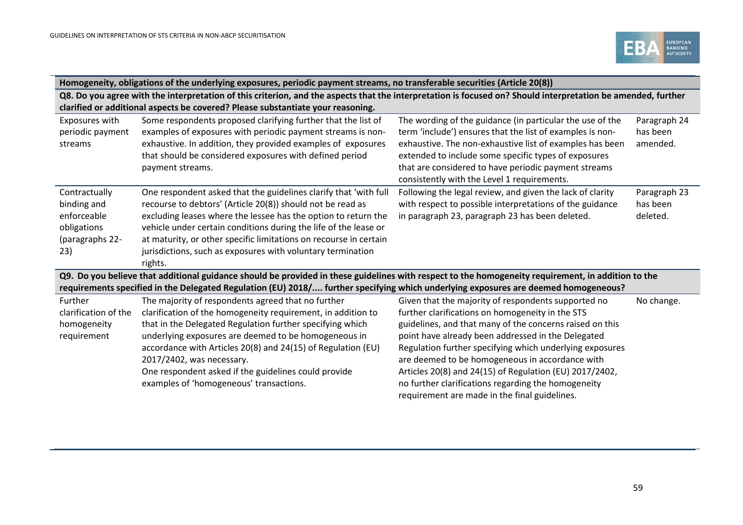| Homogeneity, obligations of the underlying exposures, periodic payment streams, no transferable securities (Article 20(8)) | | | |
|---|---|---|---|
| **Q8. Do you agree with the interpretation of this criterion, and the aspects that the interpretation is focused on? Should interpretation be amended, further clarified or additional aspects be covered? Please substantiate your reasoning.** | | | |
| Exposures with periodic payment streams | Some respondents proposed clarifying further that the list of examples of exposures with periodic payment streams is non-exhaustive. In addition, they provided examples of exposures that should be considered exposures with defined period payment streams. | The wording of the guidance (in particular the use of the term 'include') ensures that the list of examples is non-exhaustive. The non-exhaustive list of examples has been extended to include some specific types of exposures that are considered to have periodic payment streams consistently with the Level 1 requirements. | Paragraph 24 has been amended. |
| Contractually binding and enforceable obligations (paragraphs 22-23) | One respondent asked that the guidelines clarify that 'with full recourse to debtors' (Article 20(8)) should not be read as excluding leases where the lessee has the option to return the vehicle under certain conditions during the life of the lease or at maturity, or other specific limitations on recourse in certain jurisdictions, such as exposures with voluntary termination rights. | Following the legal review, and given the lack of clarity with respect to possible interpretations of the guidance in paragraph 23, paragraph 23 has been deleted. | Paragraph 23 has been deleted. |
| **Q9. Do you believe that additional guidance should be provided in these guidelines with respect to the homogeneity requirement, in addition to the requirements specified in the Delegated Regulation (EU) 2018/.... further specifying which underlying exposures are deemed homogeneous?** | | | |
| Further clarification of the homogeneity requirement | The majority of respondents agreed that no further clarification of the homogeneity requirement, in addition to that in the Delegated Regulation further specifying which underlying exposures are deemed to be homogeneous in accordance with Articles 20(8) and 24(15) of Regulation (EU) 2017/2402, was necessary.<br>One respondent asked if the guidelines could provide examples of 'homogeneous' transactions. | Given that the majority of respondents supported no further clarifications on homogeneity in the STS guidelines, and that many of the concerns raised on this point have already been addressed in the Delegated Regulation further specifying which underlying exposures are deemed to be homogeneous in accordance with Articles 20(8) and 24(15) of Regulation (EU) 2017/2402, no further clarifications regarding the homogeneity requirement are made in the final guidelines. | No change. |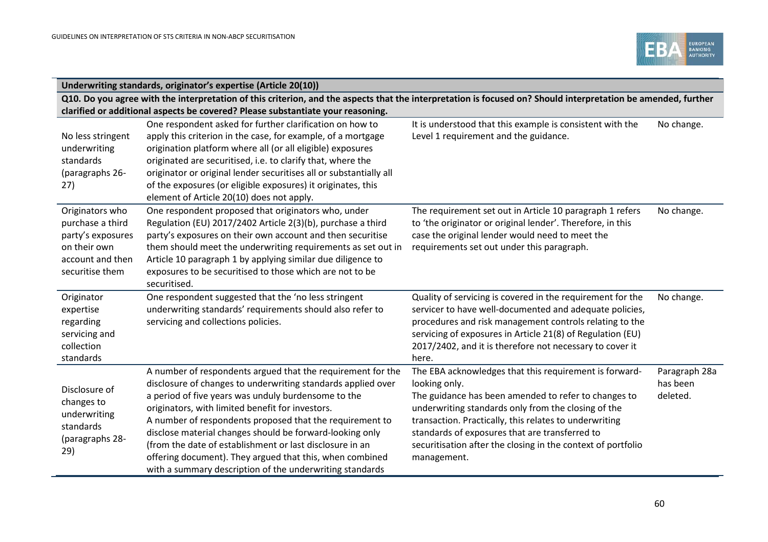| Underwriting standards, originator's expertise (Article 20(10)) | | | |
|---|---|---|---|
| **Q10. Do you agree with the interpretation of this criterion, and the aspects that the interpretation is focused on? Should interpretation be amended, further clarified or additional aspects be covered? Please substantiate your reasoning.** | | | |
| No less stringent underwriting standards (paragraphs 26-27) | One respondent asked for further clarification on how to apply this criterion in the case, for example, of a mortgage origination platform where all (or all eligible) exposures originated are securitised, i.e. to clarify that, where the originator or original lender securitises all or substantially all of the exposures (or eligible exposures) it originates, this element of Article 20(10) does not apply. | It is understood that this example is consistent with the Level 1 requirement and the guidance. | No change. |
| Originators who purchase a third party's exposures on their own account and then securitise them | One respondent proposed that originators who, under Regulation (EU) 2017/2402 Article 2(3)(b), purchase a third party's exposures on their own account and then securitise them should meet the underwriting requirements as set out in Article 10 paragraph 1 by applying similar due diligence to exposures to be securitised to those which are not to be securitised. | The requirement set out in Article 10 paragraph 1 refers to 'the originator or original lender'. Therefore, in this case the original lender would need to meet the requirements set out under this paragraph. | No change. |
| Originator expertise regarding servicing and collection standards | One respondent suggested that the 'no less stringent underwriting standards' requirements should also refer to servicing and collections policies. | Quality of servicing is covered in the requirement for the servicer to have well-documented and adequate policies, procedures and risk management controls relating to the servicing of exposures in Article 21(8) of Regulation (EU) 2017/2402, and it is therefore not necessary to cover it here. | No change. |
| Disclosure of changes to underwriting standards (paragraphs 28-29) | A number of respondents argued that the requirement for the disclosure of changes to underwriting standards applied over a period of five years was unduly burdensome to the originators, with limited benefit for investors.<br>A number of respondents proposed that the requirement to disclose material changes should be forward-looking only (from the date of establishment or last disclosure in an offering document). They argued that this, when combined with a summary description of the underwriting standards | The EBA acknowledges that this requirement is forward-looking only.<br>The guidance has been amended to refer to changes to underwriting standards only from the closing of the transaction. Practically, this relates to underwriting standards of exposures that are transferred to securitisation after the closing in the context of portfolio management. | Paragraph 28a has been deleted. |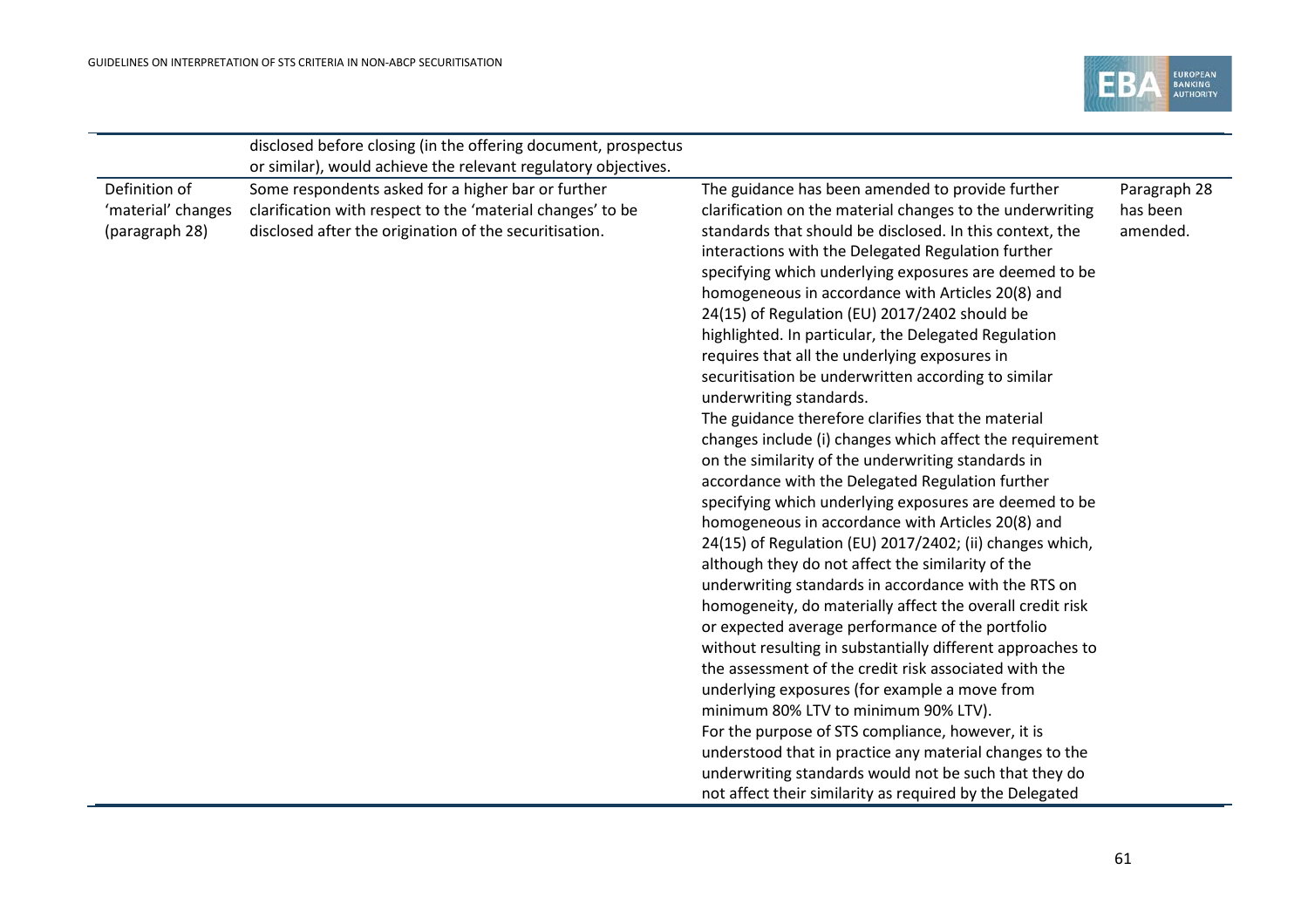| | | | |
|---|---|---|---|
| | disclosed before closing (in the offering document, prospectus or similar), would achieve the relevant regulatory objectives. | | |
| Definition of 'material' changes (paragraph 28) | Some respondents asked for a higher bar or further clarification with respect to the 'material changes' to be disclosed after the origination of the securitisation. | The guidance has been amended to provide further clarification on the material changes to the underwriting standards that should be disclosed. In this context, the interactions with the Delegated Regulation further specifying which underlying exposures are deemed to be homogeneous in accordance with Articles 20(8) and 24(15) of Regulation (EU) 2017/2402 should be highlighted. In particular, the Delegated Regulation requires that all the underlying exposures in securitisation be underwritten according to similar underwriting standards.<br>The guidance therefore clarifies that the material changes include (i) changes which affect the requirement on the similarity of the underwriting standards in accordance with the Delegated Regulation further specifying which underlying exposures are deemed to be homogeneous in accordance with Articles 20(8) and 24(15) of Regulation (EU) 2017/2402; (ii) changes which, although they do not affect the similarity of the underwriting standards in accordance with the RTS on homogeneity, do materially affect the overall credit risk or expected average performance of the portfolio without resulting in substantially different approaches to the assessment of the credit risk associated with the underlying exposures (for example a move from minimum 80% LTV to minimum 90% LTV).<br>For the purpose of STS compliance, however, it is understood that in practice any material changes to the underwriting standards would not be such that they do not affect their similarity as required by the Delegated | Paragraph 28 has been amended. |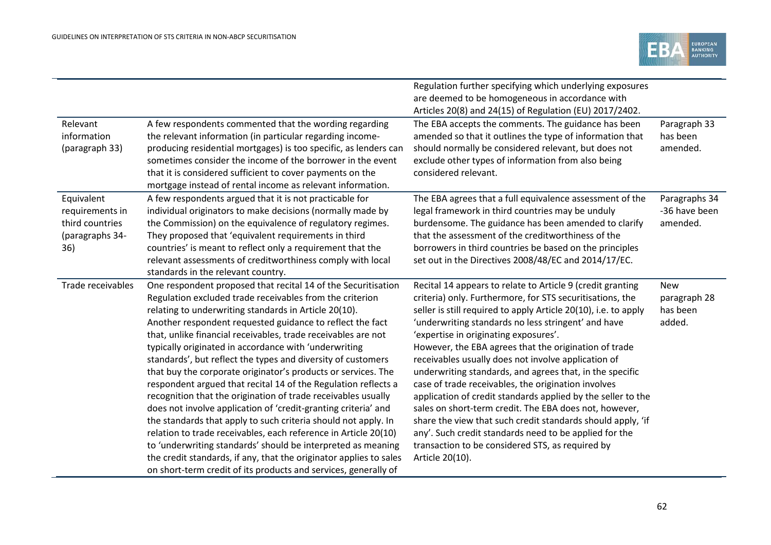| | | Regulation further specifying which underlying exposures are deemed to be homogeneous in accordance with Articles 20(8) and 24(15) of Regulation (EU) 2017/2402. | |
|---|---|---|---|
| Relevant information (paragraph 33) | A few respondents commented that the wording regarding the relevant information (in particular regarding income-producing residential mortgages) is too specific, as lenders can sometimes consider the income of the borrower in the event that it is considered sufficient to cover payments on the mortgage instead of rental income as relevant information. | The EBA accepts the comments. The guidance has been amended so that it outlines the type of information that should normally be considered relevant, but does not exclude other types of information from also being considered relevant. | Paragraph 33 has been amended. |
| Equivalent requirements in third countries (paragraphs 34-36) | A few respondents argued that it is not practicable for individual originators to make decisions (normally made by the Commission) on the equivalence of regulatory regimes. They proposed that 'equivalent requirements in third countries' is meant to reflect only a requirement that the relevant assessments of creditworthiness comply with local standards in the relevant country. | The EBA agrees that a full equivalence assessment of the legal framework in third countries may be unduly burdensome. The guidance has been amended to clarify that the assessment of the creditworthiness of the borrowers in third countries be based on the principles set out in the Directives 2008/48/EC and 2014/17/EC. | Paragraphs 34 -36 have been amended. |
| Trade receivables | One respondent proposed that recital 14 of the Securitisation Regulation excluded trade receivables from the criterion relating to underwriting standards in Article 20(10).<br>Another respondent requested guidance to reflect the fact that, unlike financial receivables, trade receivables are not typically originated in accordance with 'underwriting standards', but reflect the types and diversity of customers that buy the corporate originator's products or services. The respondent argued that recital 14 of the Regulation reflects a recognition that the origination of trade receivables usually does not involve application of 'credit-granting criteria' and the standards that apply to such criteria should not apply. In relation to trade receivables, each reference in Article 20(10) to 'underwriting standards' should be interpreted as meaning the credit standards, if any, that the originator applies to sales on short-term credit of its products and services, generally of | Recital 14 appears to relate to Article 9 (credit granting criteria) only. Furthermore, for STS securitisations, the seller is still required to apply Article 20(10), i.e. to apply 'underwriting standards no less stringent' and have 'expertise in originating exposures'.<br>However, the EBA agrees that the origination of trade receivables usually does not involve application of underwriting standards, and agrees that, in the specific case of trade receivables, the origination involves application of credit standards applied by the seller to the sales on short-term credit. The EBA does not, however, share the view that such credit standards should apply, 'if any'. Such credit standards need to be applied for the transaction to be considered STS, as required by Article 20(10). | New paragraph 28 has been added. |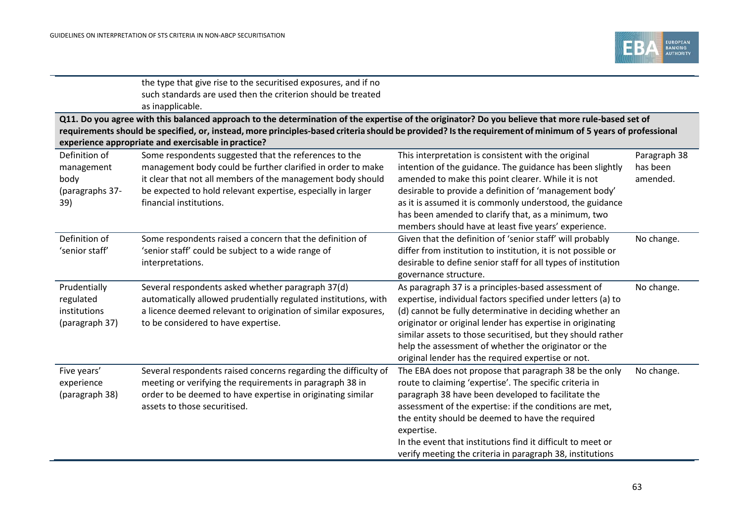| | | | |
|---|---|---|---|
| | the type that give rise to the securitised exposures, and if no such standards are used then the criterion should be treated as inapplicable. | | |
| **Q11. Do you agree with this balanced approach to the determination of the expertise of the originator? Do you believe that more rule-based set of requirements should be specified, or, instead, more principles-based criteria should be provided? Is the requirement of minimum of 5 years of professional experience appropriate and exercisable in practice?** | | | |
| Definition of management body (paragraphs 37-39) | Some respondents suggested that the references to the management body could be further clarified in order to make it clear that not all members of the management body should be expected to hold relevant expertise, especially in larger financial institutions. | This interpretation is consistent with the original intention of the guidance. The guidance has been slightly amended to make this point clearer. While it is not desirable to provide a definition of 'management body' as it is assumed it is commonly understood, the guidance has been amended to clarify that, as a minimum, two members should have at least five years' experience. | Paragraph 38 has been amended. |
| Definition of 'senior staff' | Some respondents raised a concern that the definition of 'senior staff' could be subject to a wide range of interpretations. | Given that the definition of 'senior staff' will probably differ from institution to institution, it is not possible or desirable to define senior staff for all types of institution governance structure. | No change. |
| Prudentially regulated institutions (paragraph 37) | Several respondents asked whether paragraph 37(d) automatically allowed prudentially regulated institutions, with a licence deemed relevant to origination of similar exposures, to be considered to have expertise. | As paragraph 37 is a principles-based assessment of expertise, individual factors specified under letters (a) to (d) cannot be fully determinative in deciding whether an originator or original lender has expertise in originating similar assets to those securitised, but they should rather help the assessment of whether the originator or the original lender has the required expertise or not. | No change. |
| Five years' experience (paragraph 38) | Several respondents raised concerns regarding the difficulty of meeting or verifying the requirements in paragraph 38 in order to be deemed to have expertise in originating similar assets to those securitised. | The EBA does not propose that paragraph 38 be the only route to claiming 'expertise'. The specific criteria in paragraph 38 have been developed to facilitate the assessment of the expertise: if the conditions are met, the entity should be deemed to have the required expertise.<br>In the event that institutions find it difficult to meet or verify meeting the criteria in paragraph 38, institutions | No change. |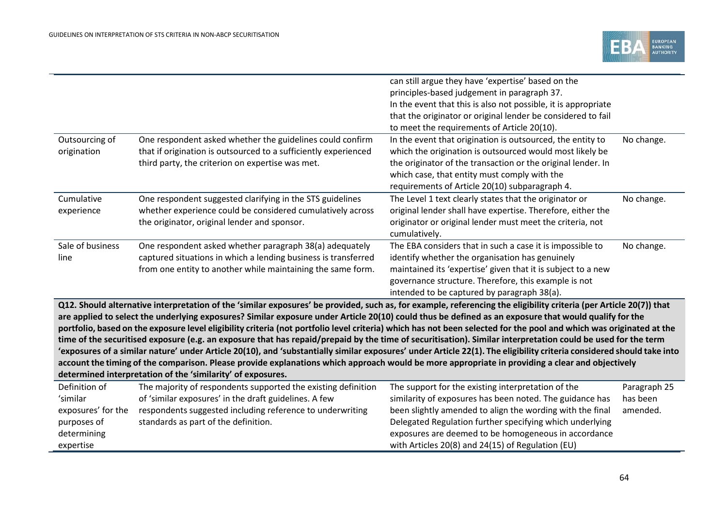| | | | |
|---|---|---|---|
| | | can still argue they have 'expertise' based on the principles-based judgement in paragraph 37. In the event that this is also not possible, it is appropriate that the originator or original lender be considered to fail to meet the requirements of Article 20(10). | |
| Outsourcing of origination | One respondent asked whether the guidelines could confirm that if origination is outsourced to a sufficiently experienced third party, the criterion on expertise was met. | In the event that origination is outsourced, the entity to which the origination is outsourced would most likely be the originator of the transaction or the original lender. In which case, that entity must comply with the requirements of Article 20(10) subparagraph 4. | No change. |
| Cumulative experience | One respondent suggested clarifying in the STS guidelines whether experience could be considered cumulatively across the originator, original lender and sponsor. | The Level 1 text clearly states that the originator or original lender shall have expertise. Therefore, either the originator or original lender must meet the criteria, not cumulatively. | No change. |
| Sale of business line | One respondent asked whether paragraph 38(a) adequately captured situations in which a lending business is transferred from one entity to another while maintaining the same form. | The EBA considers that in such a case it is impossible to identify whether the organisation has genuinely maintained its 'expertise' given that it is subject to a new governance structure. Therefore, this example is not intended to be captured by paragraph 38(a). | No change. |
| **Q12. Should alternative interpretation of the 'similar exposures' be provided, such as, for example, referencing the eligibility criteria (per Article 20(7)) that are applied to select the underlying exposures? Similar exposure under Article 20(10) could thus be defined as an exposure that would qualify for the portfolio, based on the exposure level eligibility criteria (not portfolio level criteria) which has not been selected for the pool and which was originated at the time of the securitised exposure (e.g. an exposure that has repaid/prepaid by the time of securitisation). Similar interpretation could be used for the term 'exposures of a similar nature' under Article 20(10), and 'substantially similar exposures' under Article 22(1). The eligibility criteria considered should take into account the timing of the comparison. Please provide explanations which approach would be more appropriate in providing a clear and objectively determined interpretation of the 'similarity' of exposures.** | | | |
| Definition of 'similar exposures' for the purposes of determining expertise | The majority of respondents supported the existing definition of 'similar exposures' in the draft guidelines. A few respondents suggested including reference to underwriting standards as part of the definition. | The support for the existing interpretation of the similarity of exposures has been noted. The guidance has been slightly amended to align the wording with the final Delegated Regulation further specifying which underlying exposures are deemed to be homogeneous in accordance with Articles 20(8) and 24(15) of Regulation (EU) | Paragraph 25 has been amended. |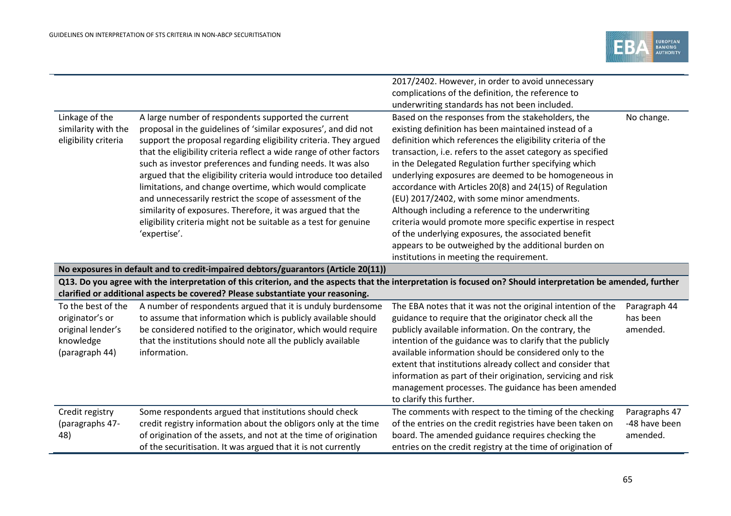| | | | |
|---|---|---|---|
| | | 2017/2402. However, in order to avoid unnecessary complications of the definition, the reference to underwriting standards has not been included. | |
| Linkage of the similarity with the eligibility criteria | A large number of respondents supported the current proposal in the guidelines of 'similar exposures', and did not support the proposal regarding eligibility criteria. They argued that the eligibility criteria reflect a wide range of other factors such as investor preferences and funding needs. It was also argued that the eligibility criteria would introduce too detailed limitations, and change overtime, which would complicate and unnecessarily restrict the scope of assessment of the similarity of exposures. Therefore, it was argued that the eligibility criteria might not be suitable as a test for genuine 'expertise'. | Based on the responses from the stakeholders, the existing definition has been maintained instead of a definition which references the eligibility criteria of the transaction, i.e. refers to the asset category as specified in the Delegated Regulation further specifying which underlying exposures are deemed to be homogeneous in accordance with Articles 20(8) and 24(15) of Regulation (EU) 2017/2402, with some minor amendments. Although including a reference to the underwriting criteria would promote more specific expertise in respect of the underlying exposures, the associated benefit appears to be outweighed by the additional burden on institutions in meeting the requirement. | No change. |
| **No exposures in default and to credit-impaired debtors/guarantors (Article 20(11))** | | | |
| **Q13. Do you agree with the interpretation of this criterion, and the aspects that the interpretation is focused on? Should interpretation be amended, further clarified or additional aspects be covered? Please substantiate your reasoning.** | | | |
| To the best of the originator's or original lender's knowledge (paragraph 44) | A number of respondents argued that it is unduly burdensome to assume that information which is publicly available should be considered notified to the originator, which would require that the institutions should note all the publicly available information. | The EBA notes that it was not the original intention of the guidance to require that the originator check all the publicly available information. On the contrary, the intention of the guidance was to clarify that the publicly available information should be considered only to the extent that institutions already collect and consider that information as part of their origination, servicing and risk management processes. The guidance has been amended to clarify this further. | Paragraph 44 has been amended. |
| Credit registry (paragraphs 47-48) | Some respondents argued that institutions should check credit registry information about the obligors only at the time of origination of the assets, and not at the time of origination of the securitisation. It was argued that it is not currently | The comments with respect to the timing of the checking of the entries on the credit registries have been taken on board. The amended guidance requires checking the entries on the credit registry at the time of origination of | Paragraphs 47-48 have been amended. |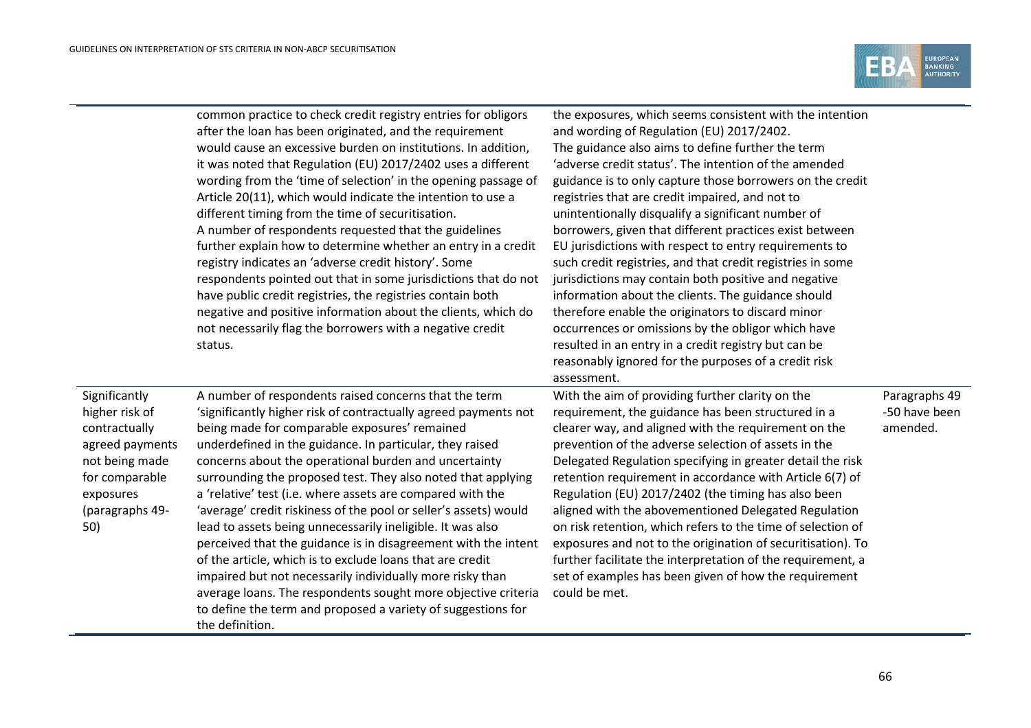| | | | |
|---|---|---|---|
| | common practice to check credit registry entries for obligors after the loan has been originated, and the requirement would cause an excessive burden on institutions. In addition, it was noted that Regulation (EU) 2017/2402 uses a different wording from the 'time of selection' in the opening passage of Article 20(11), which would indicate the intention to use a different timing from the time of securitisation. A number of respondents requested that the guidelines further explain how to determine whether an entry in a credit registry indicates an 'adverse credit history'. Some respondents pointed out that in some jurisdictions that do not have public credit registries, the registries contain both negative and positive information about the clients, which do not necessarily flag the borrowers with a negative credit status. | the exposures, which seems consistent with the intention and wording of Regulation (EU) 2017/2402. The guidance also aims to define further the term 'adverse credit status'. The intention of the amended guidance is to only capture those borrowers on the credit registries that are credit impaired, and not to unintentionally disqualify a significant number of borrowers, given that different practices exist between EU jurisdictions with respect to entry requirements to such credit registries, and that credit registries in some jurisdictions may contain both positive and negative information about the clients. The guidance should therefore enable the originators to discard minor occurrences or omissions by the obligor which have resulted in an entry in a credit registry but can be reasonably ignored for the purposes of a credit risk assessment. | |
| Significantly higher risk of contractually agreed payments not being made for comparable exposures (paragraphs 49-50) | A number of respondents raised concerns that the term 'significantly higher risk of contractually agreed payments not being made for comparable exposures' remained underdefined in the guidance. In particular, they raised concerns about the operational burden and uncertainty surrounding the proposed test. They also noted that applying a 'relative' test (i.e. where assets are compared with the 'average' credit riskiness of the pool or seller's assets) would lead to assets being unnecessarily ineligible. It was also perceived that the guidance is in disagreement with the intent of the article, which is to exclude loans that are credit impaired but not necessarily individually more risky than average loans. The respondents sought more objective criteria to define the term and proposed a variety of suggestions for the definition. | With the aim of providing further clarity on the requirement, the guidance has been structured in a clearer way, and aligned with the requirement on the prevention of the adverse selection of assets in the Delegated Regulation specifying in greater detail the risk retention requirement in accordance with Article 6(7) of Regulation (EU) 2017/2402 (the timing has also been aligned with the abovementioned Delegated Regulation on risk retention, which refers to the time of selection of exposures and not to the origination of securitisation). To further facilitate the interpretation of the requirement, a set of examples has been given of how the requirement could be met. | Paragraphs 49 -50 have been amended. |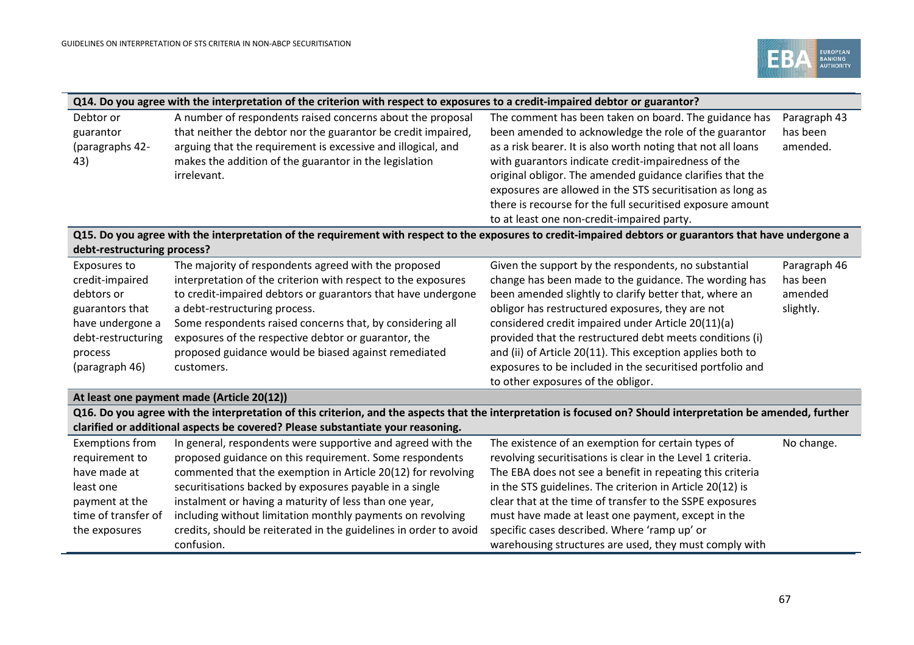| | | | |
|---|---|---|---|
| **Q14. Do you agree with the interpretation of the criterion with respect to exposures to a credit-impaired debtor or guarantor?** | | | |
| Debtor or guarantor (paragraphs 42-43) | A number of respondents raised concerns about the proposal that neither the debtor nor the guarantor be credit impaired, arguing that the requirement is excessive and illogical, and makes the addition of the guarantor in the legislation irrelevant. | The comment has been taken on board. The guidance has been amended to acknowledge the role of the guarantor as a risk bearer. It is also worth noting that not all loans with guarantors indicate credit-impairedness of the original obligor. The amended guidance clarifies that the exposures are allowed in the STS securitisation as long as there is recourse for the full securitised exposure amount to at least one non-credit-impaired party. | Paragraph 43 has been amended. |
| **Q15. Do you agree with the interpretation of the requirement with respect to the exposures to credit-impaired debtors or guarantors that have undergone a debt-restructuring process?** | | | |
| Exposures to credit-impaired debtors or guarantors that have undergone a debt-restructuring process (paragraph 46) | The majority of respondents agreed with the proposed interpretation of the criterion with respect to the exposures to credit-impaired debtors or guarantors that have undergone a debt-restructuring process.<br>Some respondents raised concerns that, by considering all exposures of the respective debtor or guarantor, the proposed guidance would be biased against remediated customers. | Given the support by the respondents, no substantial change has been made to the guidance. The wording has been amended slightly to clarify better that, where an obligor has restructured exposures, they are not considered credit impaired under Article 20(11)(a) provided that the restructured debt meets conditions (i) and (ii) of Article 20(11). This exception applies both to exposures to be included in the securitised portfolio and to other exposures of the obligor. | Paragraph 46 has been amended slightly. |
| **At least one payment made (Article 20(12))** | | | |
| **Q16. Do you agree with the interpretation of this criterion, and the aspects that the interpretation is focused on? Should interpretation be amended, further clarified or additional aspects be covered? Please substantiate your reasoning.** | | | |
| Exemptions from requirement to have made at least one payment at the time of transfer of the exposures | In general, respondents were supportive and agreed with the proposed guidance on this requirement. Some respondents commented that the exemption in Article 20(12) for revolving securitisations backed by exposures payable in a single instalment or having a maturity of less than one year, including without limitation monthly payments on revolving credits, should be reiterated in the guidelines in order to avoid confusion. | The existence of an exemption for certain types of revolving securitisations is clear in the Level 1 criteria. The EBA does not see a benefit in repeating this criteria in the STS guidelines. The criterion in Article 20(12) is clear that at the time of transfer to the SSPE exposures must have made at least one payment, except in the specific cases described. Where 'ramp up' or warehousing structures are used, they must comply with | No change. |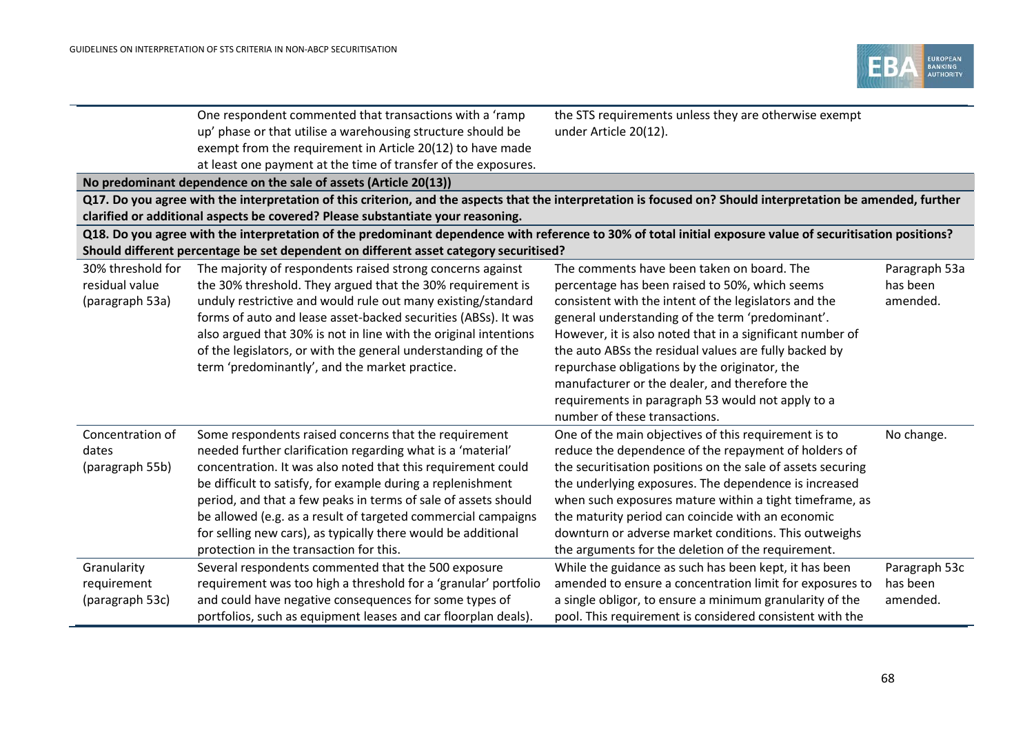| | | | |
|---|---|---|---|
| | One respondent commented that transactions with a 'ramp up' phase or that utilise a warehousing structure should be exempt from the requirement in Article 20(12) to have made at least one payment at the time of transfer of the exposures. | the STS requirements unless they are otherwise exempt under Article 20(12). | |
| **No predominant dependence on the sale of assets (Article 20(13))** | | | |
| **Q17. Do you agree with the interpretation of this criterion, and the aspects that the interpretation is focused on? Should interpretation be amended, further clarified or additional aspects be covered? Please substantiate your reasoning.** | | | |
| **Q18. Do you agree with the interpretation of the predominant dependence with reference to 30% of total initial exposure value of securitisation positions? Should different percentage be set dependent on different asset category securitised?** | | | |
| 30% threshold for residual value (paragraph 53a) | The majority of respondents raised strong concerns against the 30% threshold. They argued that the 30% requirement is unduly restrictive and would rule out many existing/standard forms of auto and lease asset-backed securities (ABSs). It was also argued that 30% is not in line with the original intentions of the legislators, or with the general understanding of the term 'predominantly', and the market practice. | The comments have been taken on board. The percentage has been raised to 50%, which seems consistent with the intent of the legislators and the general understanding of the term 'predominant'. However, it is also noted that in a significant number of the auto ABSs the residual values are fully backed by repurchase obligations by the originator, the manufacturer or the dealer, and therefore the requirements in paragraph 53 would not apply to a number of these transactions. | Paragraph 53a has been amended. |
| Concentration of dates (paragraph 55b) | Some respondents raised concerns that the requirement needed further clarification regarding what is a 'material' concentration. It was also noted that this requirement could be difficult to satisfy, for example during a replenishment period, and that a few peaks in terms of sale of assets should be allowed (e.g. as a result of targeted commercial campaigns for selling new cars), as typically there would be additional protection in the transaction for this. | One of the main objectives of this requirement is to reduce the dependence of the repayment of holders of the securitisation positions on the sale of assets securing the underlying exposures. The dependence is increased when such exposures mature within a tight timeframe, as the maturity period can coincide with an economic downturn or adverse market conditions. This outweighs the arguments for the deletion of the requirement. | No change. |
| Granularity requirement (paragraph 53c) | Several respondents commented that the 500 exposure requirement was too high a threshold for a 'granular' portfolio and could have negative consequences for some types of portfolios, such as equipment leases and car floorplan deals). | While the guidance as such has been kept, it has been amended to ensure a concentration limit for exposures to a single obligor, to ensure a minimum granularity of the pool. This requirement is considered consistent with the | Paragraph 53c has been amended. |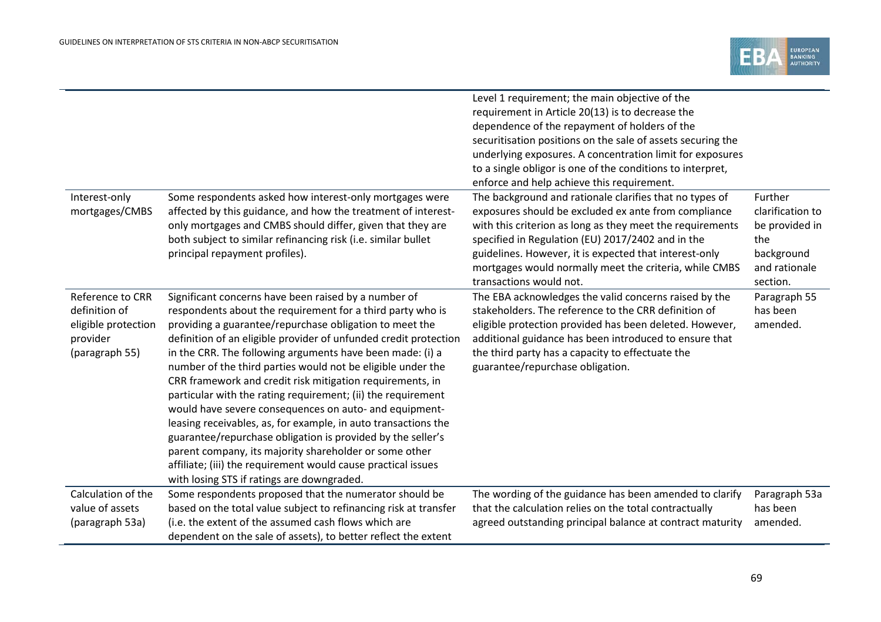| | | | |
|---|---|---|---|
| | | Level 1 requirement; the main objective of the requirement in Article 20(13) is to decrease the dependence of the repayment of holders of the securitisation positions on the sale of assets securing the underlying exposures. A concentration limit for exposures to a single obligor is one of the conditions to interpret, enforce and help achieve this requirement. | |
| Interest-only mortgages/CMBS | Some respondents asked how interest-only mortgages were affected by this guidance, and how the treatment of interest-only mortgages and CMBS should differ, given that they are both subject to similar refinancing risk (i.e. similar bullet principal repayment profiles). | The background and rationale clarifies that no types of exposures should be excluded ex ante from compliance with this criterion as long as they meet the requirements specified in Regulation (EU) 2017/2402 and in the guidelines. However, it is expected that interest-only mortgages would normally meet the criteria, while CMBS transactions would not. | Further clarification to be provided in the background and rationale section. |
| Reference to CRR definition of eligible protection provider (paragraph 55) | Significant concerns have been raised by a number of respondents about the requirement for a third party who is providing a guarantee/repurchase obligation to meet the definition of an eligible provider of unfunded credit protection in the CRR. The following arguments have been made: (i) a number of the third parties would not be eligible under the CRR framework and credit risk mitigation requirements, in particular with the rating requirement; (ii) the requirement would have severe consequences on auto- and equipment-leasing receivables, as, for example, in auto transactions the guarantee/repurchase obligation is provided by the seller's parent company, its majority shareholder or some other affiliate; (iii) the requirement would cause practical issues with losing STS if ratings are downgraded. | The EBA acknowledges the valid concerns raised by the stakeholders. The reference to the CRR definition of eligible protection provided has been deleted. However, additional guidance has been introduced to ensure that the third party has a capacity to effectuate the guarantee/repurchase obligation. | Paragraph 55 has been amended. |
| Calculation of the value of assets (paragraph 53a) | Some respondents proposed that the numerator should be based on the total value subject to refinancing risk at transfer (i.e. the extent of the assumed cash flows which are dependent on the sale of assets), to better reflect the extent | The wording of the guidance has been amended to clarify that the calculation relies on the total contractually agreed outstanding principal balance at contract maturity | Paragraph 53a has been amended. |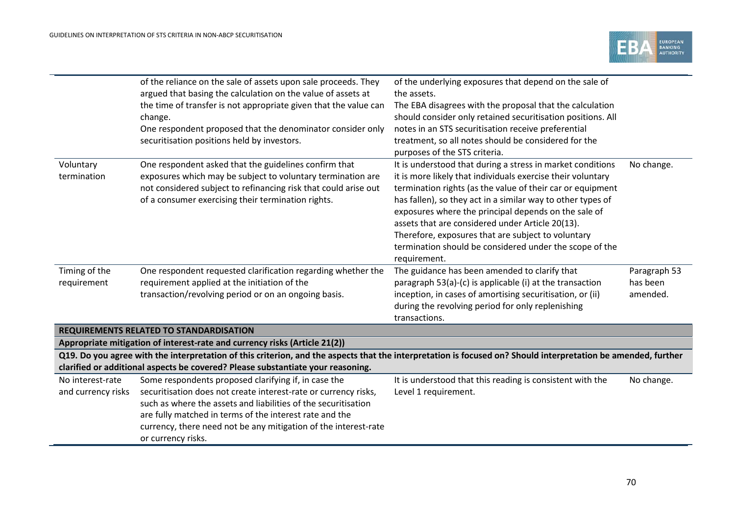| | | | |
|---|---|---|---|
| | of the reliance on the sale of assets upon sale proceeds. They argued that basing the calculation on the value of assets at the time of transfer is not appropriate given that the value can change.<br>One respondent proposed that the denominator consider only securitisation positions held by investors. | of the underlying exposures that depend on the sale of the assets.<br>The EBA disagrees with the proposal that the calculation should consider only retained securitisation positions. All notes in an STS securitisation receive preferential treatment, so all notes should be considered for the purposes of the STS criteria. | |
| Voluntary termination | One respondent asked that the guidelines confirm that exposures which may be subject to voluntary termination are not considered subject to refinancing risk that could arise out of a consumer exercising their termination rights. | It is understood that during a stress in market conditions it is more likely that individuals exercise their voluntary termination rights (as the value of their car or equipment has fallen), so they act in a similar way to other types of exposures where the principal depends on the sale of assets that are considered under Article 20(13).<br>Therefore, exposures that are subject to voluntary termination should be considered under the scope of the requirement. | No change. |
| Timing of the requirement | One respondent requested clarification regarding whether the requirement applied at the initiation of the transaction/revolving period or on an ongoing basis. | The guidance has been amended to clarify that paragraph 53(a)-(c) is applicable (i) at the transaction inception, in cases of amortising securitisation, or (ii) during the revolving period for only replenishing transactions. | Paragraph 53 has been amended. |
| **REQUIREMENTS RELATED TO STANDARDISATION** | | | |
| **Appropriate mitigation of interest-rate and currency risks (Article 21(2))** | | | |
| **Q19. Do you agree with the interpretation of this criterion, and the aspects that the interpretation is focused on? Should interpretation be amended, further clarified or additional aspects be covered? Please substantiate your reasoning.** | | | |
| No interest-rate and currency risks | Some respondents proposed clarifying if, in case the securitisation does not create interest-rate or currency risks, such as where the assets and liabilities of the securitisation are fully matched in terms of the interest rate and the currency, there need not be any mitigation of the interest-rate or currency risks. | It is understood that this reading is consistent with the Level 1 requirement. | No change. |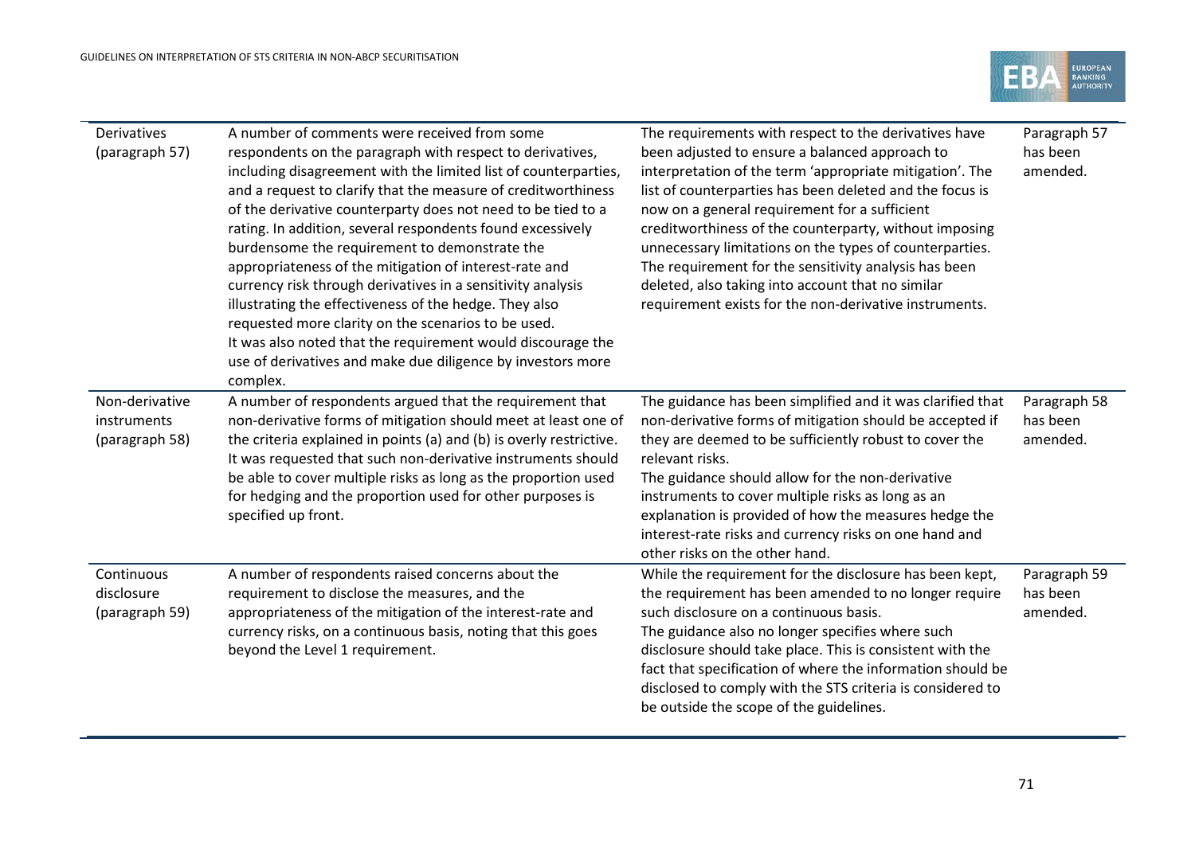| | | | |
|---|---|---|---|
| Derivatives (paragraph 57) | A number of comments were received from some respondents on the paragraph with respect to derivatives, including disagreement with the limited list of counterparties, and a request to clarify that the measure of creditworthiness of the derivative counterparty does not need to be tied to a rating. In addition, several respondents found excessively burdensome the requirement to demonstrate the appropriateness of the mitigation of interest-rate and currency risk through derivatives in a sensitivity analysis illustrating the effectiveness of the hedge. They also requested more clarity on the scenarios to be used. It was also noted that the requirement would discourage the use of derivatives and make due diligence by investors more complex. | The requirements with respect to the derivatives have been adjusted to ensure a balanced approach to interpretation of the term 'appropriate mitigation'. The list of counterparties has been deleted and the focus is now on a general requirement for a sufficient creditworthiness of the counterparty, without imposing unnecessary limitations on the types of counterparties. The requirement for the sensitivity analysis has been deleted, also taking into account that no similar requirement exists for the non-derivative instruments. | Paragraph 57 has been amended. |
| Non-derivative instruments (paragraph 58) | A number of respondents argued that the requirement that non-derivative forms of mitigation should meet at least one of the criteria explained in points (a) and (b) is overly restrictive. It was requested that such non-derivative instruments should be able to cover multiple risks as long as the proportion used for hedging and the proportion used for other purposes is specified up front. | The guidance has been simplified and it was clarified that non-derivative forms of mitigation should be accepted if they are deemed to be sufficiently robust to cover the relevant risks. The guidance should allow for the non-derivative instruments to cover multiple risks as long as an explanation is provided of how the measures hedge the interest-rate risks and currency risks on one hand and other risks on the other hand. | Paragraph 58 has been amended. |
| Continuous disclosure (paragraph 59) | A number of respondents raised concerns about the requirement to disclose the measures, and the appropriateness of the mitigation of the interest-rate and currency risks, on a continuous basis, noting that this goes beyond the Level 1 requirement. | While the requirement for the disclosure has been kept, the requirement has been amended to no longer require such disclosure on a continuous basis. The guidance also no longer specifies where such disclosure should take place. This is consistent with the fact that specification of where the information should be disclosed to comply with the STS criteria is considered to be outside the scope of the guidelines. | Paragraph 59 has been amended. |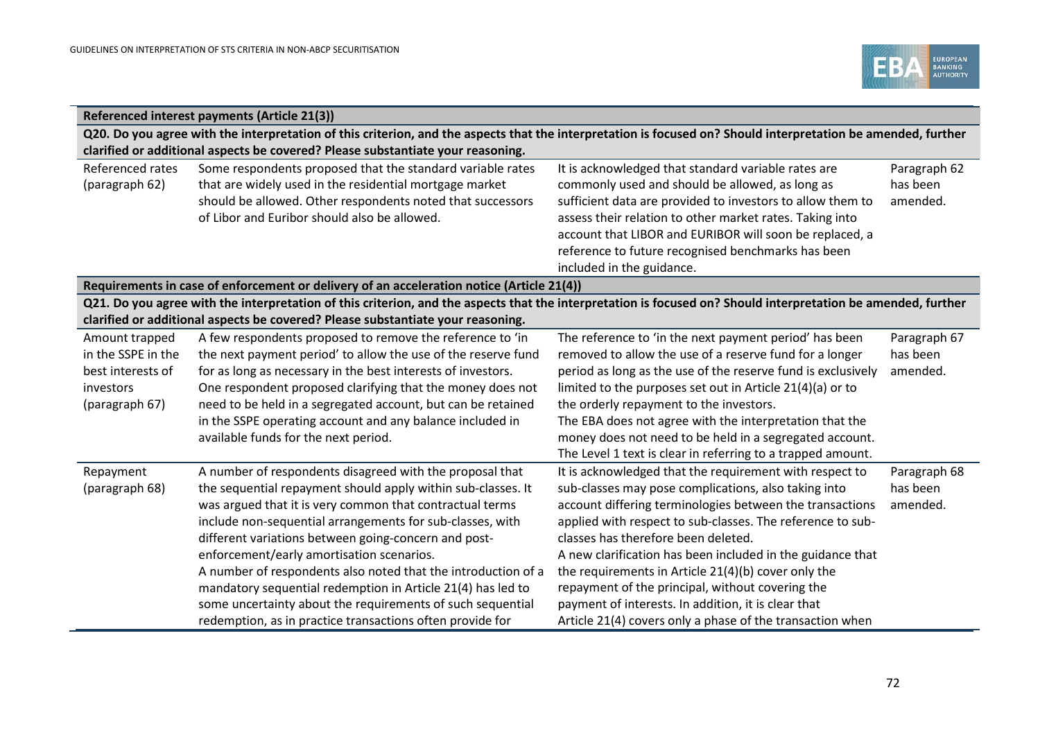| | | | |
|---|---|---|---|
| **Referenced interest payments (Article 21(3))** | | | |
| **Q20. Do you agree with the interpretation of this criterion, and the aspects that the interpretation is focused on? Should interpretation be amended, further clarified or additional aspects be covered? Please substantiate your reasoning.** | | | |
| Referenced rates (paragraph 62) | Some respondents proposed that the standard variable rates that are widely used in the residential mortgage market should be allowed. Other respondents noted that successors of Libor and Euribor should also be allowed. | It is acknowledged that standard variable rates are commonly used and should be allowed, as long as sufficient data are provided to investors to allow them to assess their relation to other market rates. Taking into account that LIBOR and EURIBOR will soon be replaced, a reference to future recognised benchmarks has been included in the guidance. | Paragraph 62 has been amended. |
| **Requirements in case of enforcement or delivery of an acceleration notice (Article 21(4))** | | | |
| **Q21. Do you agree with the interpretation of this criterion, and the aspects that the interpretation is focused on? Should interpretation be amended, further clarified or additional aspects be covered? Please substantiate your reasoning.** | | | |
| Amount trapped in the SSPE in the best interests of investors (paragraph 67) | A few respondents proposed to remove the reference to 'in the next payment period' to allow the use of the reserve fund for as long as necessary in the best interests of investors. One respondent proposed clarifying that the money does not need to be held in a segregated account, but can be retained in the SSPE operating account and any balance included in available funds for the next period. | The reference to 'in the next payment period' has been removed to allow the use of a reserve fund for a longer period as long as the use of the reserve fund is exclusively limited to the purposes set out in Article 21(4)(a) or to the orderly repayment to the investors.<br>The EBA does not agree with the interpretation that the money does not need to be held in a segregated account. The Level 1 text is clear in referring to a trapped amount. | Paragraph 67 has been amended. |
| Repayment (paragraph 68) | A number of respondents disagreed with the proposal that the sequential repayment should apply within sub-classes. It was argued that it is very common that contractual terms include non-sequential arrangements for sub-classes, with different variations between going-concern and post-enforcement/early amortisation scenarios.<br>A number of respondents also noted that the introduction of a mandatory sequential redemption in Article 21(4) has led to some uncertainty about the requirements of such sequential redemption, as in practice transactions often provide for | It is acknowledged that the requirement with respect to sub-classes may pose complications, also taking into account differing terminologies between the transactions applied with respect to sub-classes. The reference to sub-classes has therefore been deleted.<br>A new clarification has been included in the guidance that the requirements in Article 21(4)(b) cover only the repayment of the principal, without covering the payment of interests. In addition, it is clear that Article 21(4) covers only a phase of the transaction when | Paragraph 68 has been amended. |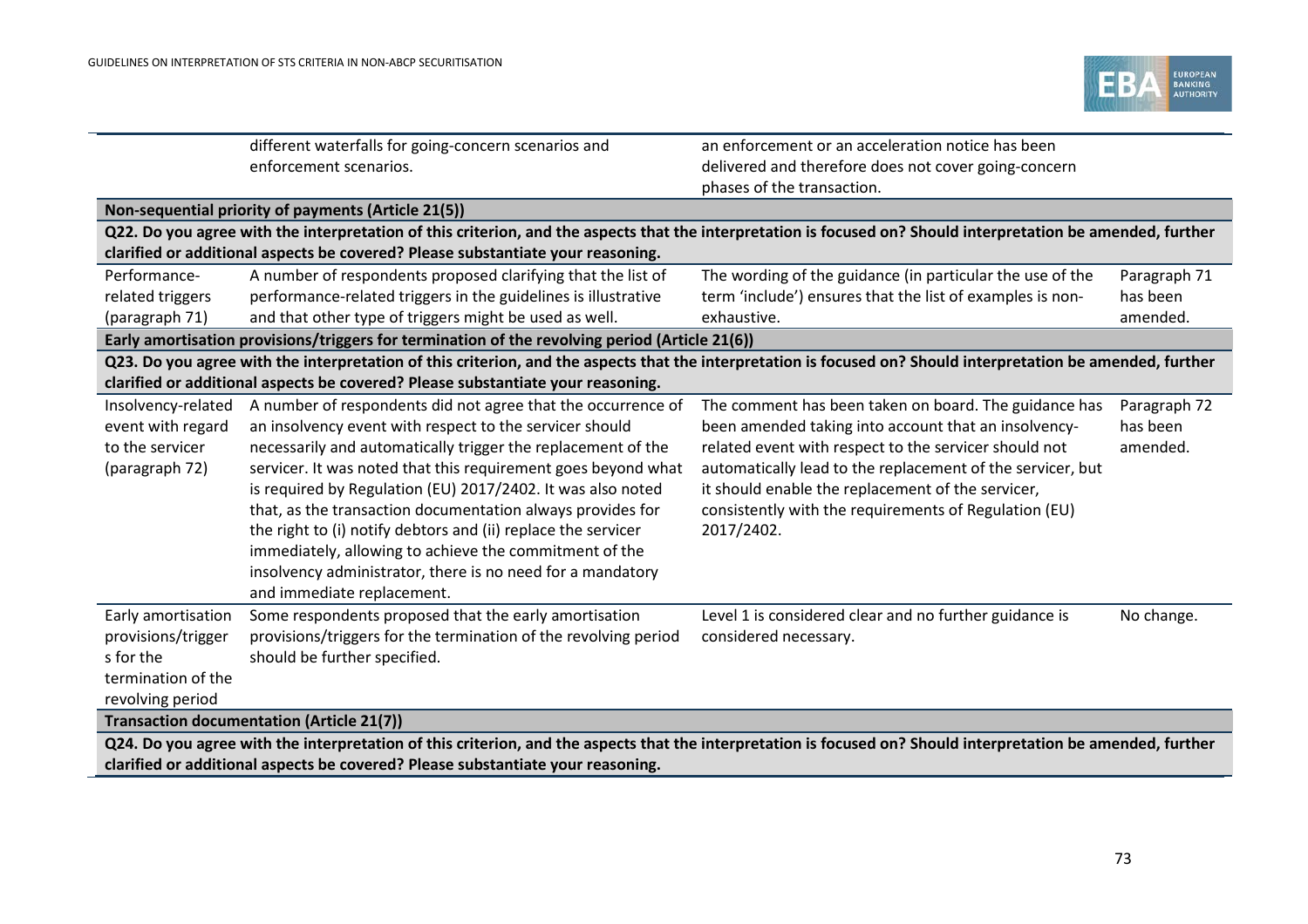| | | | |
|---|---|---|---|
| | different waterfalls for going-concern scenarios and enforcement scenarios. | an enforcement or an acceleration notice has been delivered and therefore does not cover going-concern phases of the transaction. | |
| **Non-sequential priority of payments (Article 21(5))** | | | |
| **Q22. Do you agree with the interpretation of this criterion, and the aspects that the interpretation is focused on? Should interpretation be amended, further clarified or additional aspects be covered? Please substantiate your reasoning.** | | | |
| Performance-related triggers (paragraph 71) | A number of respondents proposed clarifying that the list of performance-related triggers in the guidelines is illustrative and that other type of triggers might be used as well. | The wording of the guidance (in particular the use of the term 'include') ensures that the list of examples is non-exhaustive. | Paragraph 71 has been amended. |
| **Early amortisation provisions/triggers for termination of the revolving period (Article 21(6))** | | | |
| **Q23. Do you agree with the interpretation of this criterion, and the aspects that the interpretation is focused on? Should interpretation be amended, further clarified or additional aspects be covered? Please substantiate your reasoning.** | | | |
| Insolvency-related event with regard to the servicer (paragraph 72) | A number of respondents did not agree that the occurrence of an insolvency event with respect to the servicer should necessarily and automatically trigger the replacement of the servicer. It was noted that this requirement goes beyond what is required by Regulation (EU) 2017/2402. It was also noted that, as the transaction documentation always provides for the right to (i) notify debtors and (ii) replace the servicer immediately, allowing to achieve the commitment of the insolvency administrator, there is no need for a mandatory and immediate replacement. | The comment has been taken on board. The guidance has been amended taking into account that an insolvency-related event with respect to the servicer should not automatically lead to the replacement of the servicer, but it should enable the replacement of the servicer, consistently with the requirements of Regulation (EU) 2017/2402. | Paragraph 72 has been amended. |
| Early amortisation provisions/triggers for the termination of the revolving period | Some respondents proposed that the early amortisation provisions/triggers for the termination of the revolving period should be further specified. | Level 1 is considered clear and no further guidance is considered necessary. | No change. |
| **Transaction documentation (Article 21(7))** | | | |
| **Q24. Do you agree with the interpretation of this criterion, and the aspects that the interpretation is focused on? Should interpretation be amended, further clarified or additional aspects be covered? Please substantiate your reasoning.** | | | |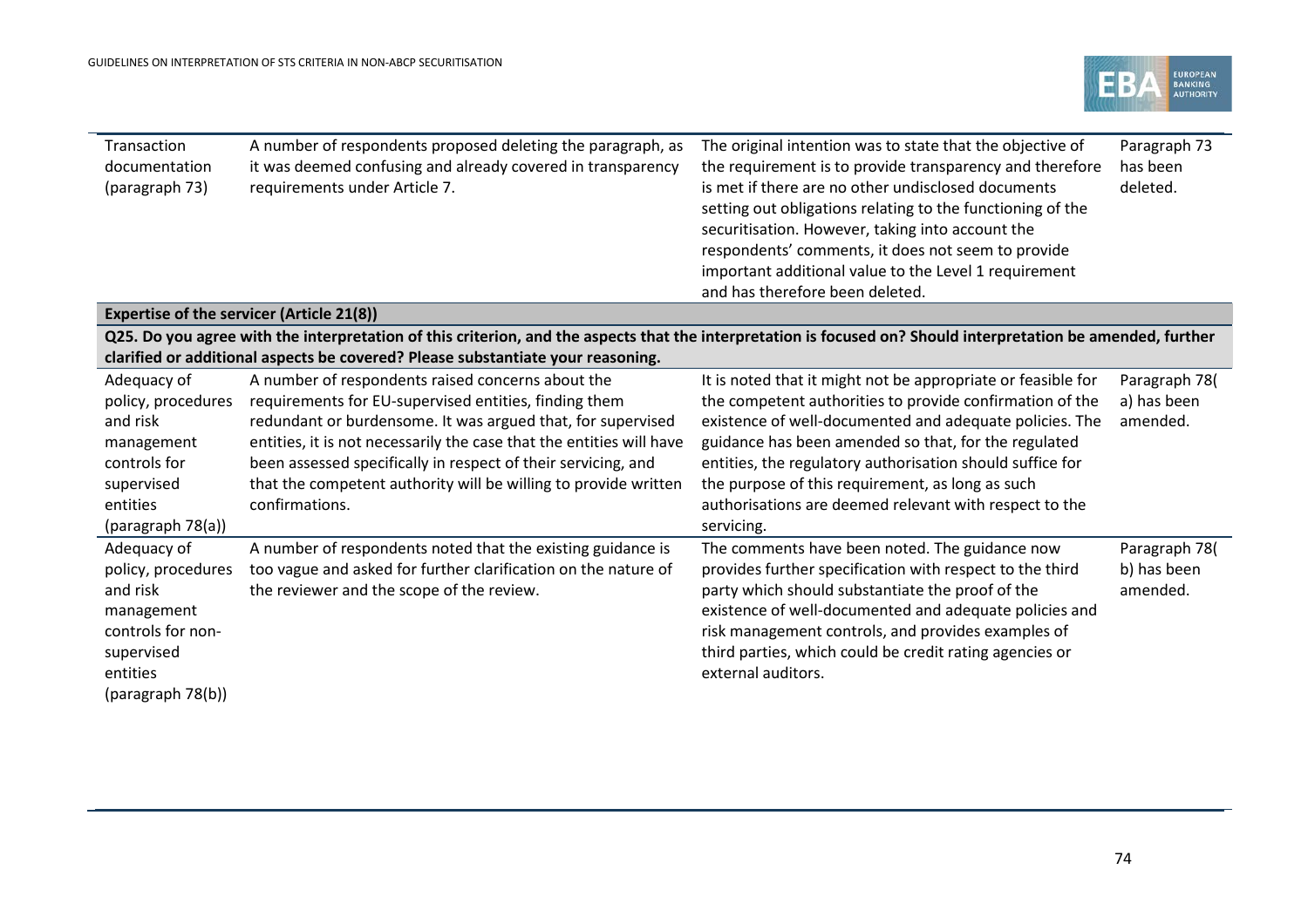| | | | |
|---|---|---|---|
| Transaction documentation (paragraph 73) | A number of respondents proposed deleting the paragraph, as it was deemed confusing and already covered in transparency requirements under Article 7. | The original intention was to state that the objective of the requirement is to provide transparency and therefore is met if there are no other undisclosed documents setting out obligations relating to the functioning of the securitisation. However, taking into account the respondents' comments, it does not seem to provide important additional value to the Level 1 requirement and has therefore been deleted. | Paragraph 73 has been deleted. |
| **Expertise of the servicer (Article 21(8))** | | | |
| **Q25. Do you agree with the interpretation of this criterion, and the aspects that the interpretation is focused on? Should interpretation be amended, further clarified or additional aspects be covered? Please substantiate your reasoning.** | | | |
| Adequacy of policy, procedures and risk management controls for supervised entities (paragraph 78(a)) | A number of respondents raised concerns about the requirements for EU-supervised entities, finding them redundant or burdensome. It was argued that, for supervised entities, it is not necessarily the case that the entities will have been assessed specifically in respect of their servicing, and that the competent authority will be willing to provide written confirmations. | It is noted that it might not be appropriate or feasible for the competent authorities to provide confirmation of the existence of well-documented and adequate policies. The guidance has been amended so that, for the regulated entities, the regulatory authorisation should suffice for the purpose of this requirement, as long as such authorisations are deemed relevant with respect to the servicing. | Paragraph 78(a) has been amended. |
| Adequacy of policy, procedures and risk management controls for non-supervised entities (paragraph 78(b)) | A number of respondents noted that the existing guidance is too vague and asked for further clarification on the nature of the reviewer and the scope of the review. | The comments have been noted. The guidance now provides further specification with respect to the third party which should substantiate the proof of the existence of well-documented and adequate policies and risk management controls, and provides examples of third parties, which could be credit rating agencies or external auditors. | Paragraph 78(b) has been amended. |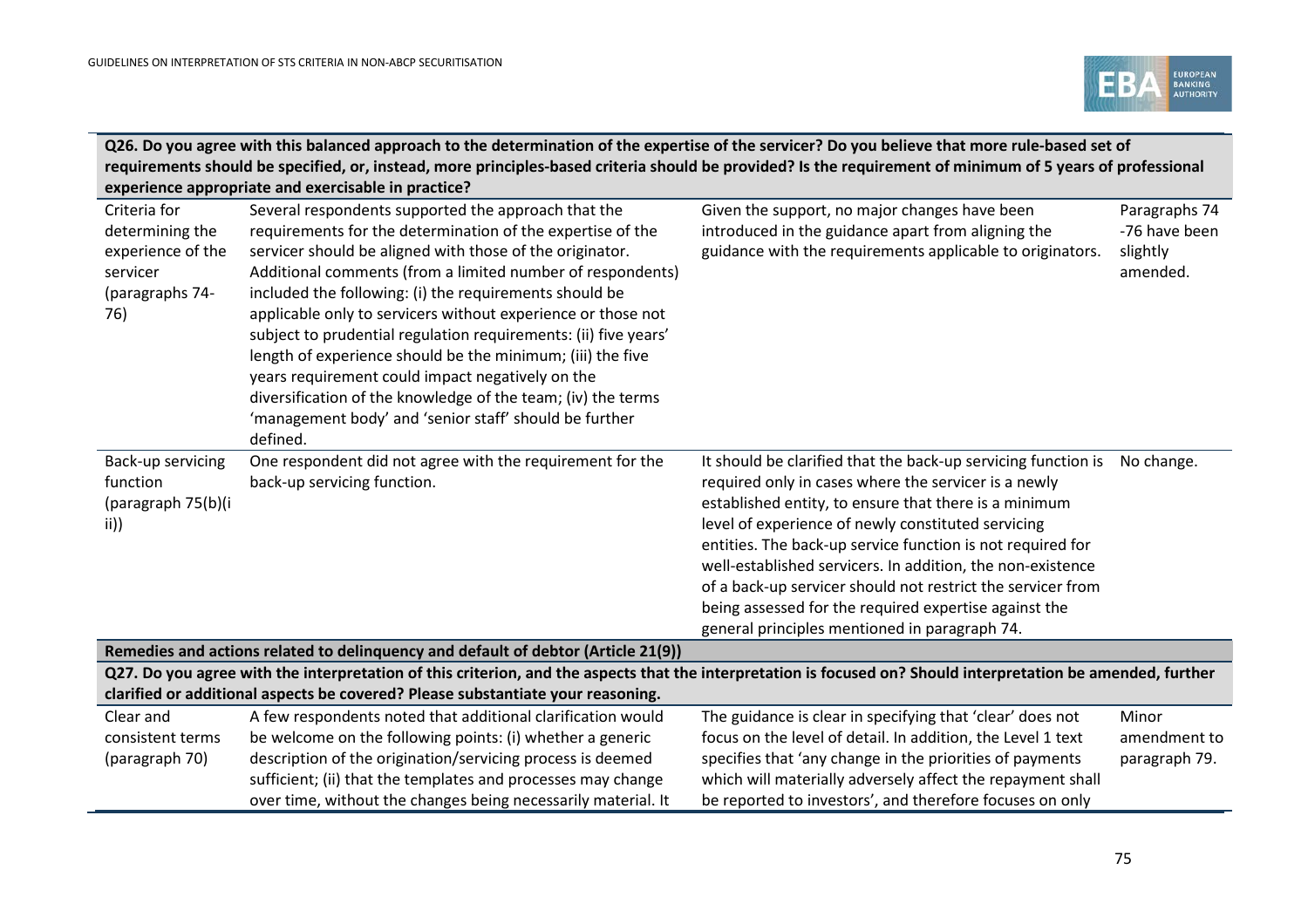| Q26. Do you agree with this balanced approach to the determination of the expertise of the servicer? Do you believe that more rule-based set of requirements should be specified, or, instead, more principles-based criteria should be provided? Is the requirement of minimum of 5 years of professional experience appropriate and exercisable in practice? | | | |
|---|---|---|---|
| Criteria for determining the experience of the servicer (paragraphs 74-76) | Several respondents supported the approach that the requirements for the determination of the expertise of the servicer should be aligned with those of the originator. Additional comments (from a limited number of respondents) included the following: (i) the requirements should be applicable only to servicers without experience or those not subject to prudential regulation requirements: (ii) five years' length of experience should be the minimum; (iii) the five years requirement could impact negatively on the diversification of the knowledge of the team; (iv) the terms 'management body' and 'senior staff' should be further defined. | Given the support, no major changes have been introduced in the guidance apart from aligning the guidance with the requirements applicable to originators. | Paragraphs 74 -76 have been slightly amended. |
| Back-up servicing function (paragraph 75(b)(iii)) | One respondent did not agree with the requirement for the back-up servicing function. | It should be clarified that the back-up servicing function is required only in cases where the servicer is a newly established entity, to ensure that there is a minimum level of experience of newly constituted servicing entities. The back-up service function is not required for well-established servicers. In addition, the non-existence of a back-up servicer should not restrict the servicer from being assessed for the required expertise against the general principles mentioned in paragraph 74. | No change. |
| **Remedies and actions related to delinquency and default of debtor (Article 21(9))** | | | |
| **Q27. Do you agree with the interpretation of this criterion, and the aspects that the interpretation is focused on? Should interpretation be amended, further clarified or additional aspects be covered? Please substantiate your reasoning.** | | | |
| Clear and consistent terms (paragraph 70) | A few respondents noted that additional clarification would be welcome on the following points: (i) whether a generic description of the origination/servicing process is deemed sufficient; (ii) that the templates and processes may change over time, without the changes being necessarily material. It | The guidance is clear in specifying that 'clear' does not focus on the level of detail. In addition, the Level 1 text specifies that 'any change in the priorities of payments which will materially adversely affect the repayment shall be reported to investors', and therefore focuses on only | Minor amendment to paragraph 79. |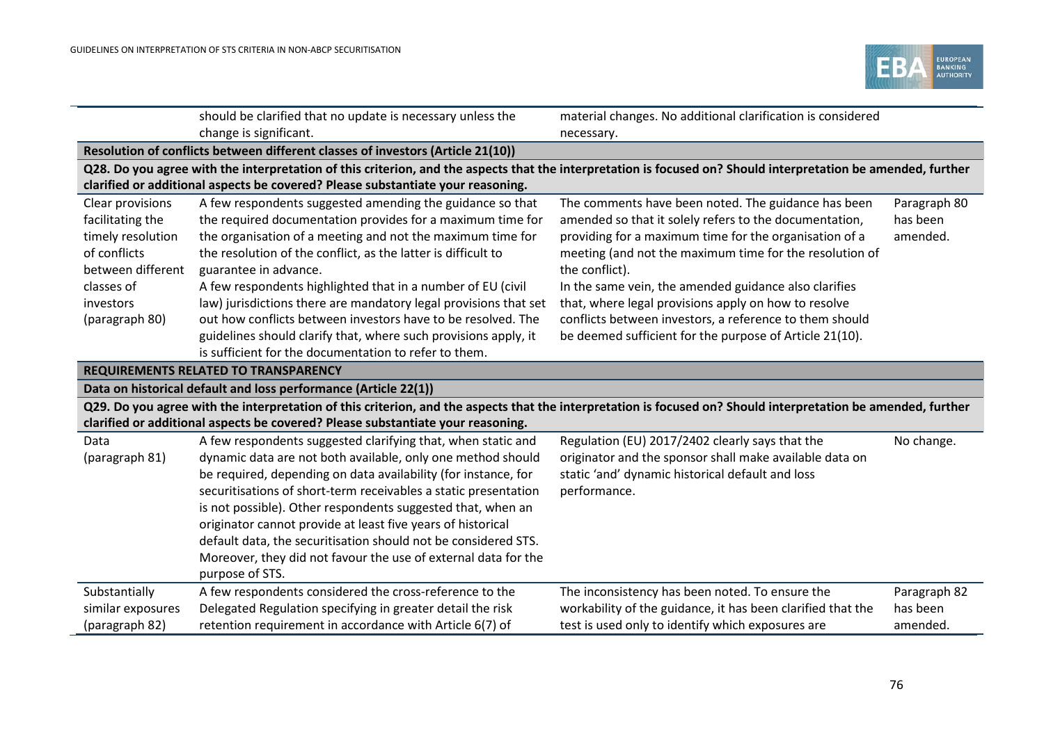| | | | |
|---|---|---|---|
| | should be clarified that no update is necessary unless the change is significant. | material changes. No additional clarification is considered necessary. | |
| **Resolution of conflicts between different classes of investors (Article 21(10))** | | | |
| **Q28. Do you agree with the interpretation of this criterion, and the aspects that the interpretation is focused on? Should interpretation be amended, further clarified or additional aspects be covered? Please substantiate your reasoning.** | | | |
| Clear provisions facilitating the timely resolution of conflicts between different classes of investors (paragraph 80) | A few respondents suggested amending the guidance so that the required documentation provides for a maximum time for the organisation of a meeting and not the maximum time for the resolution of the conflict, as the latter is difficult to guarantee in advance.<br>A few respondents highlighted that in a number of EU (civil law) jurisdictions there are mandatory legal provisions that set out how conflicts between investors have to be resolved. The guidelines should clarify that, where such provisions apply, it is sufficient for the documentation to refer to them. | The comments have been noted. The guidance has been amended so that it solely refers to the documentation, providing for a maximum time for the organisation of a meeting (and not the maximum time for the resolution of the conflict).<br>In the same vein, the amended guidance also clarifies that, where legal provisions apply on how to resolve conflicts between investors, a reference to them should be deemed sufficient for the purpose of Article 21(10). | Paragraph 80 has been amended. |
| **REQUIREMENTS RELATED TO TRANSPARENCY** | | | |
| **Data on historical default and loss performance (Article 22(1))** | | | |
| **Q29. Do you agree with the interpretation of this criterion, and the aspects that the interpretation is focused on? Should interpretation be amended, further clarified or additional aspects be covered? Please substantiate your reasoning.** | | | |
| Data (paragraph 81) | A few respondents suggested clarifying that, when static and dynamic data are not both available, only one method should be required, depending on data availability (for instance, for securitisations of short-term receivables a static presentation is not possible). Other respondents suggested that, when an originator cannot provide at least five years of historical default data, the securitisation should not be considered STS. Moreover, they did not favour the use of external data for the purpose of STS. | Regulation (EU) 2017/2402 clearly says that the originator and the sponsor shall make available data on static 'and' dynamic historical default and loss performance. | No change. |
| Substantially similar exposures (paragraph 82) | A few respondents considered the cross-reference to the Delegated Regulation specifying in greater detail the risk retention requirement in accordance with Article 6(7) of | The inconsistency has been noted. To ensure the workability of the guidance, it has been clarified that the test is used only to identify which exposures are | Paragraph 82 has been amended. |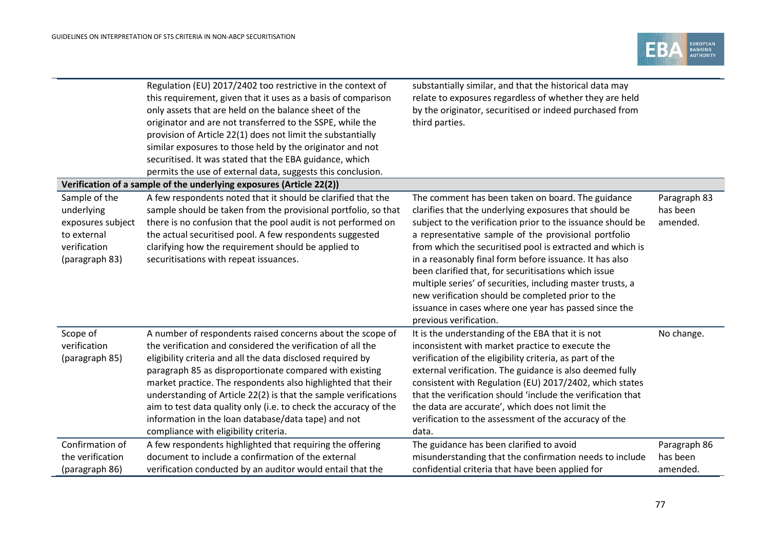| | | | |
|---|---|---|---|
| | Regulation (EU) 2017/2402 too restrictive in the context of this requirement, given that it uses as a basis of comparison only assets that are held on the balance sheet of the originator and are not transferred to the SSPE, while the provision of Article 22(1) does not limit the substantially similar exposures to those held by the originator and not securitised. It was stated that the EBA guidance, which permits the use of external data, suggests this conclusion. | substantially similar, and that the historical data may relate to exposures regardless of whether they are held by the originator, securitised or indeed purchased from third parties. | |
| **Verification of a sample of the underlying exposures (Article 22(2))** | | | |
| Sample of the underlying exposures subject to external verification (paragraph 83) | A few respondents noted that it should be clarified that the sample should be taken from the provisional portfolio, so that there is no confusion that the pool audit is not performed on the actual securitised pool. A few respondents suggested clarifying how the requirement should be applied to securitisations with repeat issuances. | The comment has been taken on board. The guidance clarifies that the underlying exposures that should be subject to the verification prior to the issuance should be a representative sample of the provisional portfolio from which the securitised pool is extracted and which is in a reasonably final form before issuance. It has also been clarified that, for securitisations which issue multiple series' of securities, including master trusts, a new verification should be completed prior to the issuance in cases where one year has passed since the previous verification. | Paragraph 83 has been amended. |
| Scope of verification (paragraph 85) | A number of respondents raised concerns about the scope of the verification and considered the verification of all the eligibility criteria and all the data disclosed required by paragraph 85 as disproportionate compared with existing market practice. The respondents also highlighted that their understanding of Article 22(2) is that the sample verifications aim to test data quality only (i.e. to check the accuracy of the information in the loan database/data tape) and not compliance with eligibility criteria. | It is the understanding of the EBA that it is not inconsistent with market practice to execute the verification of the eligibility criteria, as part of the external verification. The guidance is also deemed fully consistent with Regulation (EU) 2017/2402, which states that the verification should 'include the verification that the data are accurate', which does not limit the verification to the assessment of the accuracy of the data. | No change. |
| Confirmation of the verification (paragraph 86) | A few respondents highlighted that requiring the offering document to include a confirmation of the external verification conducted by an auditor would entail that the | The guidance has been clarified to avoid misunderstanding that the confirmation needs to include confidential criteria that have been applied for | Paragraph 86 has been amended. |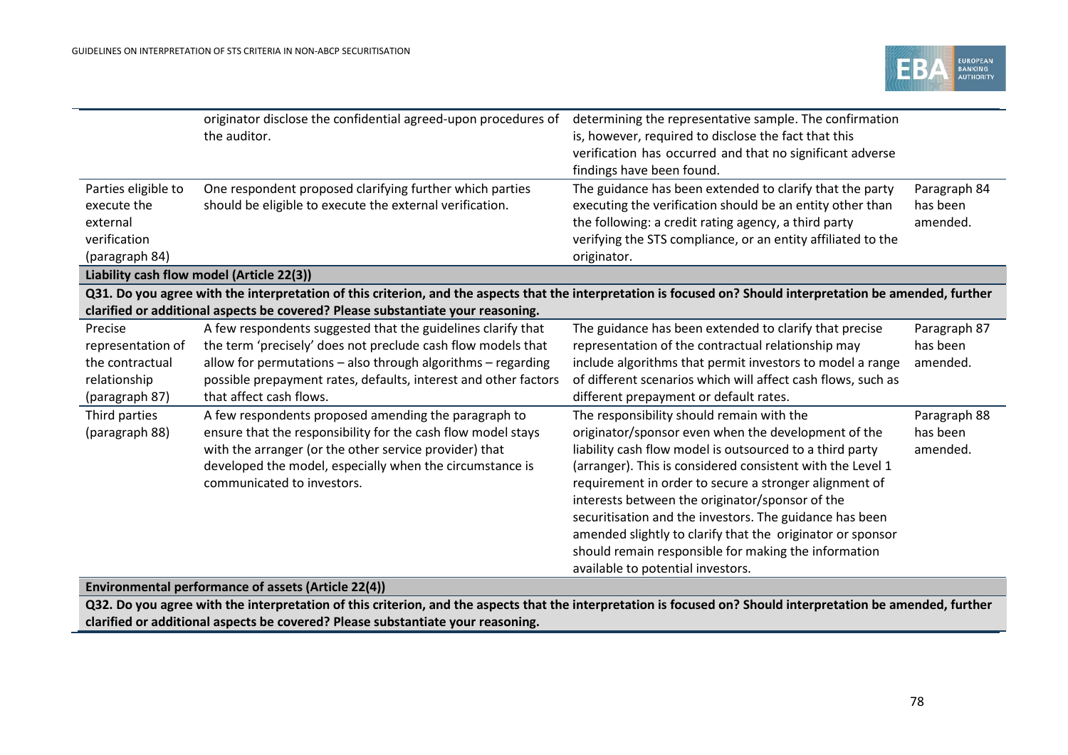| | | | |
|---|---|---|---|
| | originator disclose the confidential agreed-upon procedures of the auditor. | determining the representative sample. The confirmation is, however, required to disclose the fact that this verification has occurred and that no significant adverse findings have been found. | |
| Parties eligible to execute the external verification (paragraph 84) | One respondent proposed clarifying further which parties should be eligible to execute the external verification. | The guidance has been extended to clarify that the party executing the verification should be an entity other than the following: a credit rating agency, a third party verifying the STS compliance, or an entity affiliated to the originator. | Paragraph 84 has been amended. |
| **Liability cash flow model (Article 22(3))** | | | |
| **Q31. Do you agree with the interpretation of this criterion, and the aspects that the interpretation is focused on? Should interpretation be amended, further clarified or additional aspects be covered? Please substantiate your reasoning.** | | | |
| Precise representation of the contractual relationship (paragraph 87) | A few respondents suggested that the guidelines clarify that the term 'precisely' does not preclude cash flow models that allow for permutations – also through algorithms – regarding possible prepayment rates, defaults, interest and other factors that affect cash flows. | The guidance has been extended to clarify that precise representation of the contractual relationship may include algorithms that permit investors to model a range of different scenarios which will affect cash flows, such as different prepayment or default rates. | Paragraph 87 has been amended. |
| Third parties (paragraph 88) | A few respondents proposed amending the paragraph to ensure that the responsibility for the cash flow model stays with the arranger (or the other service provider) that developed the model, especially when the circumstance is communicated to investors. | The responsibility should remain with the originator/sponsor even when the development of the liability cash flow model is outsourced to a third party (arranger). This is considered consistent with the Level 1 requirement in order to secure a stronger alignment of interests between the originator/sponsor of the securitisation and the investors. The guidance has been amended slightly to clarify that the originator or sponsor should remain responsible for making the information available to potential investors. | Paragraph 88 has been amended. |
| **Environmental performance of assets (Article 22(4))** | | | |
| **Q32. Do you agree with the interpretation of this criterion, and the aspects that the interpretation is focused on? Should interpretation be amended, further clarified or additional aspects be covered? Please substantiate your reasoning.** | | | |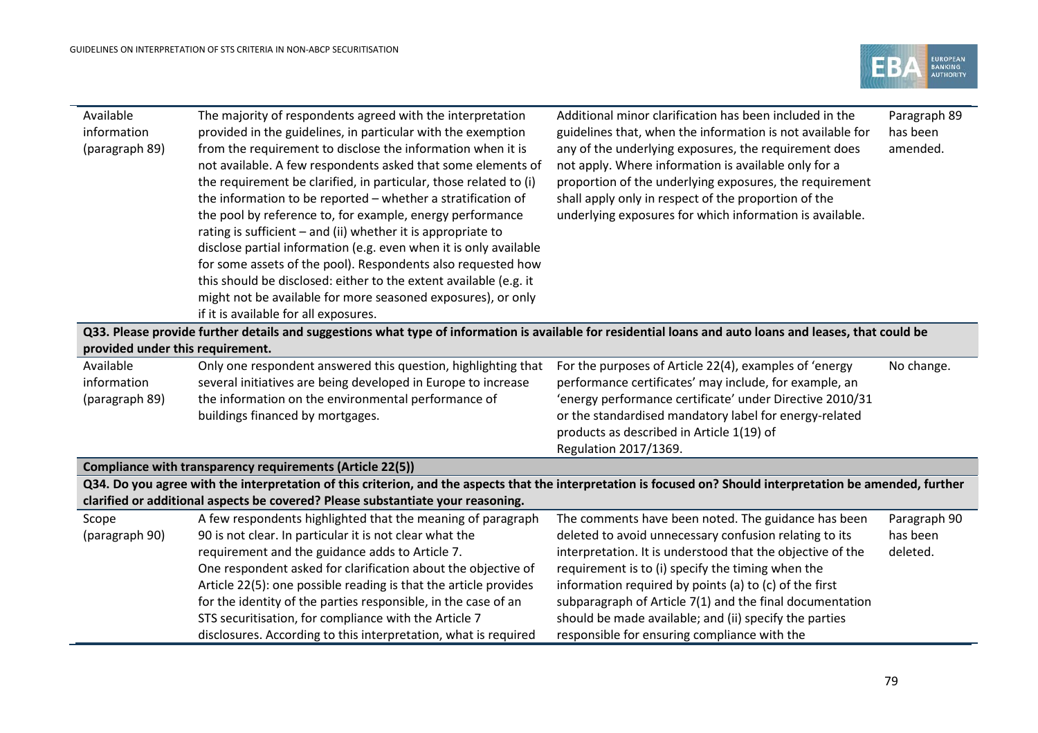| | | | |
|---|---|---|---|
| Available information (paragraph 89) | The majority of respondents agreed with the interpretation provided in the guidelines, in particular with the exemption from the requirement to disclose the information when it is not available. A few respondents asked that some elements of the requirement be clarified, in particular, those related to (i) the information to be reported – whether a stratification of the pool by reference to, for example, energy performance rating is sufficient – and (ii) whether it is appropriate to disclose partial information (e.g. even when it is only available for some assets of the pool). Respondents also requested how this should be disclosed: either to the extent available (e.g. it might not be available for more seasoned exposures), or only if it is available for all exposures. | Additional minor clarification has been included in the guidelines that, when the information is not available for any of the underlying exposures, the requirement does not apply. Where information is available only for a proportion of the underlying exposures, the requirement shall apply only in respect of the proportion of the underlying exposures for which information is available. | Paragraph 89 has been amended. |
| **Q33. Please provide further details and suggestions what type of information is available for residential loans and auto loans and leases, that could be provided under this requirement.** | | | |
| Available information (paragraph 89) | Only one respondent answered this question, highlighting that several initiatives are being developed in Europe to increase the information on the environmental performance of buildings financed by mortgages. | For the purposes of Article 22(4), examples of 'energy performance certificates' may include, for example, an 'energy performance certificate' under Directive 2010/31 or the standardised mandatory label for energy-related products as described in Article 1(19) of Regulation 2017/1369. | No change. |
| **Compliance with transparency requirements (Article 22(5))** | | | |
| **Q34. Do you agree with the interpretation of this criterion, and the aspects that the interpretation is focused on? Should interpretation be amended, further clarified or additional aspects be covered? Please substantiate your reasoning.** | | | |
| Scope (paragraph 90) | A few respondents highlighted that the meaning of paragraph 90 is not clear. In particular it is not clear what the requirement and the guidance adds to Article 7. One respondent asked for clarification about the objective of Article 22(5): one possible reading is that the article provides for the identity of the parties responsible, in the case of an STS securitisation, for compliance with the Article 7 disclosures. According to this interpretation, what is required | The comments have been noted. The guidance has been deleted to avoid unnecessary confusion relating to its interpretation. It is understood that the objective of the requirement is to (i) specify the timing when the information required by points (a) to (c) of the first subparagraph of Article 7(1) and the final documentation should be made available; and (ii) specify the parties responsible for ensuring compliance with the | Paragraph 90 has been deleted. |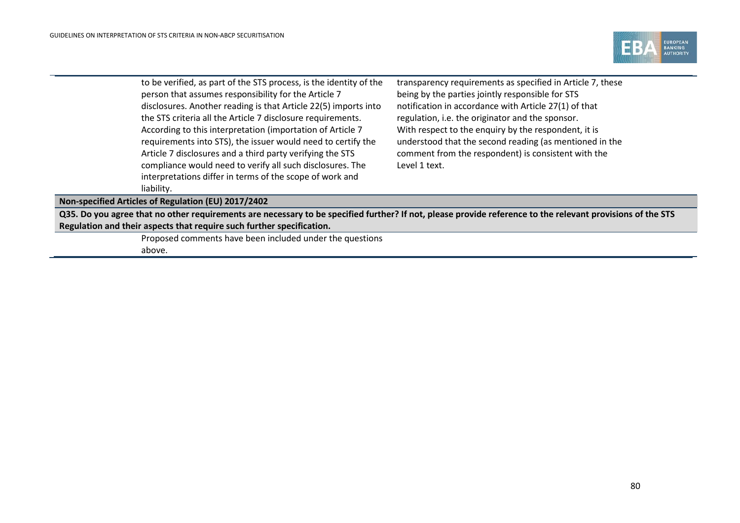| | | |
|---|---|---|
| | to be verified, as part of the STS process, is the identity of the person that assumes responsibility for the Article 7 disclosures. Another reading is that Article 22(5) imports into the STS criteria all the Article 7 disclosure requirements. According to this interpretation (importation of Article 7 requirements into STS), the issuer would need to certify the Article 7 disclosures and a third party verifying the STS compliance would need to verify all such disclosures. The interpretations differ in terms of the scope of work and liability. | transparency requirements as specified in Article 7, these being by the parties jointly responsible for STS notification in accordance with Article 27(1) of that regulation, i.e. the originator and the sponsor.<br>With respect to the enquiry by the respondent, it is understood that the second reading (as mentioned in the comment from the respondent) is consistent with the Level 1 text. |
| **Non-specified Articles of Regulation (EU) 2017/2402** | | |
| **Q35. Do you agree that no other requirements are necessary to be specified further? If not, please provide reference to the relevant provisions of the STS Regulation and their aspects that require such further specification.** | | |
| | Proposed comments have been included under the questions above. | |